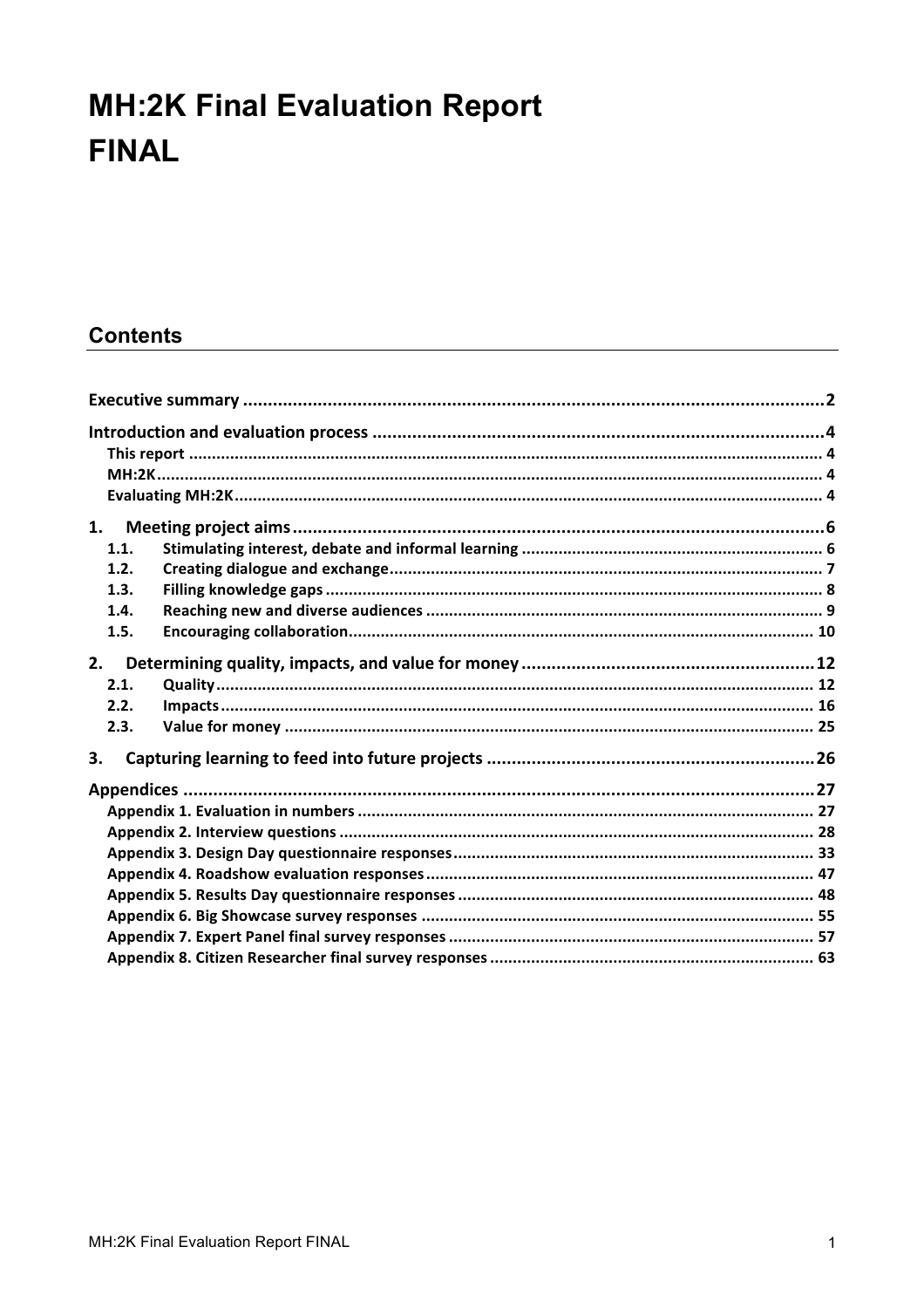# MH:2K Final Evaluation Report FINAL

## Contents

| | | |
|---|---|---|
| **Executive summary** | | **2** |
| **Introduction and evaluation process** | | **4** |
| This report | | 4 |
| MH:2K | | 4 |
| Evaluating MH:2K | | 4 |
| **1.** | **Meeting project aims** | **6** |
| 1.1. | Stimulating interest, debate and informal learning | 6 |
| 1.2. | Creating dialogue and exchange | 7 |
| 1.3. | Filling knowledge gaps | 8 |
| 1.4. | Reaching new and diverse audiences | 9 |
| 1.5. | Encouraging collaboration | 10 |
| **2.** | **Determining quality, impacts, and value for money** | **12** |
| 2.1. | Quality | 12 |
| 2.2. | Impacts | 16 |
| 2.3. | Value for money | 25 |
| **3.** | **Capturing learning to feed into future projects** | **26** |
| **Appendices** | | **27** |
| Appendix 1. Evaluation in numbers | | 27 |
| Appendix 2. Interview questions | | 28 |
| Appendix 3. Design Day questionnaire responses | | 33 |
| Appendix 4. Roadshow evaluation responses | | 47 |
| Appendix 5. Results Day questionnaire responses | | 48 |
| Appendix 6. Big Showcase survey responses | | 55 |
| Appendix 7. Expert Panel final survey responses | | 57 |
| Appendix 8. Citizen Researcher final survey responses | | 63 |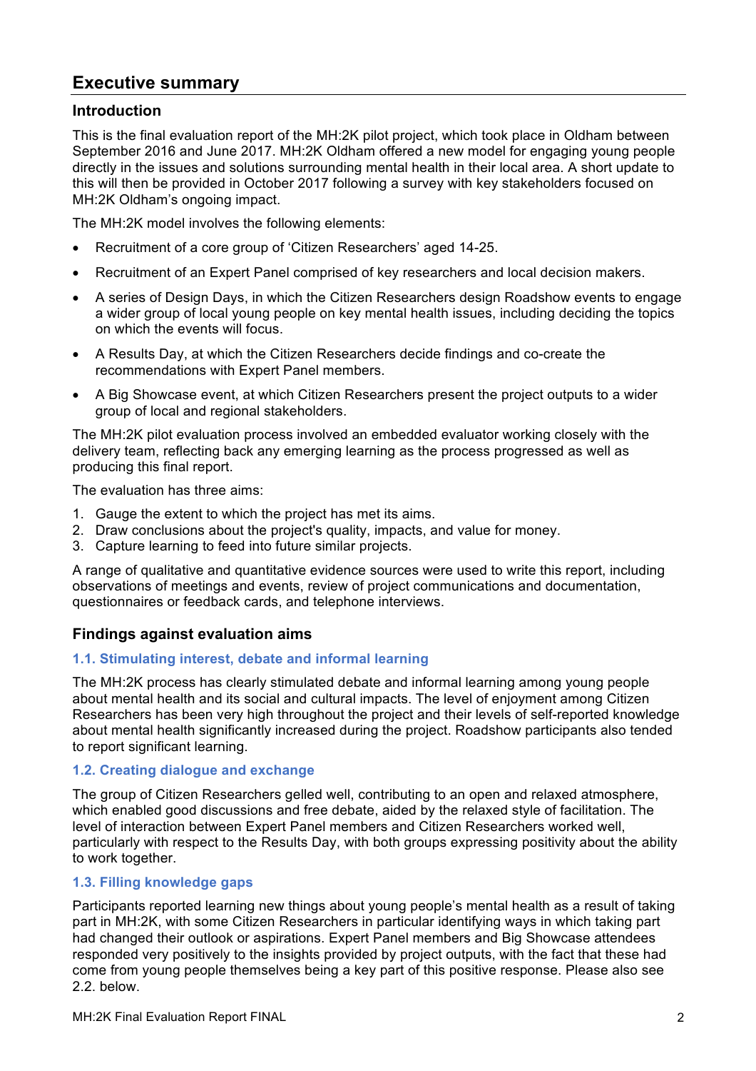## Executive summary

### Introduction

This is the final evaluation report of the MH:2K pilot project, which took place in Oldham between September 2016 and June 2017. MH:2K Oldham offered a new model for engaging young people directly in the issues and solutions surrounding mental health in their local area. A short update to this will then be provided in October 2017 following a survey with key stakeholders focused on MH:2K Oldham's ongoing impact.

The MH:2K model involves the following elements:

- Recruitment of a core group of 'Citizen Researchers' aged 14-25.
- Recruitment of an Expert Panel comprised of key researchers and local decision makers.
- A series of Design Days, in which the Citizen Researchers design Roadshow events to engage a wider group of local young people on key mental health issues, including deciding the topics on which the events will focus.
- A Results Day, at which the Citizen Researchers decide findings and co-create the recommendations with Expert Panel members.
- A Big Showcase event, at which Citizen Researchers present the project outputs to a wider group of local and regional stakeholders.

The MH:2K pilot evaluation process involved an embedded evaluator working closely with the delivery team, reflecting back any emerging learning as the process progressed as well as producing this final report.

The evaluation has three aims:

1. Gauge the extent to which the project has met its aims.
2. Draw conclusions about the project's quality, impacts, and value for money.
3. Capture learning to feed into future similar projects.

A range of qualitative and quantitative evidence sources were used to write this report, including observations of meetings and events, review of project communications and documentation, questionnaires or feedback cards, and telephone interviews.

### Findings against evaluation aims

#### 1.1. Stimulating interest, debate and informal learning

The MH:2K process has clearly stimulated debate and informal learning among young people about mental health and its social and cultural impacts. The level of enjoyment among Citizen Researchers has been very high throughout the project and their levels of self-reported knowledge about mental health significantly increased during the project. Roadshow participants also tended to report significant learning.

#### 1.2. Creating dialogue and exchange

The group of Citizen Researchers gelled well, contributing to an open and relaxed atmosphere, which enabled good discussions and free debate, aided by the relaxed style of facilitation. The level of interaction between Expert Panel members and Citizen Researchers worked well, particularly with respect to the Results Day, with both groups expressing positivity about the ability to work together.

#### 1.3. Filling knowledge gaps

Participants reported learning new things about young people's mental health as a result of taking part in MH:2K, with some Citizen Researchers in particular identifying ways in which taking part had changed their outlook or aspirations. Expert Panel members and Big Showcase attendees responded very positively to the insights provided by project outputs, with the fact that these had come from young people themselves being a key part of this positive response. Please also see 2.2. below.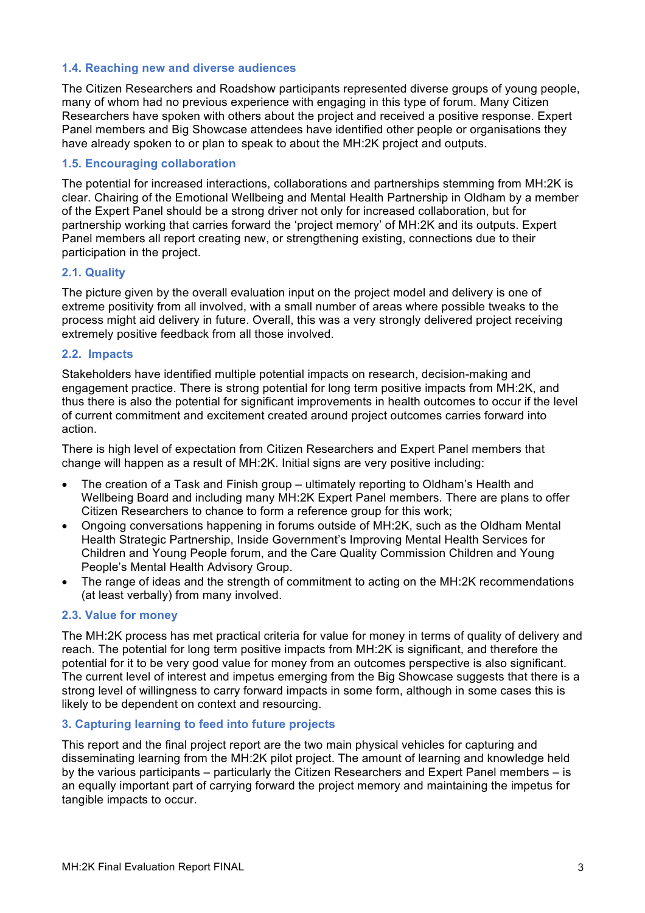### 1.4. Reaching new and diverse audiences

The Citizen Researchers and Roadshow participants represented diverse groups of young people, many of whom had no previous experience with engaging in this type of forum. Many Citizen Researchers have spoken with others about the project and received a positive response. Expert Panel members and Big Showcase attendees have identified other people or organisations they have already spoken to or plan to speak to about the MH:2K project and outputs.

### 1.5. Encouraging collaboration

The potential for increased interactions, collaborations and partnerships stemming from MH:2K is clear. Chairing of the Emotional Wellbeing and Mental Health Partnership in Oldham by a member of the Expert Panel should be a strong driver not only for increased collaboration, but for partnership working that carries forward the 'project memory' of MH:2K and its outputs. Expert Panel members all report creating new, or strengthening existing, connections due to their participation in the project.

### 2.1. Quality

The picture given by the overall evaluation input on the project model and delivery is one of extreme positivity from all involved, with a small number of areas where possible tweaks to the process might aid delivery in future. Overall, this was a very strongly delivered project receiving extremely positive feedback from all those involved.

### 2.2. Impacts

Stakeholders have identified multiple potential impacts on research, decision-making and engagement practice. There is strong potential for long term positive impacts from MH:2K, and thus there is also the potential for significant improvements in health outcomes to occur if the level of current commitment and excitement created around project outcomes carries forward into action.

There is high level of expectation from Citizen Researchers and Expert Panel members that change will happen as a result of MH:2K. Initial signs are very positive including:

- The creation of a Task and Finish group – ultimately reporting to Oldham's Health and Wellbeing Board and including many MH:2K Expert Panel members. There are plans to offer Citizen Researchers to chance to form a reference group for this work;
- Ongoing conversations happening in forums outside of MH:2K, such as the Oldham Mental Health Strategic Partnership, Inside Government's Improving Mental Health Services for Children and Young People forum, and the Care Quality Commission Children and Young People's Mental Health Advisory Group.
- The range of ideas and the strength of commitment to acting on the MH:2K recommendations (at least verbally) from many involved.

### 2.3. Value for money

The MH:2K process has met practical criteria for value for money in terms of quality of delivery and reach. The potential for long term positive impacts from MH:2K is significant, and therefore the potential for it to be very good value for money from an outcomes perspective is also significant. The current level of interest and impetus emerging from the Big Showcase suggests that there is a strong level of willingness to carry forward impacts in some form, although in some cases this is likely to be dependent on context and resourcing.

### 3. Capturing learning to feed into future projects

This report and the final project report are the two main physical vehicles for capturing and disseminating learning from the MH:2K pilot project. The amount of learning and knowledge held by the various participants – particularly the Citizen Researchers and Expert Panel members – is an equally important part of carrying forward the project memory and maintaining the impetus for tangible impacts to occur.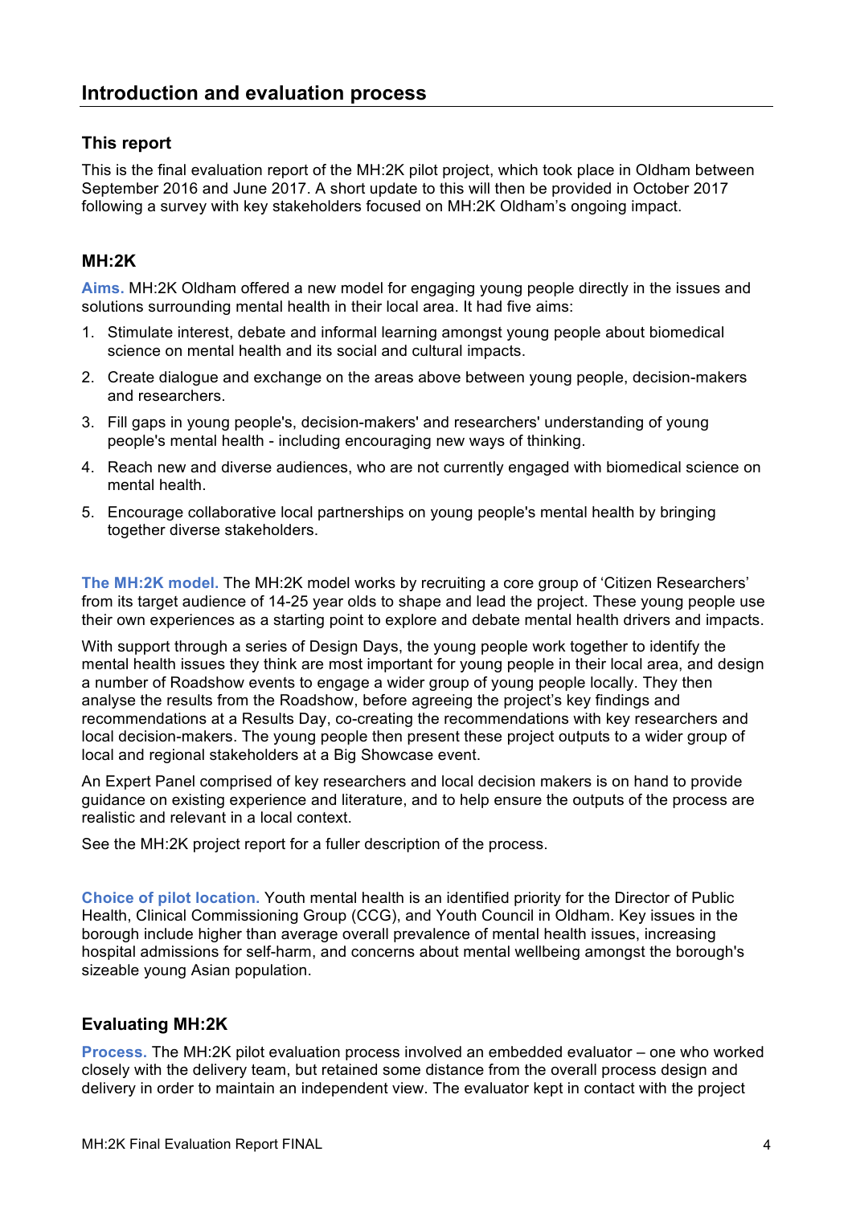## Introduction and evaluation process

### This report

This is the final evaluation report of the MH:2K pilot project, which took place in Oldham between September 2016 and June 2017. A short update to this will then be provided in October 2017 following a survey with key stakeholders focused on MH:2K Oldham's ongoing impact.

### MH:2K

**Aims.** MH:2K Oldham offered a new model for engaging young people directly in the issues and solutions surrounding mental health in their local area. It had five aims:

1. Stimulate interest, debate and informal learning amongst young people about biomedical science on mental health and its social and cultural impacts.
2. Create dialogue and exchange on the areas above between young people, decision-makers and researchers.
3. Fill gaps in young people's, decision-makers' and researchers' understanding of young people's mental health - including encouraging new ways of thinking.
4. Reach new and diverse audiences, who are not currently engaged with biomedical science on mental health.
5. Encourage collaborative local partnerships on young people's mental health by bringing together diverse stakeholders.

**The MH:2K model.** The MH:2K model works by recruiting a core group of 'Citizen Researchers' from its target audience of 14-25 year olds to shape and lead the project. These young people use their own experiences as a starting point to explore and debate mental health drivers and impacts.

With support through a series of Design Days, the young people work together to identify the mental health issues they think are most important for young people in their local area, and design a number of Roadshow events to engage a wider group of young people locally. They then analyse the results from the Roadshow, before agreeing the project's key findings and recommendations at a Results Day, co-creating the recommendations with key researchers and local decision-makers. The young people then present these project outputs to a wider group of local and regional stakeholders at a Big Showcase event.

An Expert Panel comprised of key researchers and local decision makers is on hand to provide guidance on existing experience and literature, and to help ensure the outputs of the process are realistic and relevant in a local context.

See the MH:2K project report for a fuller description of the process.

**Choice of pilot location.** Youth mental health is an identified priority for the Director of Public Health, Clinical Commissioning Group (CCG), and Youth Council in Oldham. Key issues in the borough include higher than average overall prevalence of mental health issues, increasing hospital admissions for self-harm, and concerns about mental wellbeing amongst the borough's sizeable young Asian population.

### Evaluating MH:2K

**Process.** The MH:2K pilot evaluation process involved an embedded evaluator – one who worked closely with the delivery team, but retained some distance from the overall process design and delivery in order to maintain an independent view. The evaluator kept in contact with the project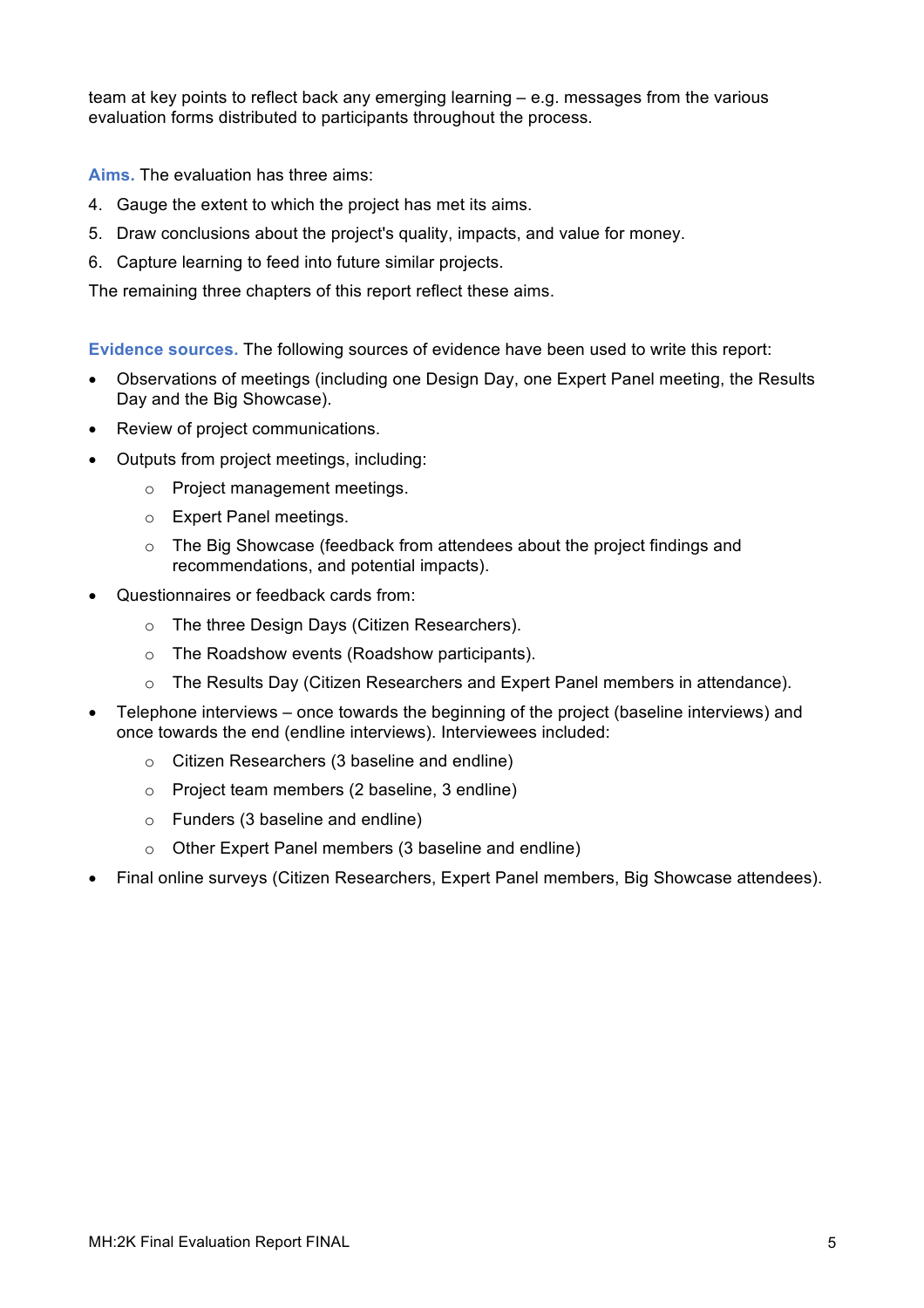team at key points to reflect back any emerging learning – e.g. messages from the various evaluation forms distributed to participants throughout the process.

**Aims.** The evaluation has three aims:

4. Gauge the extent to which the project has met its aims.
5. Draw conclusions about the project's quality, impacts, and value for money.
6. Capture learning to feed into future similar projects.

The remaining three chapters of this report reflect these aims.

**Evidence sources.** The following sources of evidence have been used to write this report:

- Observations of meetings (including one Design Day, one Expert Panel meeting, the Results Day and the Big Showcase).
- Review of project communications.
- Outputs from project meetings, including:
    - Project management meetings.
    - Expert Panel meetings.
    - The Big Showcase (feedback from attendees about the project findings and recommendations, and potential impacts).
- Questionnaires or feedback cards from:
    - The three Design Days (Citizen Researchers).
    - The Roadshow events (Roadshow participants).
    - The Results Day (Citizen Researchers and Expert Panel members in attendance).
- Telephone interviews – once towards the beginning of the project (baseline interviews) and once towards the end (endline interviews). Interviewees included:
    - Citizen Researchers (3 baseline and endline)
    - Project team members (2 baseline, 3 endline)
    - Funders (3 baseline and endline)
    - Other Expert Panel members (3 baseline and endline)
- Final online surveys (Citizen Researchers, Expert Panel members, Big Showcase attendees).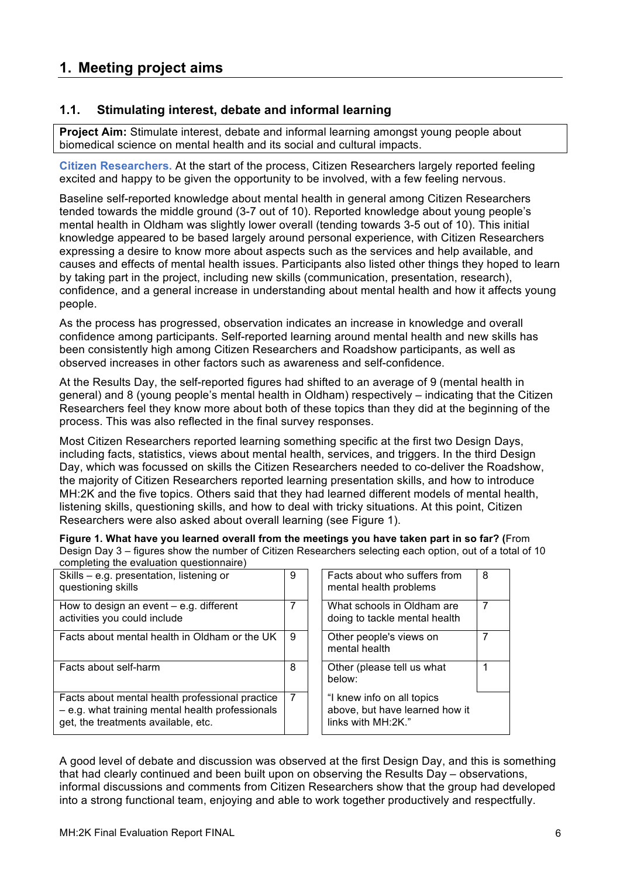## 1. Meeting project aims

### 1.1. Stimulating interest, debate and informal learning

**Project Aim:** Stimulate interest, debate and informal learning amongst young people about biomedical science on mental health and its social and cultural impacts.

**Citizen Researchers.** At the start of the process, Citizen Researchers largely reported feeling excited and happy to be given the opportunity to be involved, with a few feeling nervous.

Baseline self-reported knowledge about mental health in general among Citizen Researchers tended towards the middle ground (3-7 out of 10). Reported knowledge about young people's mental health in Oldham was slightly lower overall (tending towards 3-5 out of 10). This initial knowledge appeared to be based largely around personal experience, with Citizen Researchers expressing a desire to know more about aspects such as the services and help available, and causes and effects of mental health issues. Participants also listed other things they hoped to learn by taking part in the project, including new skills (communication, presentation, research), confidence, and a general increase in understanding about mental health and how it affects young people.

As the process has progressed, observation indicates an increase in knowledge and overall confidence among participants. Self-reported learning around mental health and new skills has been consistently high among Citizen Researchers and Roadshow participants, as well as observed increases in other factors such as awareness and self-confidence.

At the Results Day, the self-reported figures had shifted to an average of 9 (mental health in general) and 8 (young people's mental health in Oldham) respectively – indicating that the Citizen Researchers feel they know more about both of these topics than they did at the beginning of the process. This was also reflected in the final survey responses.

Most Citizen Researchers reported learning something specific at the first two Design Days, including facts, statistics, views about mental health, services, and triggers. In the third Design Day, which was focussed on skills the Citizen Researchers needed to co-deliver the Roadshow, the majority of Citizen Researchers reported learning presentation skills, and how to introduce MH:2K and the five topics. Others said that they had learned different models of mental health, listening skills, questioning skills, and how to deal with tricky situations. At this point, Citizen Researchers were also asked about overall learning (see Figure 1).

**Figure 1. What have you learned overall from the meetings you have taken part in so far? (**From Design Day 3 – figures show the number of Citizen Researchers selecting each option, out of a total of 10 completing the evaluation questionnaire)

| Option | Number |
|---|---|
| Skills – e.g. presentation, listening or questioning skills | 9 |
| How to design an event – e.g. different activities you could include | 7 |
| Facts about mental health in Oldham or the UK | 9 |
| Facts about self-harm | 8 |
| Facts about mental health professional practice – e.g. what training mental health professionals get, the treatments available, etc. | 7 |
| Facts about who suffers from mental health problems | 8 |
| What schools in Oldham are doing to tackle mental health | 7 |
| Other people's views on mental health | 7 |
| Other (please tell us what below: "I knew info on all topics above, but have learned how it links with MH:2K." | 1 |

A good level of debate and discussion was observed at the first Design Day, and this is something that had clearly continued and been built upon on observing the Results Day – observations, informal discussions and comments from Citizen Researchers show that the group had developed into a strong functional team, enjoying and able to work together productively and respectfully.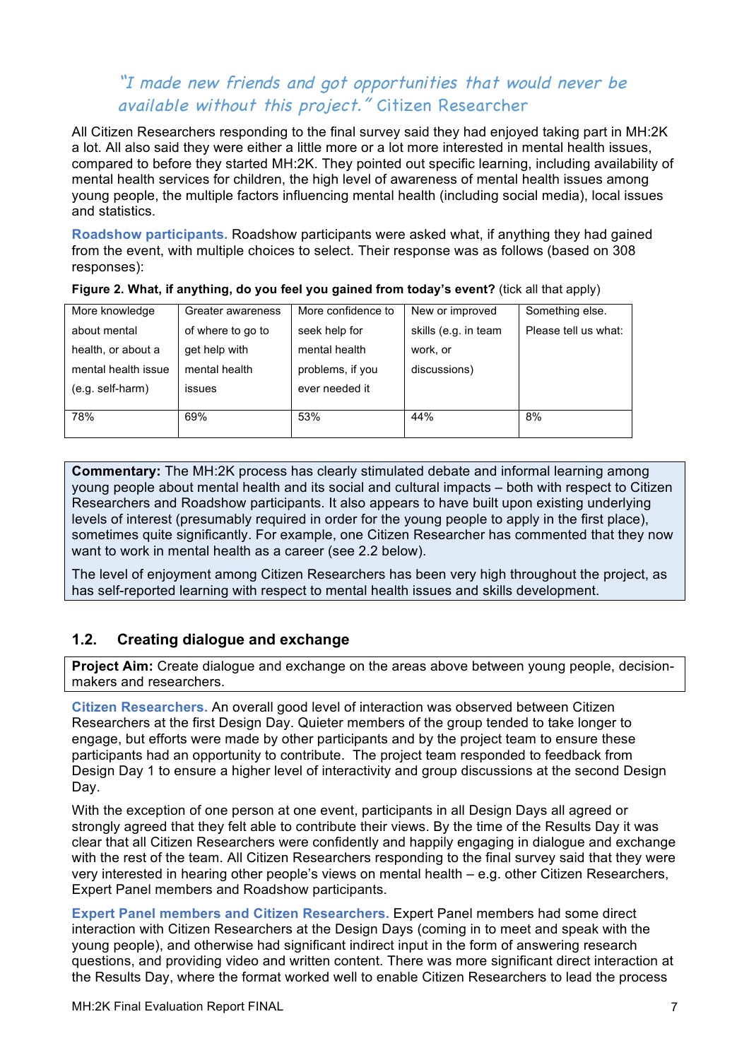*"I made new friends and got opportunities that would never be available without this project." Citizen Researcher*

All Citizen Researchers responding to the final survey said they had enjoyed taking part in MH:2K a lot. All also said they were either a little more or a lot more interested in mental health issues, compared to before they started MH:2K. They pointed out specific learning, including availability of mental health services for children, the high level of awareness of mental health issues among young people, the multiple factors influencing mental health (including social media), local issues and statistics.

**Roadshow participants.** Roadshow participants were asked what, if anything they had gained from the event, with multiple choices to select. Their response was as follows (based on 308 responses):

**Figure 2. What, if anything, do you feel you gained from today's event?** (tick all that apply)

| More knowledge about mental health, or about a mental health issue (e.g. self-harm) | Greater awareness of where to go to get help with mental health issues | More confidence to seek help for mental health problems, if you ever needed it | New or improved skills (e.g. in team work, or discussions) | Something else. Please tell us what: |
|---|---|---|---|---|
| 78% | 69% | 53% | 44% | 8% |

**Commentary:** The MH:2K process has clearly stimulated debate and informal learning among young people about mental health and its social and cultural impacts – both with respect to Citizen Researchers and Roadshow participants. It also appears to have built upon existing underlying levels of interest (presumably required in order for the young people to apply in the first place), sometimes quite significantly. For example, one Citizen Researcher has commented that they now want to work in mental health as a career (see 2.2 below).

The level of enjoyment among Citizen Researchers has been very high throughout the project, as has self-reported learning with respect to mental health issues and skills development.

## 1.2. Creating dialogue and exchange

**Project Aim:** Create dialogue and exchange on the areas above between young people, decision-makers and researchers.

**Citizen Researchers.** An overall good level of interaction was observed between Citizen Researchers at the first Design Day. Quieter members of the group tended to take longer to engage, but efforts were made by other participants and by the project team to ensure these participants had an opportunity to contribute. The project team responded to feedback from Design Day 1 to ensure a higher level of interactivity and group discussions at the second Design Day.

With the exception of one person at one event, participants in all Design Days all agreed or strongly agreed that they felt able to contribute their views. By the time of the Results Day it was clear that all Citizen Researchers were confidently and happily engaging in dialogue and exchange with the rest of the team. All Citizen Researchers responding to the final survey said that they were very interested in hearing other people's views on mental health – e.g. other Citizen Researchers, Expert Panel members and Roadshow participants.

**Expert Panel members and Citizen Researchers.** Expert Panel members had some direct interaction with Citizen Researchers at the Design Days (coming in to meet and speak with the young people), and otherwise had significant indirect input in the form of answering research questions, and providing video and written content. There was more significant direct interaction at the Results Day, where the format worked well to enable Citizen Researchers to lead the process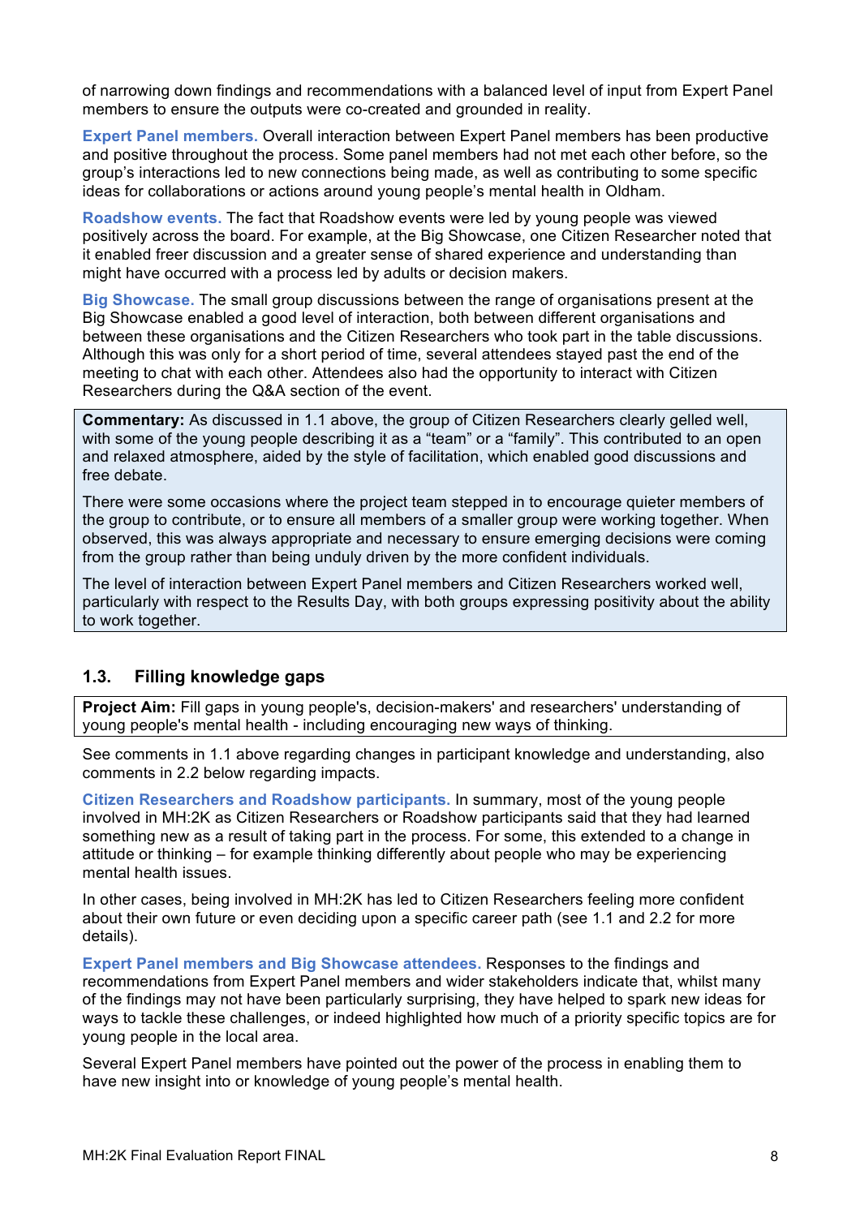of narrowing down findings and recommendations with a balanced level of input from Expert Panel members to ensure the outputs were co-created and grounded in reality.

**Expert Panel members.** Overall interaction between Expert Panel members has been productive and positive throughout the process. Some panel members had not met each other before, so the group's interactions led to new connections being made, as well as contributing to some specific ideas for collaborations or actions around young people's mental health in Oldham.

**Roadshow events.** The fact that Roadshow events were led by young people was viewed positively across the board. For example, at the Big Showcase, one Citizen Researcher noted that it enabled freer discussion and a greater sense of shared experience and understanding than might have occurred with a process led by adults or decision makers.

**Big Showcase.** The small group discussions between the range of organisations present at the Big Showcase enabled a good level of interaction, both between different organisations and between these organisations and the Citizen Researchers who took part in the table discussions. Although this was only for a short period of time, several attendees stayed past the end of the meeting to chat with each other. Attendees also had the opportunity to interact with Citizen Researchers during the Q&A section of the event.

**Commentary:** As discussed in 1.1 above, the group of Citizen Researchers clearly gelled well, with some of the young people describing it as a "team" or a "family". This contributed to an open and relaxed atmosphere, aided by the style of facilitation, which enabled good discussions and free debate.

There were some occasions where the project team stepped in to encourage quieter members of the group to contribute, or to ensure all members of a smaller group were working together. When observed, this was always appropriate and necessary to ensure emerging decisions were coming from the group rather than being unduly driven by the more confident individuals.

The level of interaction between Expert Panel members and Citizen Researchers worked well, particularly with respect to the Results Day, with both groups expressing positivity about the ability to work together.

## 1.3. Filling knowledge gaps

**Project Aim:** Fill gaps in young people's, decision-makers' and researchers' understanding of young people's mental health - including encouraging new ways of thinking.

See comments in 1.1 above regarding changes in participant knowledge and understanding, also comments in 2.2 below regarding impacts.

**Citizen Researchers and Roadshow participants.** In summary, most of the young people involved in MH:2K as Citizen Researchers or Roadshow participants said that they had learned something new as a result of taking part in the process. For some, this extended to a change in attitude or thinking – for example thinking differently about people who may be experiencing mental health issues.

In other cases, being involved in MH:2K has led to Citizen Researchers feeling more confident about their own future or even deciding upon a specific career path (see 1.1 and 2.2 for more details).

**Expert Panel members and Big Showcase attendees.** Responses to the findings and recommendations from Expert Panel members and wider stakeholders indicate that, whilst many of the findings may not have been particularly surprising, they have helped to spark new ideas for ways to tackle these challenges, or indeed highlighted how much of a priority specific topics are for young people in the local area.

Several Expert Panel members have pointed out the power of the process in enabling them to have new insight into or knowledge of young people's mental health.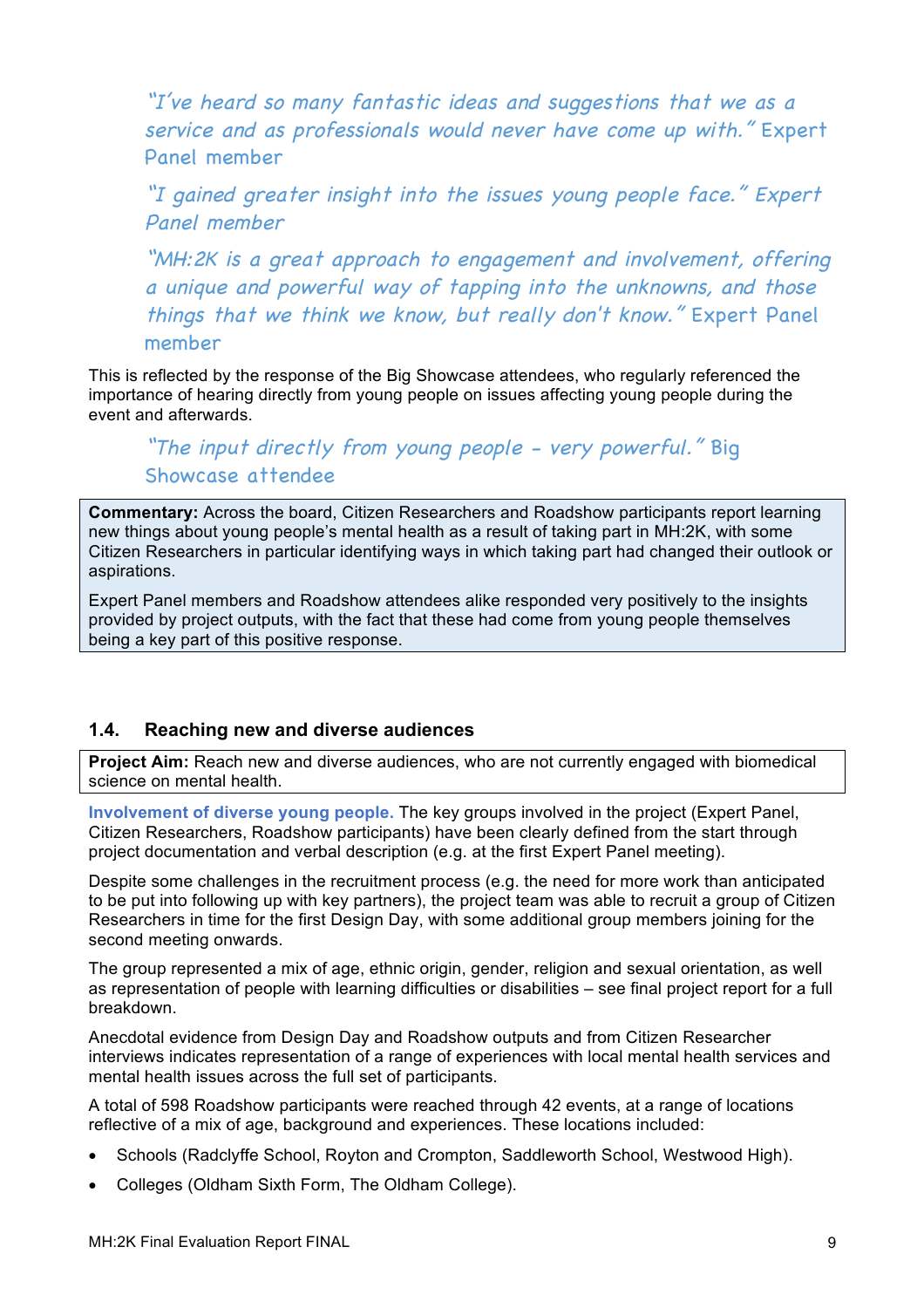> *"I've heard so many fantastic ideas and suggestions that we as a service and as professionals would never have come up with."* Expert Panel member

> *"I gained greater insight into the issues young people face." Expert Panel member*

> *"MH:2K is a great approach to engagement and involvement, offering a unique and powerful way of tapping into the unknowns, and those things that we think we know, but really don't know."* Expert Panel member

This is reflected by the response of the Big Showcase attendees, who regularly referenced the importance of hearing directly from young people on issues affecting young people during the event and afterwards.

> *"The input directly from young people – very powerful."* Big Showcase attendee

> **Commentary:** Across the board, Citizen Researchers and Roadshow participants report learning new things about young people's mental health as a result of taking part in MH:2K, with some Citizen Researchers in particular identifying ways in which taking part had changed their outlook or aspirations.
>
> Expert Panel members and Roadshow attendees alike responded very positively to the insights provided by project outputs, with the fact that these had come from young people themselves being a key part of this positive response.

### 1.4. Reaching new and diverse audiences

> **Project Aim:** Reach new and diverse audiences, who are not currently engaged with biomedical science on mental health.

**Involvement of diverse young people.** The key groups involved in the project (Expert Panel, Citizen Researchers, Roadshow participants) have been clearly defined from the start through project documentation and verbal description (e.g. at the first Expert Panel meeting).

Despite some challenges in the recruitment process (e.g. the need for more work than anticipated to be put into following up with key partners), the project team was able to recruit a group of Citizen Researchers in time for the first Design Day, with some additional group members joining for the second meeting onwards.

The group represented a mix of age, ethnic origin, gender, religion and sexual orientation, as well as representation of people with learning difficulties or disabilities – see final project report for a full breakdown.

Anecdotal evidence from Design Day and Roadshow outputs and from Citizen Researcher interviews indicates representation of a range of experiences with local mental health services and mental health issues across the full set of participants.

A total of 598 Roadshow participants were reached through 42 events, at a range of locations reflective of a mix of age, background and experiences. These locations included:

- Schools (Radclyffe School, Royton and Crompton, Saddleworth School, Westwood High).
- Colleges (Oldham Sixth Form, The Oldham College).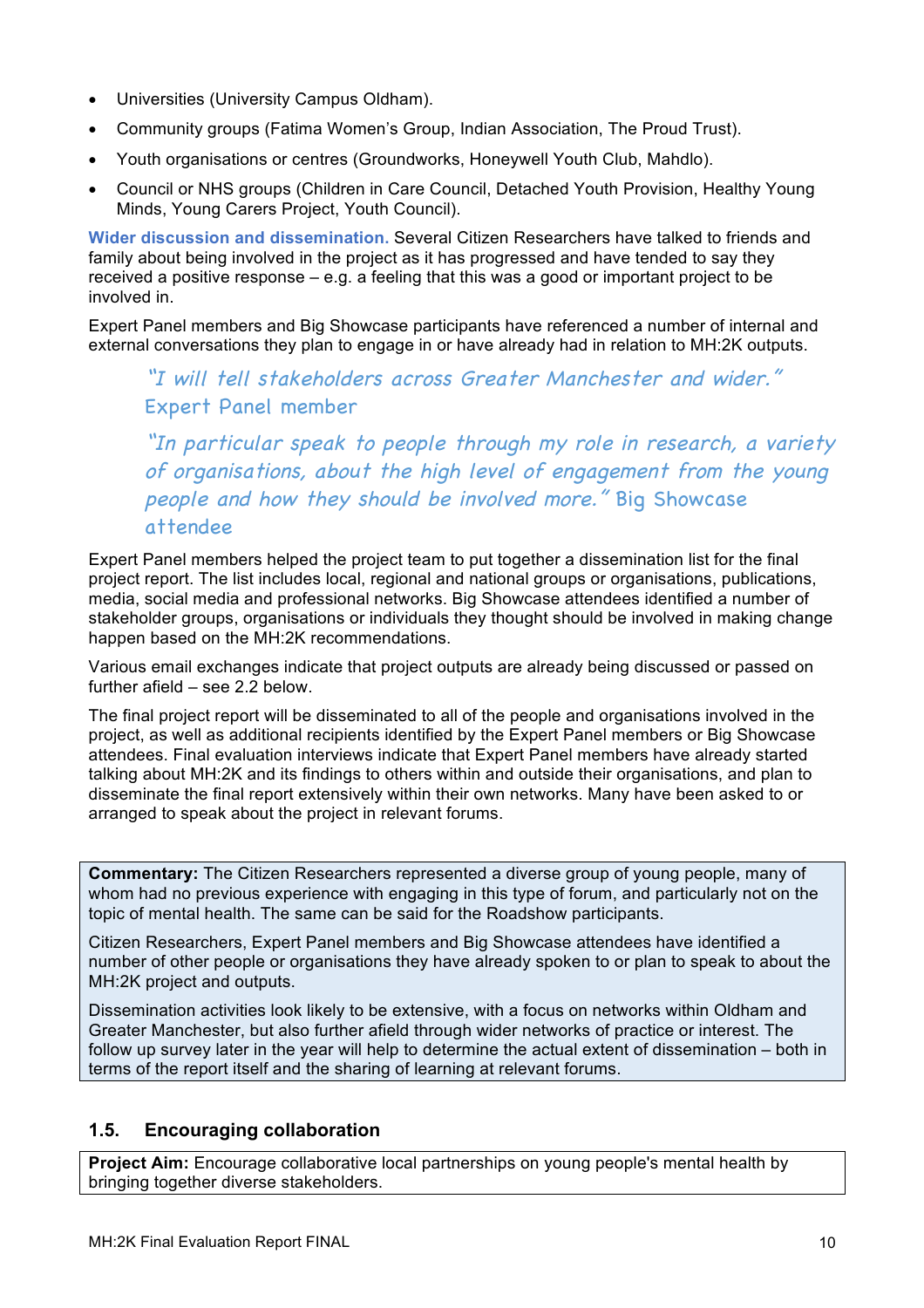- Universities (University Campus Oldham).
- Community groups (Fatima Women's Group, Indian Association, The Proud Trust).
- Youth organisations or centres (Groundworks, Honeywell Youth Club, Mahdlo).
- Council or NHS groups (Children in Care Council, Detached Youth Provision, Healthy Young Minds, Young Carers Project, Youth Council).

**Wider discussion and dissemination.** Several Citizen Researchers have talked to friends and family about being involved in the project as it has progressed and have tended to say they received a positive response – e.g. a feeling that this was a good or important project to be involved in.

Expert Panel members and Big Showcase participants have referenced a number of internal and external conversations they plan to engage in or have already had in relation to MH:2K outputs.

> *"I will tell stakeholders across Greater Manchester and wider."* Expert Panel member
>
> *"In particular speak to people through my role in research, a variety of organisations, about the high level of engagement from the young people and how they should be involved more."* Big Showcase attendee

Expert Panel members helped the project team to put together a dissemination list for the final project report. The list includes local, regional and national groups or organisations, publications, media, social media and professional networks. Big Showcase attendees identified a number of stakeholder groups, organisations or individuals they thought should be involved in making change happen based on the MH:2K recommendations.

Various email exchanges indicate that project outputs are already being discussed or passed on further afield – see 2.2 below.

The final project report will be disseminated to all of the people and organisations involved in the project, as well as additional recipients identified by the Expert Panel members or Big Showcase attendees. Final evaluation interviews indicate that Expert Panel members have already started talking about MH:2K and its findings to others within and outside their organisations, and plan to disseminate the final report extensively within their own networks. Many have been asked to or arranged to speak about the project in relevant forums.

> **Commentary:** The Citizen Researchers represented a diverse group of young people, many of whom had no previous experience with engaging in this type of forum, and particularly not on the topic of mental health. The same can be said for the Roadshow participants.
>
> Citizen Researchers, Expert Panel members and Big Showcase attendees have identified a number of other people or organisations they have already spoken to or plan to speak to about the MH:2K project and outputs.
>
> Dissemination activities look likely to be extensive, with a focus on networks within Oldham and Greater Manchester, but also further afield through wider networks of practice or interest. The follow up survey later in the year will help to determine the actual extent of dissemination – both in terms of the report itself and the sharing of learning at relevant forums.

## 1.5. Encouraging collaboration

> **Project Aim:** Encourage collaborative local partnerships on young people's mental health by bringing together diverse stakeholders.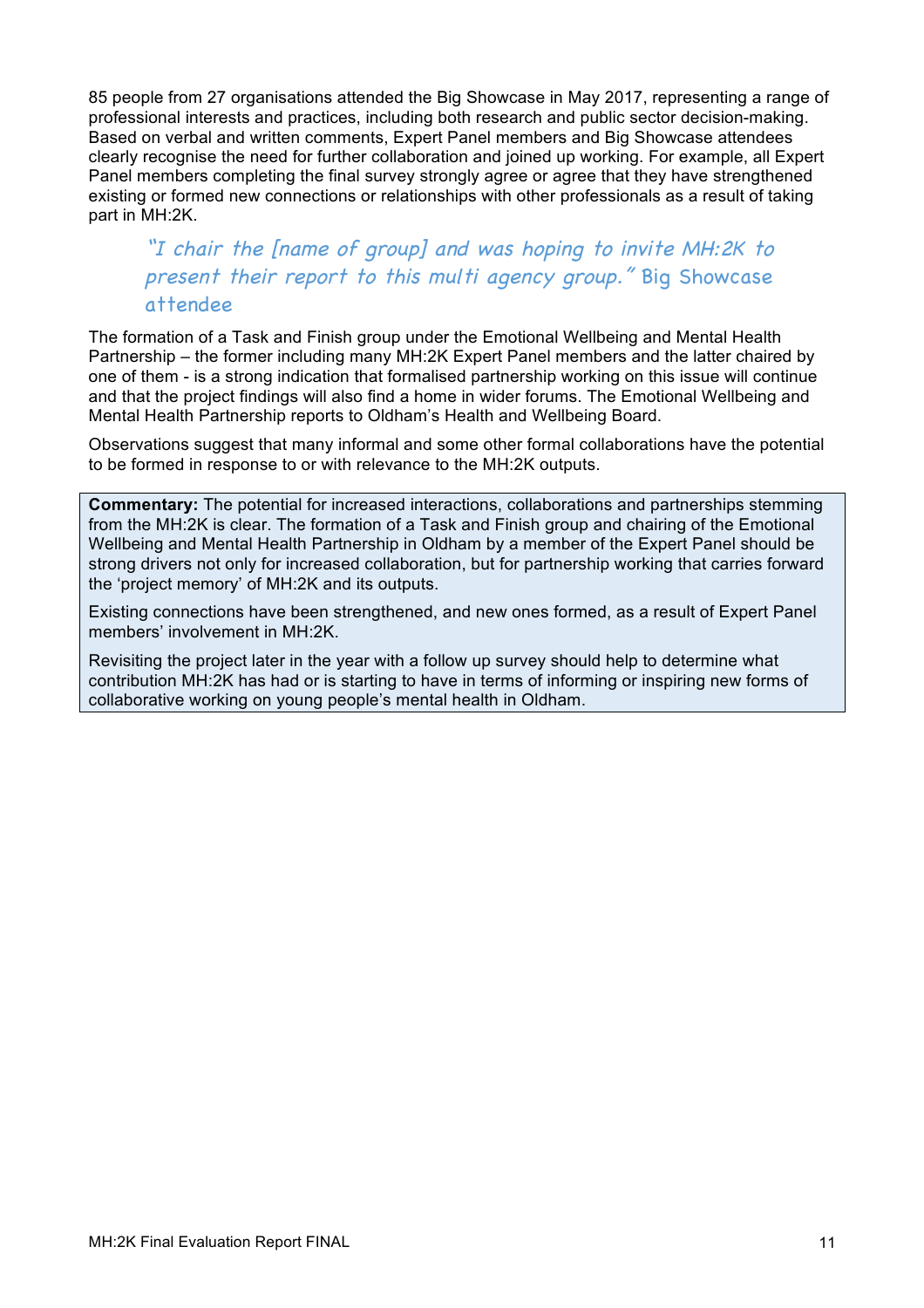85 people from 27 organisations attended the Big Showcase in May 2017, representing a range of professional interests and practices, including both research and public sector decision-making. Based on verbal and written comments, Expert Panel members and Big Showcase attendees clearly recognise the need for further collaboration and joined up working. For example, all Expert Panel members completing the final survey strongly agree or agree that they have strengthened existing or formed new connections or relationships with other professionals as a result of taking part in MH:2K.

> *"I chair the [name of group] and was hoping to invite MH:2K to present their report to this multi agency group."* Big Showcase attendee

The formation of a Task and Finish group under the Emotional Wellbeing and Mental Health Partnership – the former including many MH:2K Expert Panel members and the latter chaired by one of them - is a strong indication that formalised partnership working on this issue will continue and that the project findings will also find a home in wider forums. The Emotional Wellbeing and Mental Health Partnership reports to Oldham's Health and Wellbeing Board.

Observations suggest that many informal and some other formal collaborations have the potential to be formed in response to or with relevance to the MH:2K outputs.

**Commentary:** The potential for increased interactions, collaborations and partnerships stemming from the MH:2K is clear. The formation of a Task and Finish group and chairing of the Emotional Wellbeing and Mental Health Partnership in Oldham by a member of the Expert Panel should be strong drivers not only for increased collaboration, but for partnership working that carries forward the 'project memory' of MH:2K and its outputs.

Existing connections have been strengthened, and new ones formed, as a result of Expert Panel members' involvement in MH:2K.

Revisiting the project later in the year with a follow up survey should help to determine what contribution MH:2K has had or is starting to have in terms of informing or inspiring new forms of collaborative working on young people's mental health in Oldham.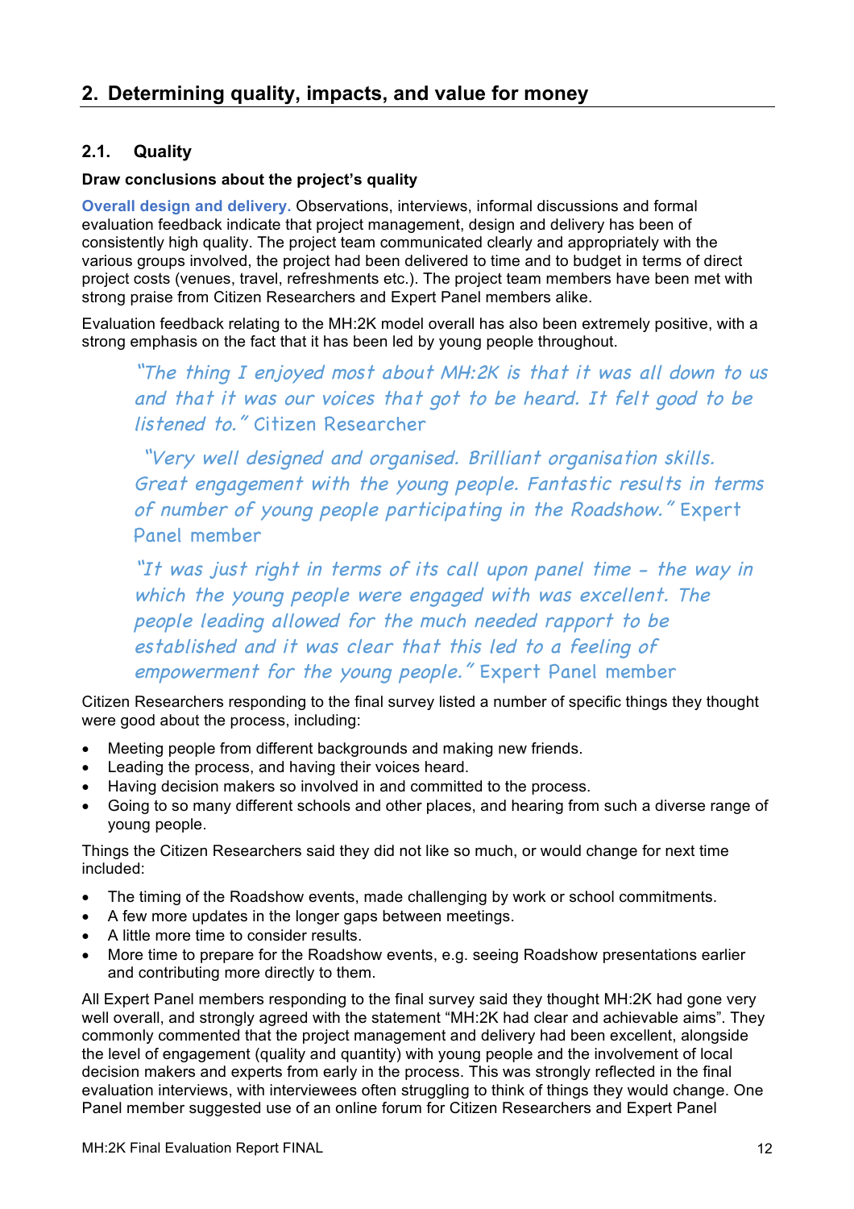## 2. Determining quality, impacts, and value for money

### 2.1. Quality

**Draw conclusions about the project's quality**

**Overall design and delivery.** Observations, interviews, informal discussions and formal evaluation feedback indicate that project management, design and delivery has been of consistently high quality. The project team communicated clearly and appropriately with the various groups involved, the project had been delivered to time and to budget in terms of direct project costs (venues, travel, refreshments etc.). The project team members have been met with strong praise from Citizen Researchers and Expert Panel members alike.

Evaluation feedback relating to the MH:2K model overall has also been extremely positive, with a strong emphasis on the fact that it has been led by young people throughout.

> *"The thing I enjoyed most about MH:2K is that it was all down to us and that it was our voices that got to be heard. It felt good to be listened to."* Citizen Researcher

> *"Very well designed and organised. Brilliant organisation skills. Great engagement with the young people. Fantastic results in terms of number of young people participating in the Roadshow."* Expert Panel member

> *"It was just right in terms of its call upon panel time - the way in which the young people were engaged with was excellent. The people leading allowed for the much needed rapport to be established and it was clear that this led to a feeling of empowerment for the young people."* Expert Panel member

Citizen Researchers responding to the final survey listed a number of specific things they thought were good about the process, including:

- Meeting people from different backgrounds and making new friends.
- Leading the process, and having their voices heard.
- Having decision makers so involved in and committed to the process.
- Going to so many different schools and other places, and hearing from such a diverse range of young people.

Things the Citizen Researchers said they did not like so much, or would change for next time included:

- The timing of the Roadshow events, made challenging by work or school commitments.
- A few more updates in the longer gaps between meetings.
- A little more time to consider results.
- More time to prepare for the Roadshow events, e.g. seeing Roadshow presentations earlier and contributing more directly to them.

All Expert Panel members responding to the final survey said they thought MH:2K had gone very well overall, and strongly agreed with the statement "MH:2K had clear and achievable aims". They commonly commented that the project management and delivery had been excellent, alongside the level of engagement (quality and quantity) with young people and the involvement of local decision makers and experts from early in the process. This was strongly reflected in the final evaluation interviews, with interviewees often struggling to think of things they would change. One Panel member suggested use of an online forum for Citizen Researchers and Expert Panel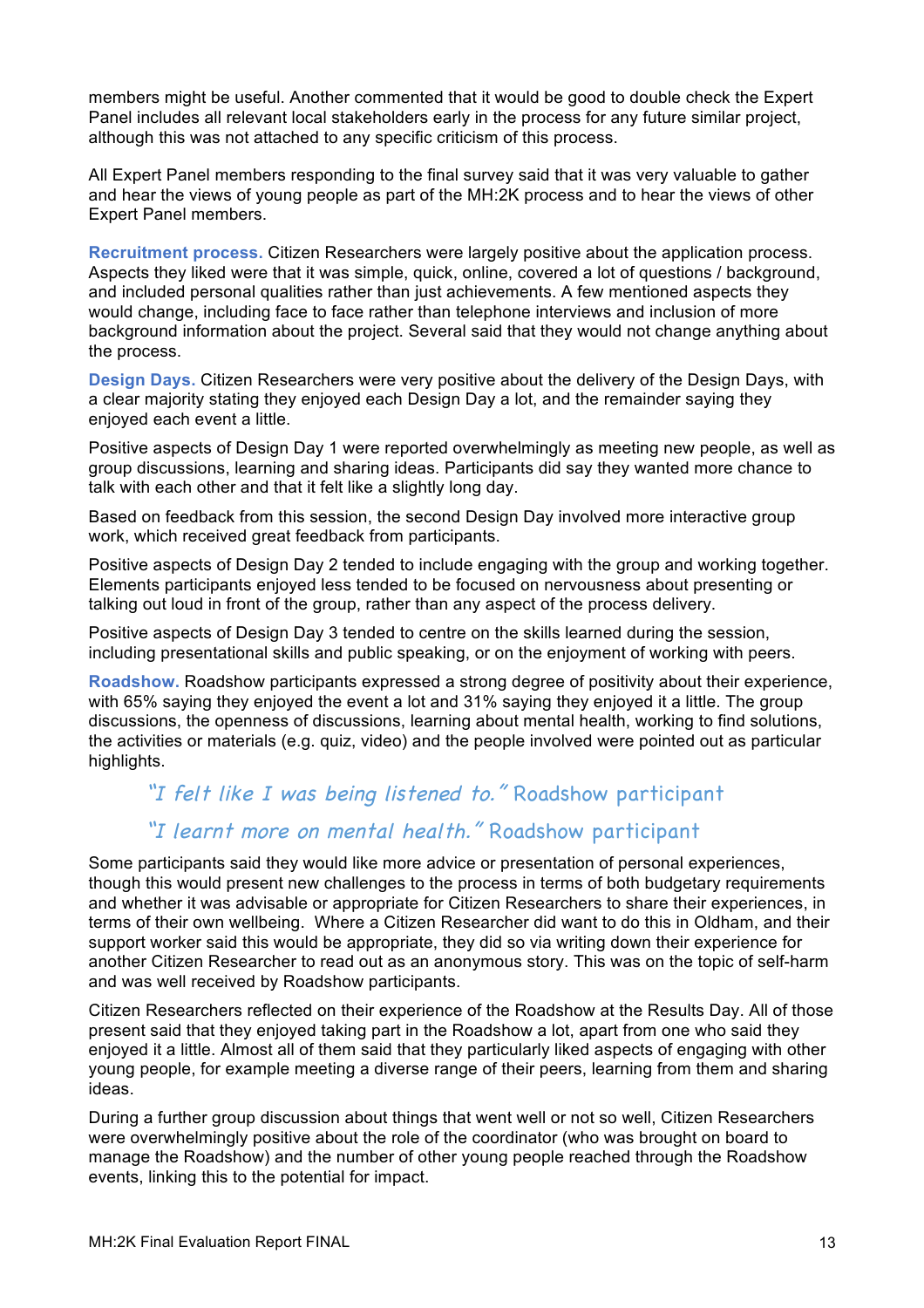members might be useful. Another commented that it would be good to double check the Expert Panel includes all relevant local stakeholders early in the process for any future similar project, although this was not attached to any specific criticism of this process.

All Expert Panel members responding to the final survey said that it was very valuable to gather and hear the views of young people as part of the MH:2K process and to hear the views of other Expert Panel members.

**Recruitment process.** Citizen Researchers were largely positive about the application process. Aspects they liked were that it was simple, quick, online, covered a lot of questions / background, and included personal qualities rather than just achievements. A few mentioned aspects they would change, including face to face rather than telephone interviews and inclusion of more background information about the project. Several said that they would not change anything about the process.

**Design Days.** Citizen Researchers were very positive about the delivery of the Design Days, with a clear majority stating they enjoyed each Design Day a lot, and the remainder saying they enjoyed each event a little.

Positive aspects of Design Day 1 were reported overwhelmingly as meeting new people, as well as group discussions, learning and sharing ideas. Participants did say they wanted more chance to talk with each other and that it felt like a slightly long day.

Based on feedback from this session, the second Design Day involved more interactive group work, which received great feedback from participants.

Positive aspects of Design Day 2 tended to include engaging with the group and working together. Elements participants enjoyed less tended to be focused on nervousness about presenting or talking out loud in front of the group, rather than any aspect of the process delivery.

Positive aspects of Design Day 3 tended to centre on the skills learned during the session, including presentational skills and public speaking, or on the enjoyment of working with peers.

**Roadshow.** Roadshow participants expressed a strong degree of positivity about their experience, with 65% saying they enjoyed the event a lot and 31% saying they enjoyed it a little. The group discussions, the openness of discussions, learning about mental health, working to find solutions, the activities or materials (e.g. quiz, video) and the people involved were pointed out as particular highlights.

> *"I felt like I was being listened to."* Roadshow participant
>
> *"I learnt more on mental health."* Roadshow participant

Some participants said they would like more advice or presentation of personal experiences, though this would present new challenges to the process in terms of both budgetary requirements and whether it was advisable or appropriate for Citizen Researchers to share their experiences, in terms of their own wellbeing. Where a Citizen Researcher did want to do this in Oldham, and their support worker said this would be appropriate, they did so via writing down their experience for another Citizen Researcher to read out as an anonymous story. This was on the topic of self-harm and was well received by Roadshow participants.

Citizen Researchers reflected on their experience of the Roadshow at the Results Day. All of those present said that they enjoyed taking part in the Roadshow a lot, apart from one who said they enjoyed it a little. Almost all of them said that they particularly liked aspects of engaging with other young people, for example meeting a diverse range of their peers, learning from them and sharing ideas.

During a further group discussion about things that went well or not so well, Citizen Researchers were overwhelmingly positive about the role of the coordinator (who was brought on board to manage the Roadshow) and the number of other young people reached through the Roadshow events, linking this to the potential for impact.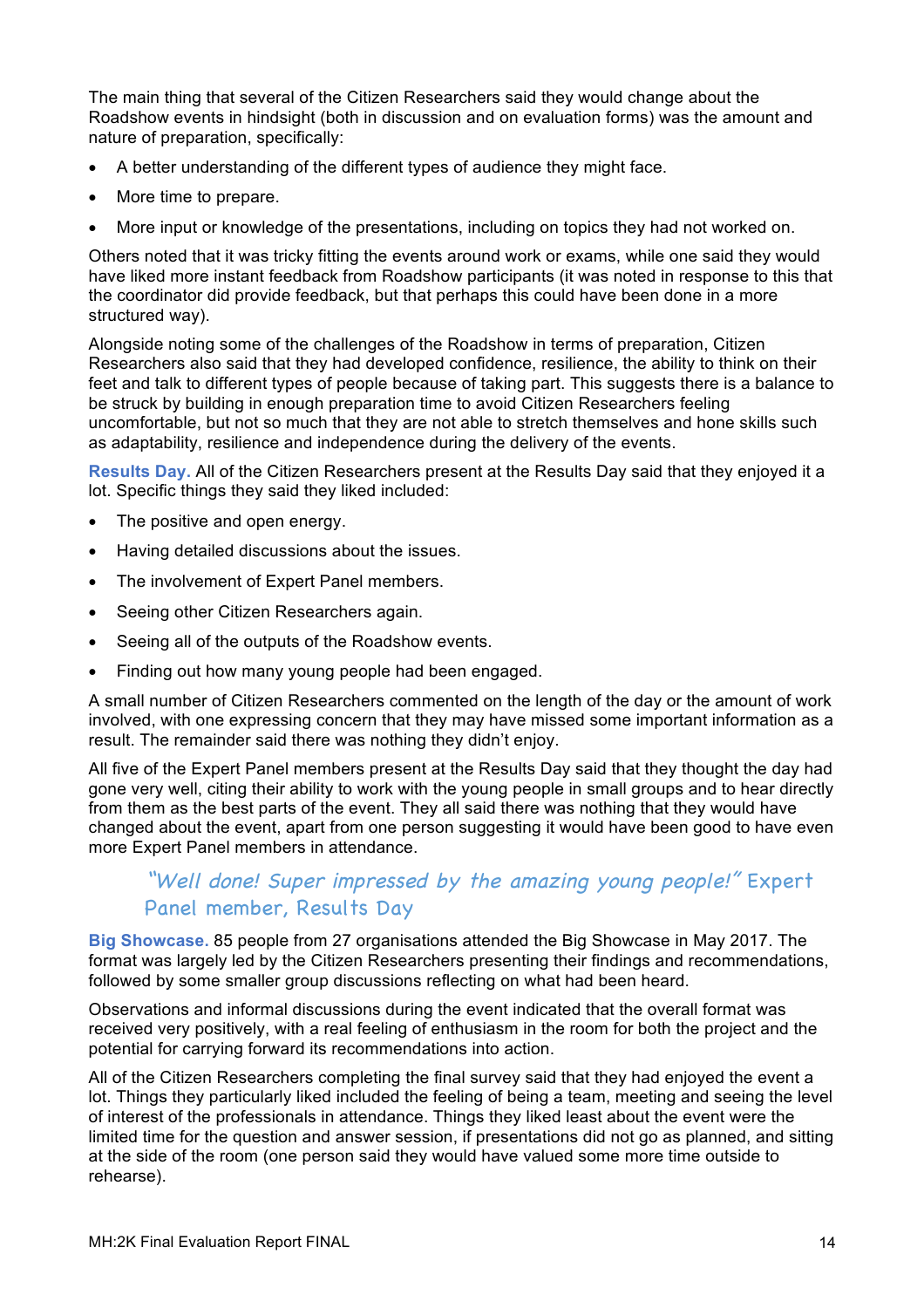The main thing that several of the Citizen Researchers said they would change about the Roadshow events in hindsight (both in discussion and on evaluation forms) was the amount and nature of preparation, specifically:

- A better understanding of the different types of audience they might face.
- More time to prepare.
- More input or knowledge of the presentations, including on topics they had not worked on.

Others noted that it was tricky fitting the events around work or exams, while one said they would have liked more instant feedback from Roadshow participants (it was noted in response to this that the coordinator did provide feedback, but that perhaps this could have been done in a more structured way).

Alongside noting some of the challenges of the Roadshow in terms of preparation, Citizen Researchers also said that they had developed confidence, resilience, the ability to think on their feet and talk to different types of people because of taking part. This suggests there is a balance to be struck by building in enough preparation time to avoid Citizen Researchers feeling uncomfortable, but not so much that they are not able to stretch themselves and hone skills such as adaptability, resilience and independence during the delivery of the events.

**Results Day.** All of the Citizen Researchers present at the Results Day said that they enjoyed it a lot. Specific things they said they liked included:

- The positive and open energy.
- Having detailed discussions about the issues.
- The involvement of Expert Panel members.
- Seeing other Citizen Researchers again.
- Seeing all of the outputs of the Roadshow events.
- Finding out how many young people had been engaged.

A small number of Citizen Researchers commented on the length of the day or the amount of work involved, with one expressing concern that they may have missed some important information as a result. The remainder said there was nothing they didn't enjoy.

All five of the Expert Panel members present at the Results Day said that they thought the day had gone very well, citing their ability to work with the young people in small groups and to hear directly from them as the best parts of the event. They all said there was nothing that they would have changed about the event, apart from one person suggesting it would have been good to have even more Expert Panel members in attendance.

> *"Well done! Super impressed by the amazing young people!"* Expert Panel member, Results Day

**Big Showcase.** 85 people from 27 organisations attended the Big Showcase in May 2017. The format was largely led by the Citizen Researchers presenting their findings and recommendations, followed by some smaller group discussions reflecting on what had been heard.

Observations and informal discussions during the event indicated that the overall format was received very positively, with a real feeling of enthusiasm in the room for both the project and the potential for carrying forward its recommendations into action.

All of the Citizen Researchers completing the final survey said that they had enjoyed the event a lot. Things they particularly liked included the feeling of being a team, meeting and seeing the level of interest of the professionals in attendance. Things they liked least about the event were the limited time for the question and answer session, if presentations did not go as planned, and sitting at the side of the room (one person said they would have valued some more time outside to rehearse).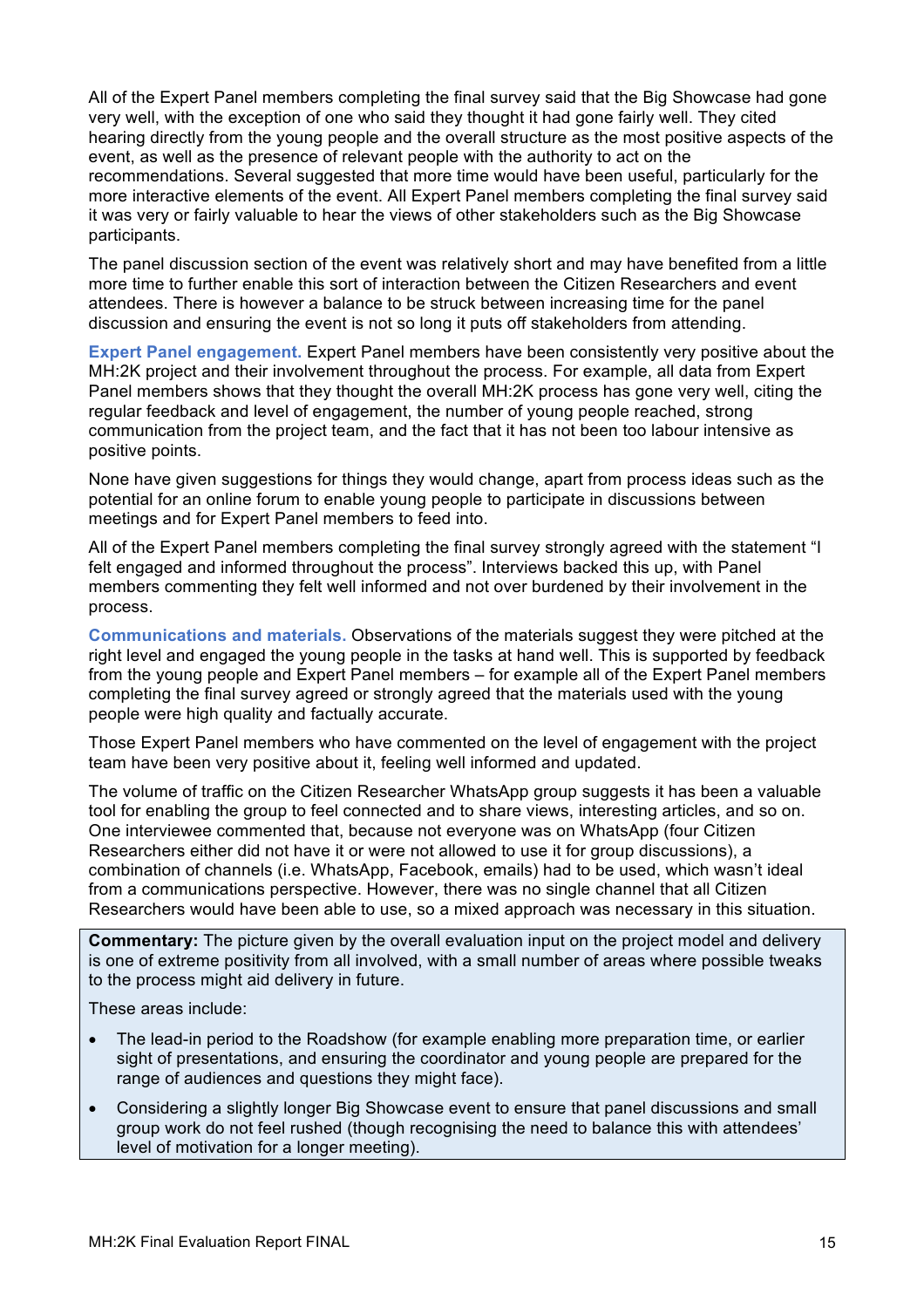All of the Expert Panel members completing the final survey said that the Big Showcase had gone very well, with the exception of one who said they thought it had gone fairly well. They cited hearing directly from the young people and the overall structure as the most positive aspects of the event, as well as the presence of relevant people with the authority to act on the recommendations. Several suggested that more time would have been useful, particularly for the more interactive elements of the event. All Expert Panel members completing the final survey said it was very or fairly valuable to hear the views of other stakeholders such as the Big Showcase participants.

The panel discussion section of the event was relatively short and may have benefited from a little more time to further enable this sort of interaction between the Citizen Researchers and event attendees. There is however a balance to be struck between increasing time for the panel discussion and ensuring the event is not so long it puts off stakeholders from attending.

**Expert Panel engagement.** Expert Panel members have been consistently very positive about the MH:2K project and their involvement throughout the process. For example, all data from Expert Panel members shows that they thought the overall MH:2K process has gone very well, citing the regular feedback and level of engagement, the number of young people reached, strong communication from the project team, and the fact that it has not been too labour intensive as positive points.

None have given suggestions for things they would change, apart from process ideas such as the potential for an online forum to enable young people to participate in discussions between meetings and for Expert Panel members to feed into.

All of the Expert Panel members completing the final survey strongly agreed with the statement "I felt engaged and informed throughout the process". Interviews backed this up, with Panel members commenting they felt well informed and not over burdened by their involvement in the process.

**Communications and materials.** Observations of the materials suggest they were pitched at the right level and engaged the young people in the tasks at hand well. This is supported by feedback from the young people and Expert Panel members – for example all of the Expert Panel members completing the final survey agreed or strongly agreed that the materials used with the young people were high quality and factually accurate.

Those Expert Panel members who have commented on the level of engagement with the project team have been very positive about it, feeling well informed and updated.

The volume of traffic on the Citizen Researcher WhatsApp group suggests it has been a valuable tool for enabling the group to feel connected and to share views, interesting articles, and so on. One interviewee commented that, because not everyone was on WhatsApp (four Citizen Researchers either did not have it or were not allowed to use it for group discussions), a combination of channels (i.e. WhatsApp, Facebook, emails) had to be used, which wasn't ideal from a communications perspective. However, there was no single channel that all Citizen Researchers would have been able to use, so a mixed approach was necessary in this situation.

> **Commentary:** The picture given by the overall evaluation input on the project model and delivery is one of extreme positivity from all involved, with a small number of areas where possible tweaks to the process might aid delivery in future.
>
> These areas include:
>
> - The lead-in period to the Roadshow (for example enabling more preparation time, or earlier sight of presentations, and ensuring the coordinator and young people are prepared for the range of audiences and questions they might face).
> - Considering a slightly longer Big Showcase event to ensure that panel discussions and small group work do not feel rushed (though recognising the need to balance this with attendees' level of motivation for a longer meeting).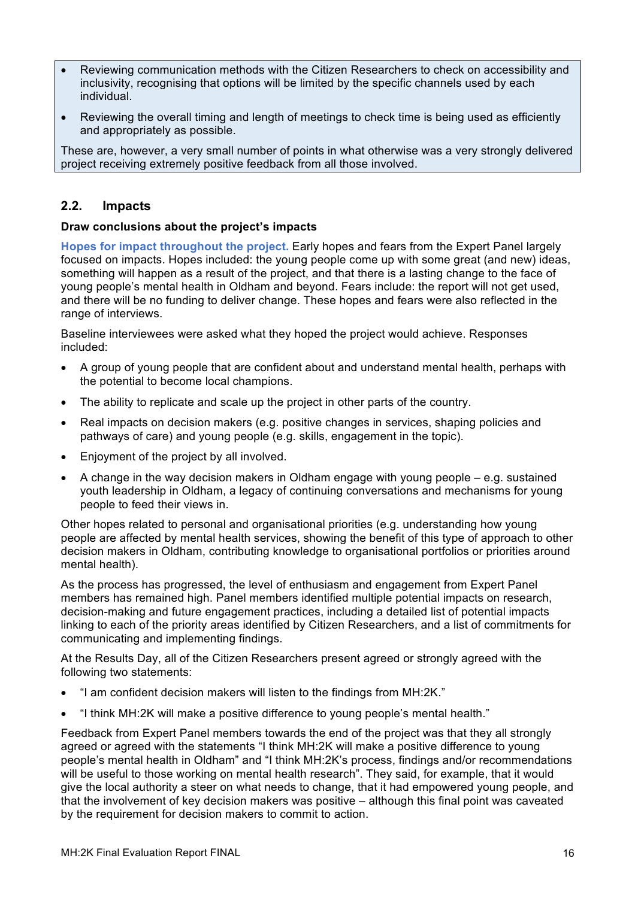- Reviewing communication methods with the Citizen Researchers to check on accessibility and inclusivity, recognising that options will be limited by the specific channels used by each individual.
- Reviewing the overall timing and length of meetings to check time is being used as efficiently and appropriately as possible.

These are, however, a very small number of points in what otherwise was a very strongly delivered project receiving extremely positive feedback from all those involved.

## 2.2. Impacts

**Draw conclusions about the project's impacts**

**Hopes for impact throughout the project.** Early hopes and fears from the Expert Panel largely focused on impacts. Hopes included: the young people come up with some great (and new) ideas, something will happen as a result of the project, and that there is a lasting change to the face of young people's mental health in Oldham and beyond. Fears include: the report will not get used, and there will be no funding to deliver change. These hopes and fears were also reflected in the range of interviews.

Baseline interviewees were asked what they hoped the project would achieve. Responses included:

- A group of young people that are confident about and understand mental health, perhaps with the potential to become local champions.
- The ability to replicate and scale up the project in other parts of the country.
- Real impacts on decision makers (e.g. positive changes in services, shaping policies and pathways of care) and young people (e.g. skills, engagement in the topic).
- Enjoyment of the project by all involved.
- A change in the way decision makers in Oldham engage with young people – e.g. sustained youth leadership in Oldham, a legacy of continuing conversations and mechanisms for young people to feed their views in.

Other hopes related to personal and organisational priorities (e.g. understanding how young people are affected by mental health services, showing the benefit of this type of approach to other decision makers in Oldham, contributing knowledge to organisational portfolios or priorities around mental health).

As the process has progressed, the level of enthusiasm and engagement from Expert Panel members has remained high. Panel members identified multiple potential impacts on research, decision-making and future engagement practices, including a detailed list of potential impacts linking to each of the priority areas identified by Citizen Researchers, and a list of commitments for communicating and implementing findings.

At the Results Day, all of the Citizen Researchers present agreed or strongly agreed with the following two statements:

- "I am confident decision makers will listen to the findings from MH:2K."
- "I think MH:2K will make a positive difference to young people's mental health."

Feedback from Expert Panel members towards the end of the project was that they all strongly agreed or agreed with the statements "I think MH:2K will make a positive difference to young people's mental health in Oldham" and "I think MH:2K's process, findings and/or recommendations will be useful to those working on mental health research". They said, for example, that it would give the local authority a steer on what needs to change, that it had empowered young people, and that the involvement of key decision makers was positive – although this final point was caveated by the requirement for decision makers to commit to action.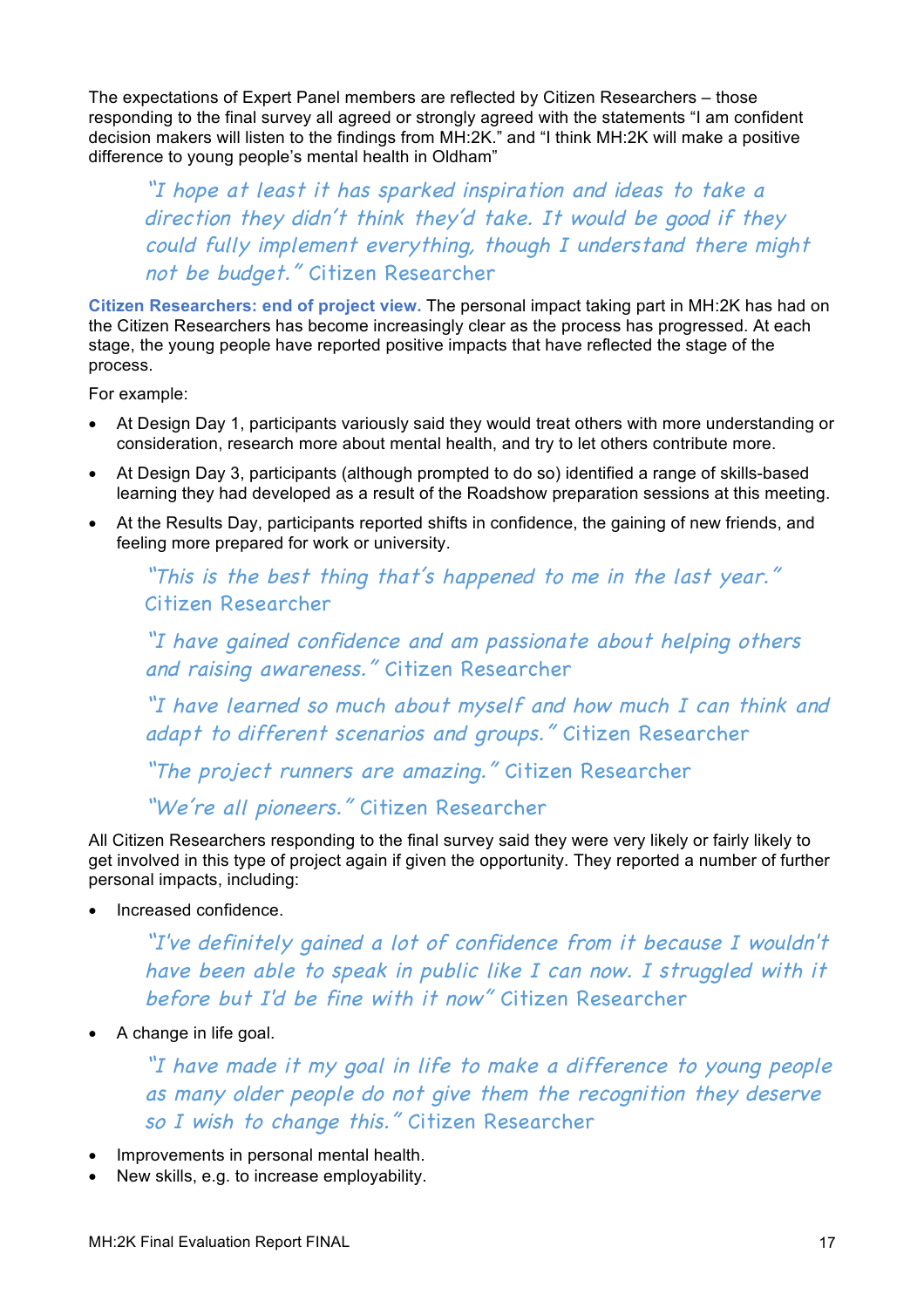The expectations of Expert Panel members are reflected by Citizen Researchers – those responding to the final survey all agreed or strongly agreed with the statements "I am confident decision makers will listen to the findings from MH:2K." and "I think MH:2K will make a positive difference to young people's mental health in Oldham"

> *"I hope at least it has sparked inspiration and ideas to take a direction they didn't think they'd take. It would be good if they could fully implement everything, though I understand there might not be budget."* Citizen Researcher

**Citizen Researchers: end of project view.** The personal impact taking part in MH:2K has had on the Citizen Researchers has become increasingly clear as the process has progressed. At each stage, the young people have reported positive impacts that have reflected the stage of the process.

For example:

- At Design Day 1, participants variously said they would treat others with more understanding or consideration, research more about mental health, and try to let others contribute more.
- At Design Day 3, participants (although prompted to do so) identified a range of skills-based learning they had developed as a result of the Roadshow preparation sessions at this meeting.
- At the Results Day, participants reported shifts in confidence, the gaining of new friends, and feeling more prepared for work or university.

> *"This is the best thing that's happened to me in the last year."* Citizen Researcher

> *"I have gained confidence and am passionate about helping others and raising awareness."* Citizen Researcher

> *"I have learned so much about myself and how much I can think and adapt to different scenarios and groups."* Citizen Researcher

> *"The project runners are amazing."* Citizen Researcher

> *"We're all pioneers."* Citizen Researcher

All Citizen Researchers responding to the final survey said they were very likely or fairly likely to get involved in this type of project again if given the opportunity. They reported a number of further personal impacts, including:

- Increased confidence.

> *"I've definitely gained a lot of confidence from it because I wouldn't have been able to speak in public like I can now. I struggled with it before but I'd be fine with it now"* Citizen Researcher

- A change in life goal.

> *"I have made it my goal in life to make a difference to young people as many older people do not give them the recognition they deserve so I wish to change this."* Citizen Researcher

- Improvements in personal mental health.
- New skills, e.g. to increase employability.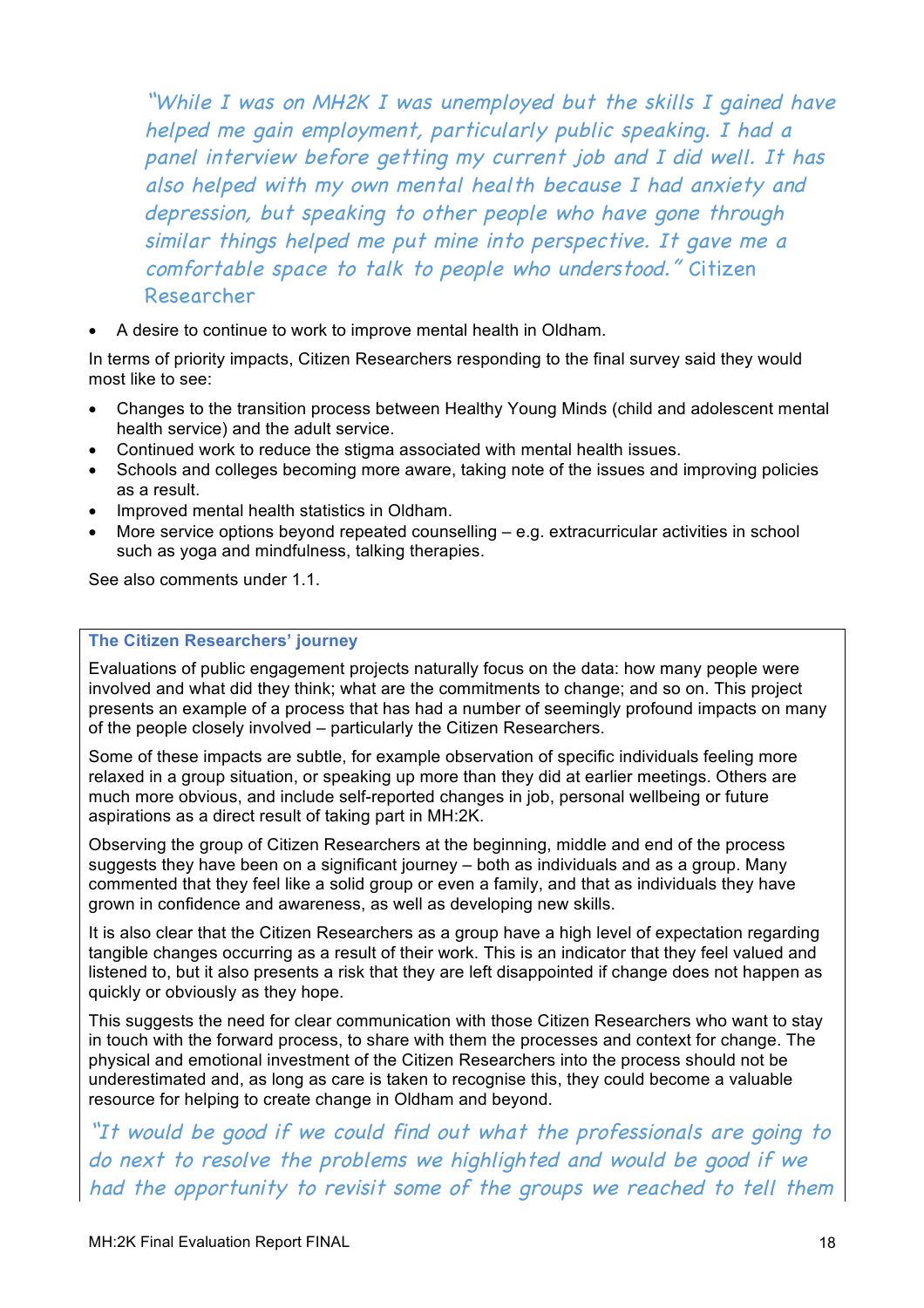*"While I was on MH2K I was unemployed but the skills I gained have helped me gain employment, particularly public speaking. I had a panel interview before getting my current job and I did well. It has also helped with my own mental health because I had anxiety and depression, but speaking to other people who have gone through similar things helped me put mine into perspective. It gave me a comfortable space to talk to people who understood."* Citizen Researcher

- A desire to continue to work to improve mental health in Oldham.

In terms of priority impacts, Citizen Researchers responding to the final survey said they would most like to see:

- Changes to the transition process between Healthy Young Minds (child and adolescent mental health service) and the adult service.
- Continued work to reduce the stigma associated with mental health issues.
- Schools and colleges becoming more aware, taking note of the issues and improving policies as a result.
- Improved mental health statistics in Oldham.
- More service options beyond repeated counselling – e.g. extracurricular activities in school such as yoga and mindfulness, talking therapies.

See also comments under 1.1.

**The Citizen Researchers' journey**

Evaluations of public engagement projects naturally focus on the data: how many people were involved and what did they think; what are the commitments to change; and so on. This project presents an example of a process that has had a number of seemingly profound impacts on many of the people closely involved – particularly the Citizen Researchers.

Some of these impacts are subtle, for example observation of specific individuals feeling more relaxed in a group situation, or speaking up more than they did at earlier meetings. Others are much more obvious, and include self-reported changes in job, personal wellbeing or future aspirations as a direct result of taking part in MH:2K.

Observing the group of Citizen Researchers at the beginning, middle and end of the process suggests they have been on a significant journey – both as individuals and as a group. Many commented that they feel like a solid group or even a family, and that as individuals they have grown in confidence and awareness, as well as developing new skills.

It is also clear that the Citizen Researchers as a group have a high level of expectation regarding tangible changes occurring as a result of their work. This is an indicator that they feel valued and listened to, but it also presents a risk that they are left disappointed if change does not happen as quickly or obviously as they hope.

This suggests the need for clear communication with those Citizen Researchers who want to stay in touch with the forward process, to share with them the processes and context for change. The physical and emotional investment of the Citizen Researchers into the process should not be underestimated and, as long as care is taken to recognise this, they could become a valuable resource for helping to create change in Oldham and beyond.

*"It would be good if we could find out what the professionals are going to do next to resolve the problems we highlighted and would be good if we had the opportunity to revisit some of the groups we reached to tell them*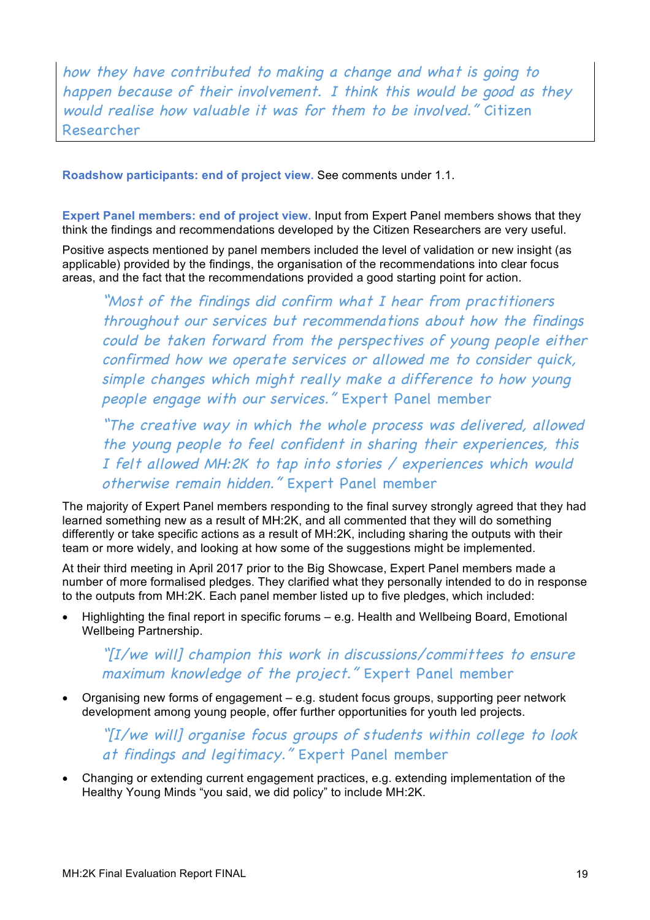> *how they have contributed to making a change and what is going to happen because of their involvement. I think this would be good as they would realise how valuable it was for them to be involved."* Citizen Researcher

**Roadshow participants: end of project view.** See comments under 1.1.

**Expert Panel members: end of project view.** Input from Expert Panel members shows that they think the findings and recommendations developed by the Citizen Researchers are very useful.

Positive aspects mentioned by panel members included the level of validation or new insight (as applicable) provided by the findings, the organisation of the recommendations into clear focus areas, and the fact that the recommendations provided a good starting point for action.

> *"Most of the findings did confirm what I hear from practitioners throughout our services but recommendations about how the findings could be taken forward from the perspectives of young people either confirmed how we operate services or allowed me to consider quick, simple changes which might really make a difference to how young people engage with our services."* Expert Panel member

> *"The creative way in which the whole process was delivered, allowed the young people to feel confident in sharing their experiences, this I felt allowed MH:2K to tap into stories / experiences which would otherwise remain hidden."* Expert Panel member

The majority of Expert Panel members responding to the final survey strongly agreed that they had learned something new as a result of MH:2K, and all commented that they will do something differently or take specific actions as a result of MH:2K, including sharing the outputs with their team or more widely, and looking at how some of the suggestions might be implemented.

At their third meeting in April 2017 prior to the Big Showcase, Expert Panel members made a number of more formalised pledges. They clarified what they personally intended to do in response to the outputs from MH:2K. Each panel member listed up to five pledges, which included:

- Highlighting the final report in specific forums – e.g. Health and Wellbeing Board, Emotional Wellbeing Partnership.

  > *"[I/we will] champion this work in discussions/committees to ensure maximum knowledge of the project."* Expert Panel member

- Organising new forms of engagement – e.g. student focus groups, supporting peer network development among young people, offer further opportunities for youth led projects.

  > *"[I/we will] organise focus groups of students within college to look at findings and legitimacy."* Expert Panel member

- Changing or extending current engagement practices, e.g. extending implementation of the Healthy Young Minds "you said, we did policy" to include MH:2K.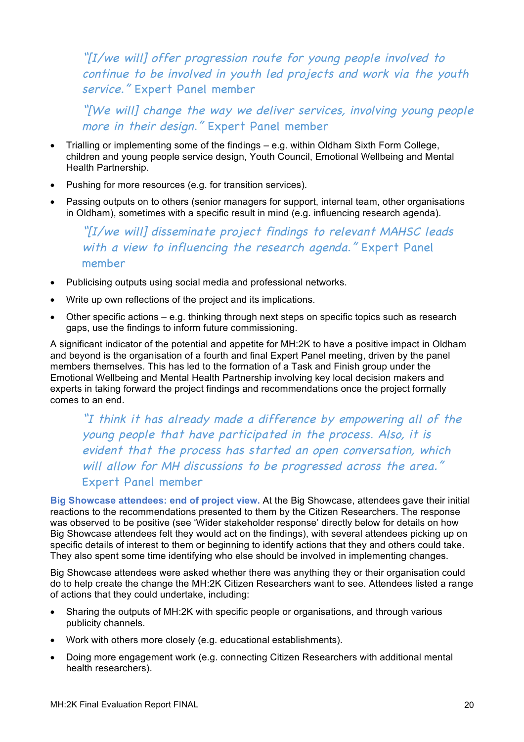> *"[I/we will] offer progression route for young people involved to continue to be involved in youth led projects and work via the youth service."* Expert Panel member

> *"[We will] change the way we deliver services, involving young people more in their design."* Expert Panel member

- Trialling or implementing some of the findings – e.g. within Oldham Sixth Form College, children and young people service design, Youth Council, Emotional Wellbeing and Mental Health Partnership.
- Pushing for more resources (e.g. for transition services).
- Passing outputs on to others (senior managers for support, internal team, other organisations in Oldham), sometimes with a specific result in mind (e.g. influencing research agenda).

> *"[I/we will] disseminate project findings to relevant MAHSC leads with a view to influencing the research agenda."* Expert Panel member

- Publicising outputs using social media and professional networks.
- Write up own reflections of the project and its implications.
- Other specific actions – e.g. thinking through next steps on specific topics such as research gaps, use the findings to inform future commissioning.

A significant indicator of the potential and appetite for MH:2K to have a positive impact in Oldham and beyond is the organisation of a fourth and final Expert Panel meeting, driven by the panel members themselves. This has led to the formation of a Task and Finish group under the Emotional Wellbeing and Mental Health Partnership involving key local decision makers and experts in taking forward the project findings and recommendations once the project formally comes to an end.

> *"I think it has already made a difference by empowering all of the young people that have participated in the process. Also, it is evident that the process has started an open conversation, which will allow for MH discussions to be progressed across the area."* Expert Panel member

**Big Showcase attendees: end of project view.** At the Big Showcase, attendees gave their initial reactions to the recommendations presented to them by the Citizen Researchers. The response was observed to be positive (see 'Wider stakeholder response' directly below for details on how Big Showcase attendees felt they would act on the findings), with several attendees picking up on specific details of interest to them or beginning to identify actions that they and others could take. They also spent some time identifying who else should be involved in implementing changes.

Big Showcase attendees were asked whether there was anything they or their organisation could do to help create the change the MH:2K Citizen Researchers want to see. Attendees listed a range of actions that they could undertake, including:

- Sharing the outputs of MH:2K with specific people or organisations, and through various publicity channels.
- Work with others more closely (e.g. educational establishments).
- Doing more engagement work (e.g. connecting Citizen Researchers with additional mental health researchers).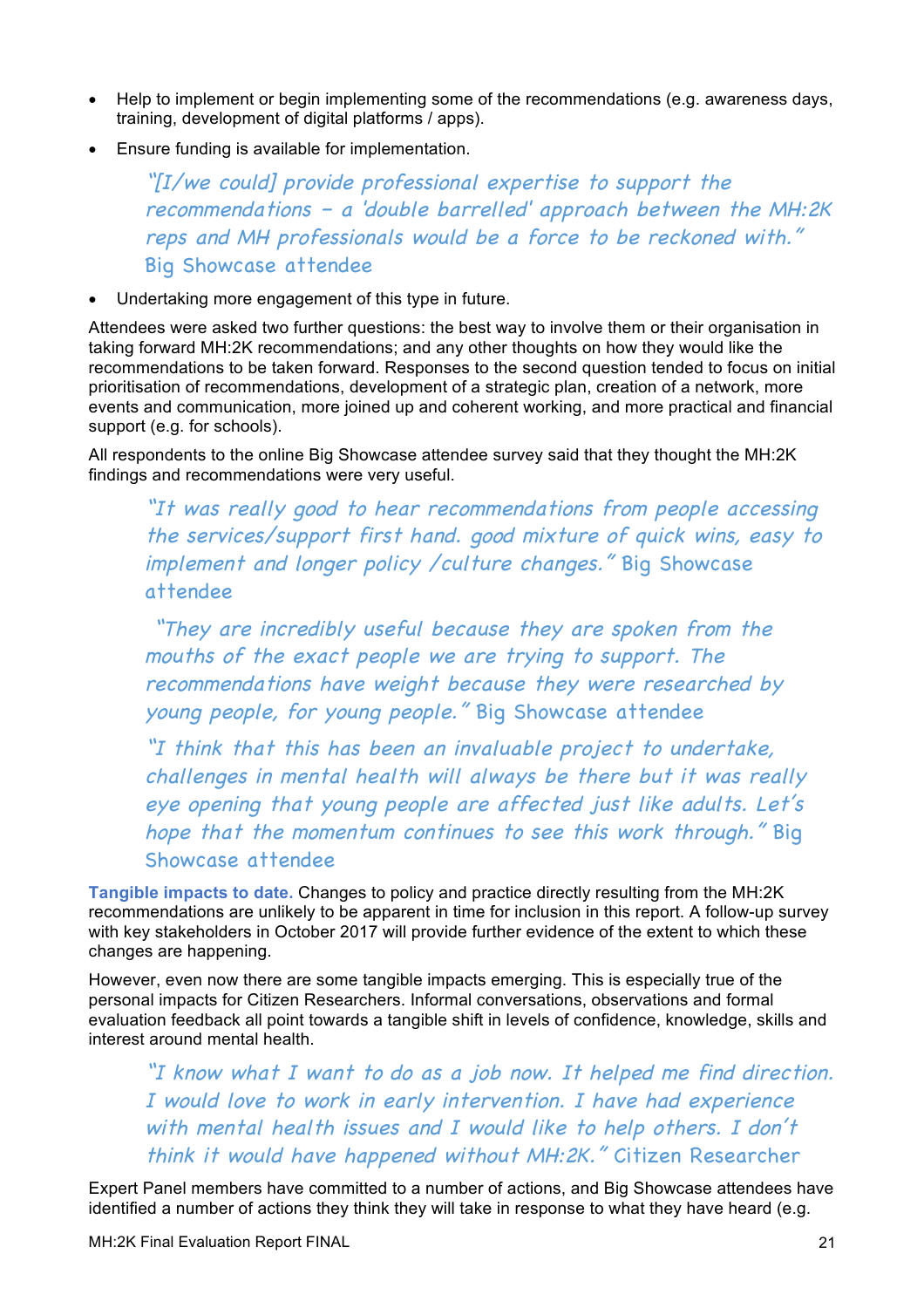- Help to implement or begin implementing some of the recommendations (e.g. awareness days, training, development of digital platforms / apps).
- Ensure funding is available for implementation.

> *"[I/we could] provide professional expertise to support the recommendations – a 'double barrelled' approach between the MH:2K reps and MH professionals would be a force to be reckoned with."* Big Showcase attendee

- Undertaking more engagement of this type in future.

Attendees were asked two further questions: the best way to involve them or their organisation in taking forward MH:2K recommendations; and any other thoughts on how they would like the recommendations to be taken forward. Responses to the second question tended to focus on initial prioritisation of recommendations, development of a strategic plan, creation of a network, more events and communication, more joined up and coherent working, and more practical and financial support (e.g. for schools).

All respondents to the online Big Showcase attendee survey said that they thought the MH:2K findings and recommendations were very useful.

> *"It was really good to hear recommendations from people accessing the services/support first hand. good mixture of quick wins, easy to implement and longer policy /culture changes."* Big Showcase attendee

> *"They are incredibly useful because they are spoken from the mouths of the exact people we are trying to support. The recommendations have weight because they were researched by young people, for young people."* Big Showcase attendee

> *"I think that this has been an invaluable project to undertake, challenges in mental health will always be there but it was really eye opening that young people are affected just like adults. Let's hope that the momentum continues to see this work through."* Big Showcase attendee

**Tangible impacts to date.** Changes to policy and practice directly resulting from the MH:2K recommendations are unlikely to be apparent in time for inclusion in this report. A follow-up survey with key stakeholders in October 2017 will provide further evidence of the extent to which these changes are happening.

However, even now there are some tangible impacts emerging. This is especially true of the personal impacts for Citizen Researchers. Informal conversations, observations and formal evaluation feedback all point towards a tangible shift in levels of confidence, knowledge, skills and interest around mental health.

> *"I know what I want to do as a job now. It helped me find direction. I would love to work in early intervention. I have had experience with mental health issues and I would like to help others. I don't think it would have happened without MH:2K."* Citizen Researcher

Expert Panel members have committed to a number of actions, and Big Showcase attendees have identified a number of actions they think they will take in response to what they have heard (e.g.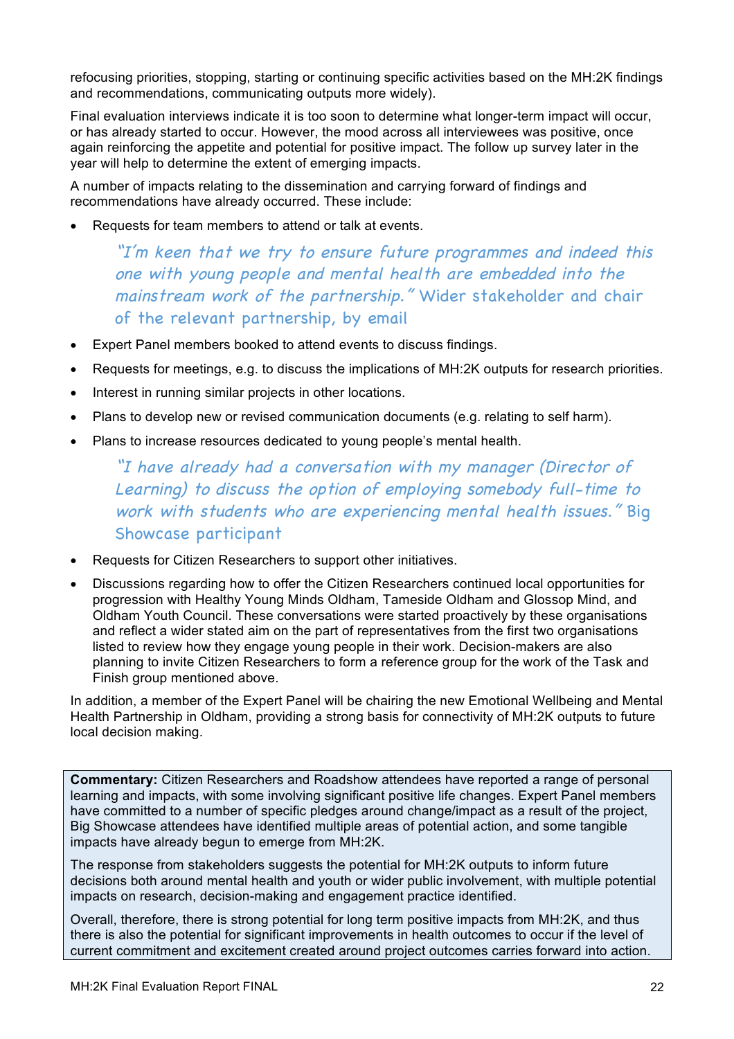refocusing priorities, stopping, starting or continuing specific activities based on the MH:2K findings and recommendations, communicating outputs more widely).

Final evaluation interviews indicate it is too soon to determine what longer-term impact will occur, or has already started to occur. However, the mood across all interviewees was positive, once again reinforcing the appetite and potential for positive impact. The follow up survey later in the year will help to determine the extent of emerging impacts.

A number of impacts relating to the dissemination and carrying forward of findings and recommendations have already occurred. These include:

- Requests for team members to attend or talk at events.

> *"I'm keen that we try to ensure future programmes and indeed this one with young people and mental health are embedded into the mainstream work of the partnership."* Wider stakeholder and chair of the relevant partnership, by email

- Expert Panel members booked to attend events to discuss findings.
- Requests for meetings, e.g. to discuss the implications of MH:2K outputs for research priorities.
- Interest in running similar projects in other locations.
- Plans to develop new or revised communication documents (e.g. relating to self harm).
- Plans to increase resources dedicated to young people's mental health.

> *"I have already had a conversation with my manager (Director of Learning) to discuss the option of employing somebody full-time to work with students who are experiencing mental health issues."* Big Showcase participant

- Requests for Citizen Researchers to support other initiatives.
- Discussions regarding how to offer the Citizen Researchers continued local opportunities for progression with Healthy Young Minds Oldham, Tameside Oldham and Glossop Mind, and Oldham Youth Council. These conversations were started proactively by these organisations and reflect a wider stated aim on the part of representatives from the first two organisations listed to review how they engage young people in their work. Decision-makers are also planning to invite Citizen Researchers to form a reference group for the work of the Task and Finish group mentioned above.

In addition, a member of the Expert Panel will be chairing the new Emotional Wellbeing and Mental Health Partnership in Oldham, providing a strong basis for connectivity of MH:2K outputs to future local decision making.

**Commentary:** Citizen Researchers and Roadshow attendees have reported a range of personal learning and impacts, with some involving significant positive life changes. Expert Panel members have committed to a number of specific pledges around change/impact as a result of the project, Big Showcase attendees have identified multiple areas of potential action, and some tangible impacts have already begun to emerge from MH:2K.

The response from stakeholders suggests the potential for MH:2K outputs to inform future decisions both around mental health and youth or wider public involvement, with multiple potential impacts on research, decision-making and engagement practice identified.

Overall, therefore, there is strong potential for long term positive impacts from MH:2K, and thus there is also the potential for significant improvements in health outcomes to occur if the level of current commitment and excitement created around project outcomes carries forward into action.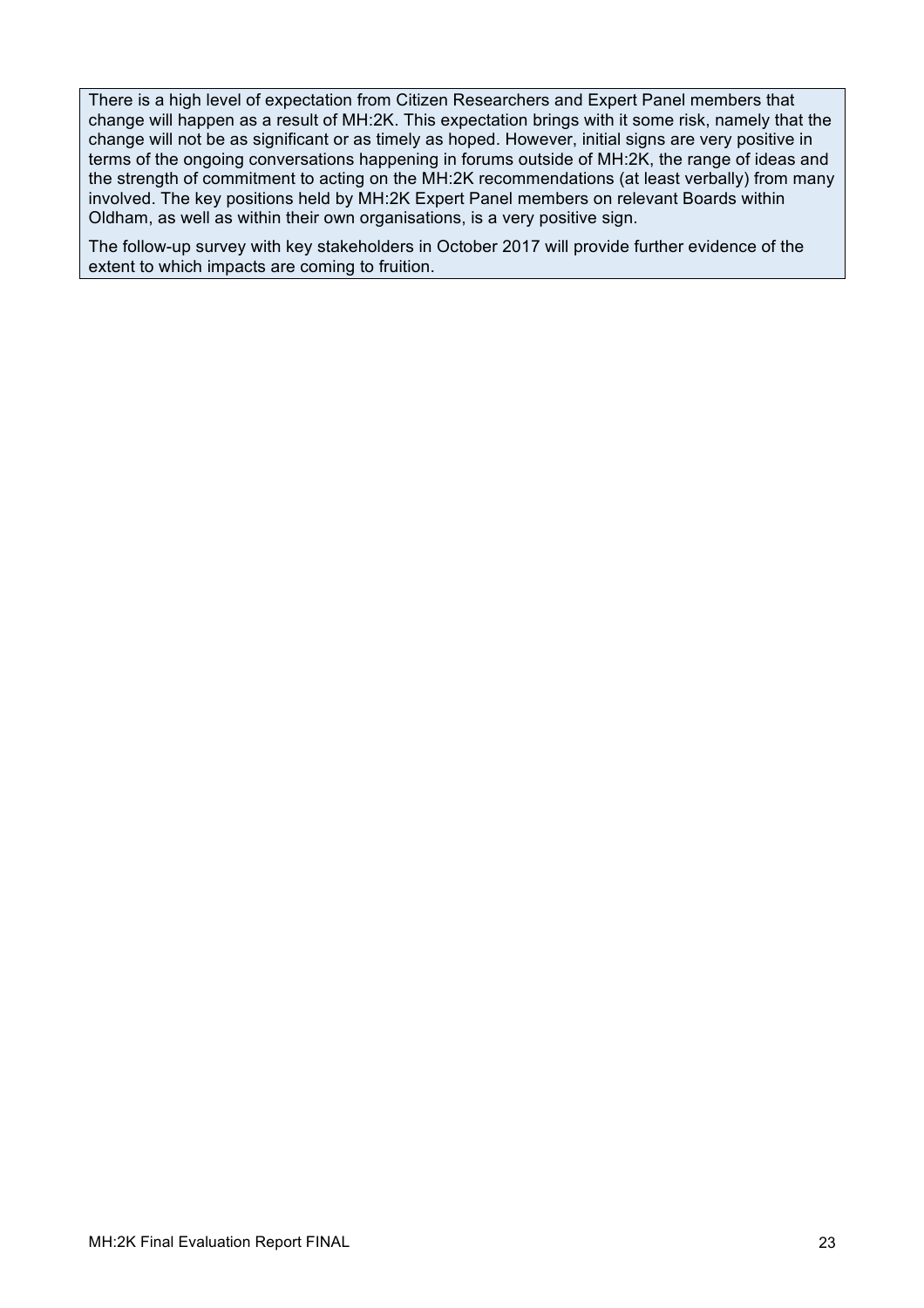There is a high level of expectation from Citizen Researchers and Expert Panel members that change will happen as a result of MH:2K. This expectation brings with it some risk, namely that the change will not be as significant or as timely as hoped. However, initial signs are very positive in terms of the ongoing conversations happening in forums outside of MH:2K, the range of ideas and the strength of commitment to acting on the MH:2K recommendations (at least verbally) from many involved. The key positions held by MH:2K Expert Panel members on relevant Boards within Oldham, as well as within their own organisations, is a very positive sign.

The follow-up survey with key stakeholders in October 2017 will provide further evidence of the extent to which impacts are coming to fruition.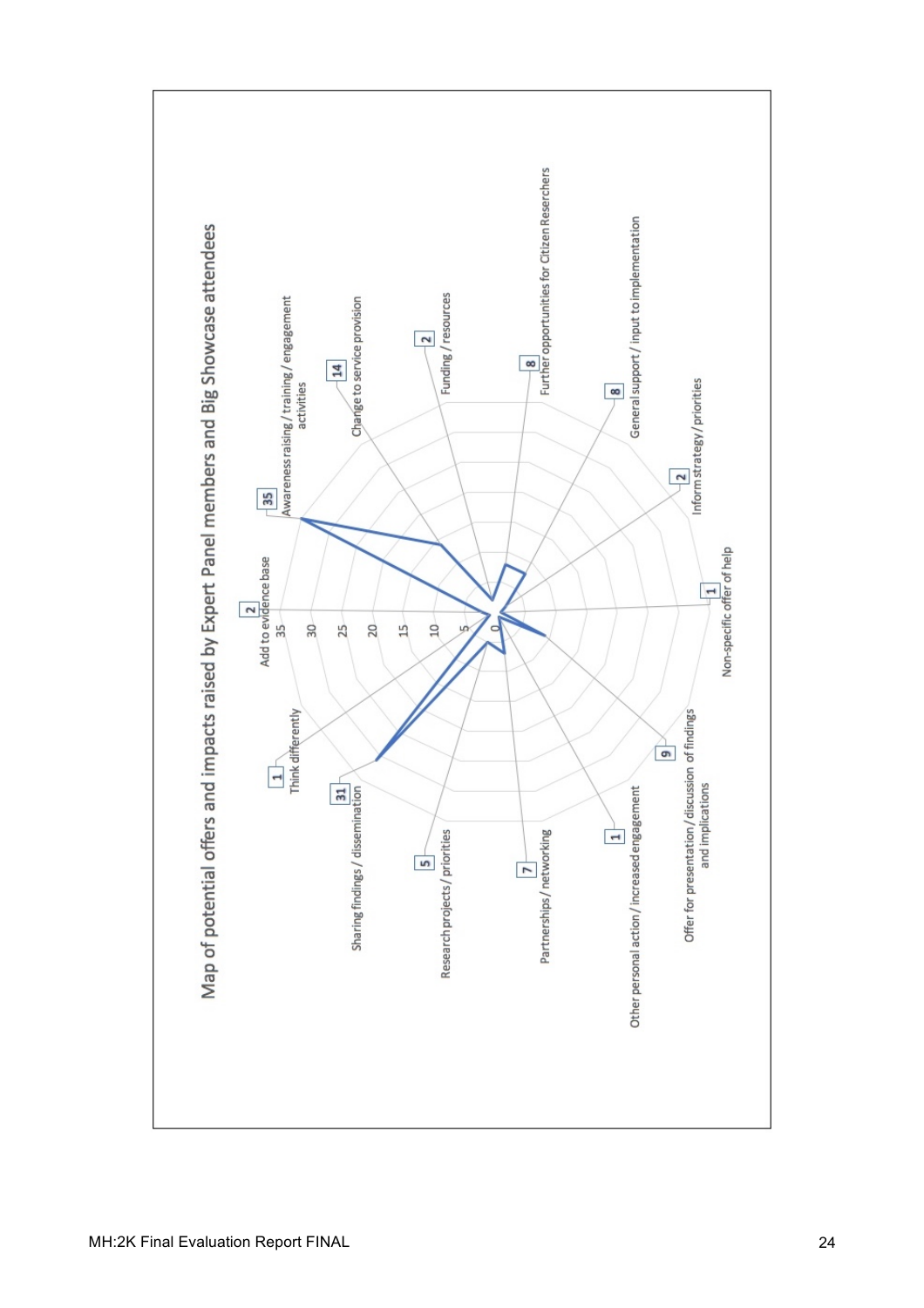# Map of potential offers and impacts raised by Expert Panel members and Big Showcase attendees

| Category | Count |
| --- | --- |
| Add to evidence base | 2 |
| Awareness raising / training / engagement activities | 35 |
| Change to service provision | 14 |
| Funding / resources | 2 |
| Further opportunities for Citizen Reserchers | 8 |
| General support / input to implementation | 8 |
| Inform strategy / priorities | 2 |
| Non-specific offer of help | 1 |
| Offer for presentation / discussion of findings and implications | 9 |
| Other personal action / increased engagement | 1 |
| Partnerships / networking | 7 |
| Research projects / priorities | 5 |
| Sharing findings / dissemination | 31 |
| Think differently | 1 |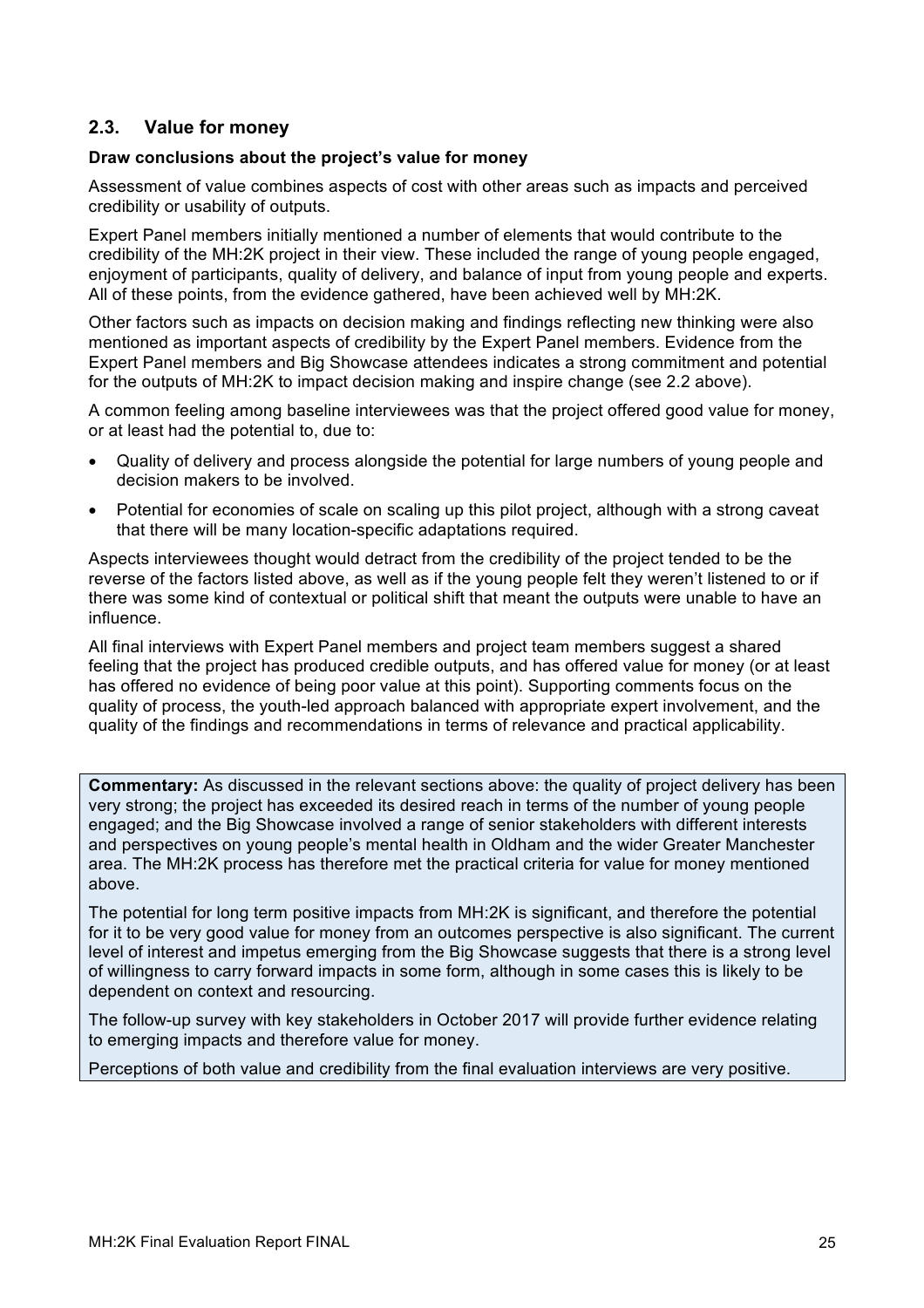## 2.3. Value for money

**Draw conclusions about the project's value for money**

Assessment of value combines aspects of cost with other areas such as impacts and perceived credibility or usability of outputs.

Expert Panel members initially mentioned a number of elements that would contribute to the credibility of the MH:2K project in their view. These included the range of young people engaged, enjoyment of participants, quality of delivery, and balance of input from young people and experts. All of these points, from the evidence gathered, have been achieved well by MH:2K.

Other factors such as impacts on decision making and findings reflecting new thinking were also mentioned as important aspects of credibility by the Expert Panel members. Evidence from the Expert Panel members and Big Showcase attendees indicates a strong commitment and potential for the outputs of MH:2K to impact decision making and inspire change (see 2.2 above).

A common feeling among baseline interviewees was that the project offered good value for money, or at least had the potential to, due to:

- Quality of delivery and process alongside the potential for large numbers of young people and decision makers to be involved.
- Potential for economies of scale on scaling up this pilot project, although with a strong caveat that there will be many location-specific adaptations required.

Aspects interviewees thought would detract from the credibility of the project tended to be the reverse of the factors listed above, as well as if the young people felt they weren't listened to or if there was some kind of contextual or political shift that meant the outputs were unable to have an influence.

All final interviews with Expert Panel members and project team members suggest a shared feeling that the project has produced credible outputs, and has offered value for money (or at least has offered no evidence of being poor value at this point). Supporting comments focus on the quality of process, the youth-led approach balanced with appropriate expert involvement, and the quality of the findings and recommendations in terms of relevance and practical applicability.

**Commentary:** As discussed in the relevant sections above: the quality of project delivery has been very strong; the project has exceeded its desired reach in terms of the number of young people engaged; and the Big Showcase involved a range of senior stakeholders with different interests and perspectives on young people's mental health in Oldham and the wider Greater Manchester area. The MH:2K process has therefore met the practical criteria for value for money mentioned above.

The potential for long term positive impacts from MH:2K is significant, and therefore the potential for it to be very good value for money from an outcomes perspective is also significant. The current level of interest and impetus emerging from the Big Showcase suggests that there is a strong level of willingness to carry forward impacts in some form, although in some cases this is likely to be dependent on context and resourcing.

The follow-up survey with key stakeholders in October 2017 will provide further evidence relating to emerging impacts and therefore value for money.

Perceptions of both value and credibility from the final evaluation interviews are very positive.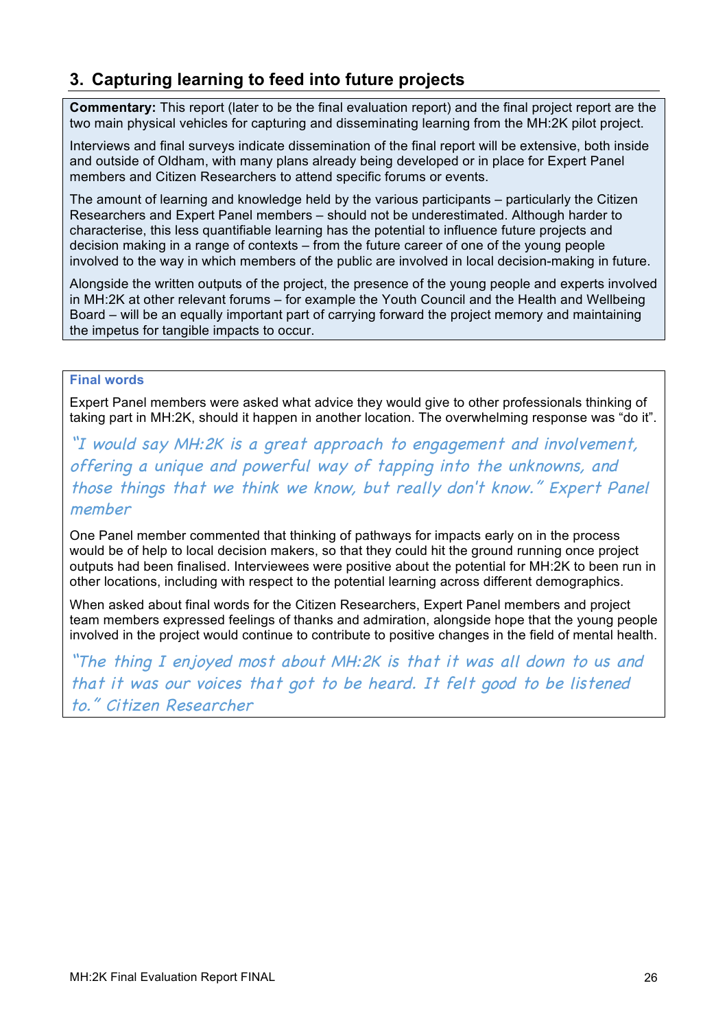## 3. Capturing learning to feed into future projects

**Commentary:** This report (later to be the final evaluation report) and the final project report are the two main physical vehicles for capturing and disseminating learning from the MH:2K pilot project.

Interviews and final surveys indicate dissemination of the final report will be extensive, both inside and outside of Oldham, with many plans already being developed or in place for Expert Panel members and Citizen Researchers to attend specific forums or events.

The amount of learning and knowledge held by the various participants – particularly the Citizen Researchers and Expert Panel members – should not be underestimated. Although harder to characterise, this less quantifiable learning has the potential to influence future projects and decision making in a range of contexts – from the future career of one of the young people involved to the way in which members of the public are involved in local decision-making in future.

Alongside the written outputs of the project, the presence of the young people and experts involved in MH:2K at other relevant forums – for example the Youth Council and the Health and Wellbeing Board – will be an equally important part of carrying forward the project memory and maintaining the impetus for tangible impacts to occur.

### Final words

Expert Panel members were asked what advice they would give to other professionals thinking of taking part in MH:2K, should it happen in another location. The overwhelming response was "do it".

*"I would say MH:2K is a great approach to engagement and involvement, offering a unique and powerful way of tapping into the unknowns, and those things that we think we know, but really don't know." Expert Panel member*

One Panel member commented that thinking of pathways for impacts early on in the process would be of help to local decision makers, so that they could hit the ground running once project outputs had been finalised. Interviewees were positive about the potential for MH:2K to been run in other locations, including with respect to the potential learning across different demographics.

When asked about final words for the Citizen Researchers, Expert Panel members and project team members expressed feelings of thanks and admiration, alongside hope that the young people involved in the project would continue to contribute to positive changes in the field of mental health.

*"The thing I enjoyed most about MH:2K is that it was all down to us and that it was our voices that got to be heard. It felt good to be listened to." Citizen Researcher*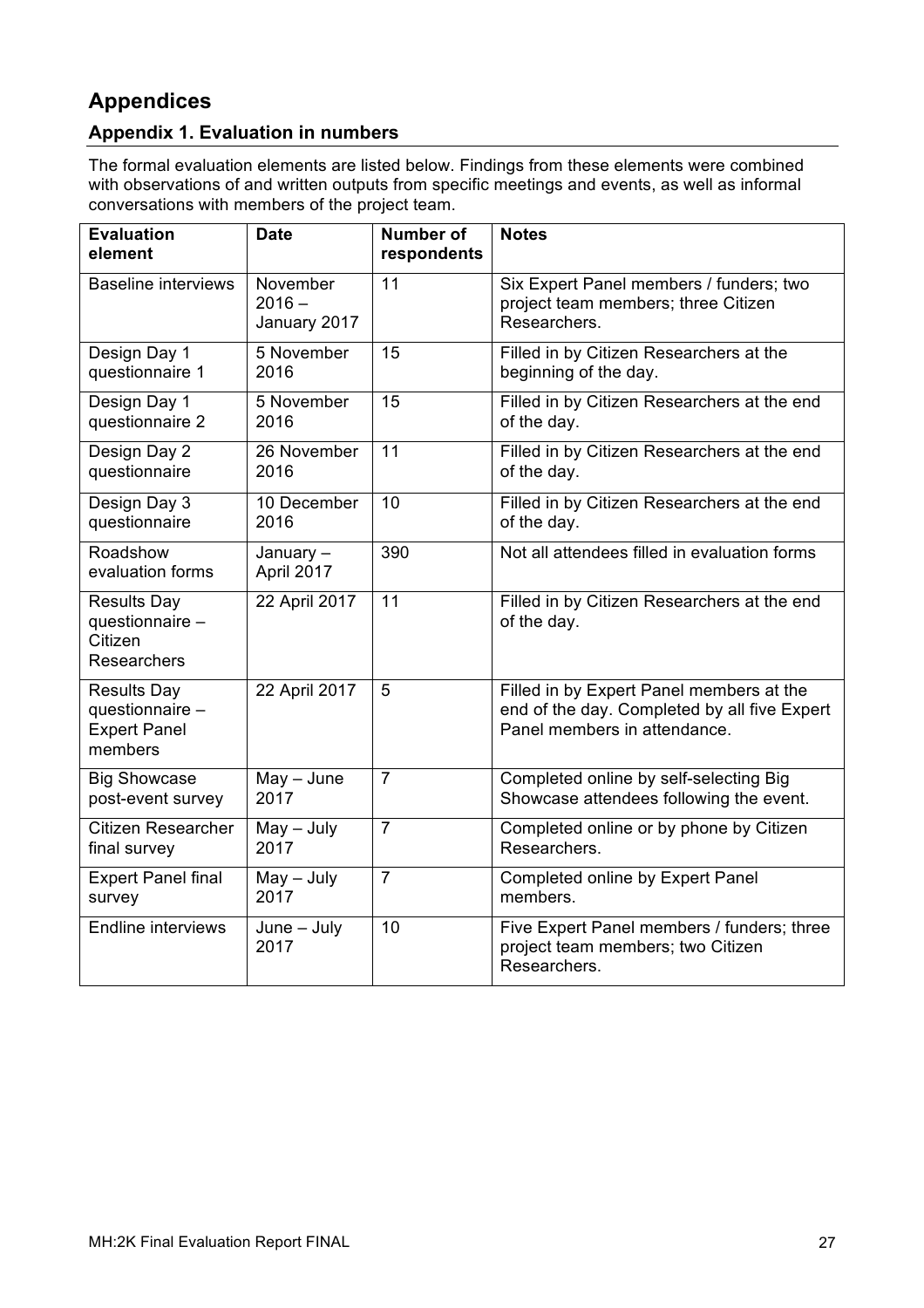# Appendices

## Appendix 1. Evaluation in numbers

The formal evaluation elements are listed below. Findings from these elements were combined with observations of and written outputs from specific meetings and events, as well as informal conversations with members of the project team.

| Evaluation element | Date | Number of respondents | Notes |
|---|---|---|---|
| Baseline interviews | November 2016 – January 2017 | 11 | Six Expert Panel members / funders; two project team members; three Citizen Researchers. |
| Design Day 1 questionnaire 1 | 5 November 2016 | 15 | Filled in by Citizen Researchers at the beginning of the day. |
| Design Day 1 questionnaire 2 | 5 November 2016 | 15 | Filled in by Citizen Researchers at the end of the day. |
| Design Day 2 questionnaire | 26 November 2016 | 11 | Filled in by Citizen Researchers at the end of the day. |
| Design Day 3 questionnaire | 10 December 2016 | 10 | Filled in by Citizen Researchers at the end of the day. |
| Roadshow evaluation forms | January – April 2017 | 390 | Not all attendees filled in evaluation forms |
| Results Day questionnaire – Citizen Researchers | 22 April 2017 | 11 | Filled in by Citizen Researchers at the end of the day. |
| Results Day questionnaire – Expert Panel members | 22 April 2017 | 5 | Filled in by Expert Panel members at the end of the day. Completed by all five Expert Panel members in attendance. |
| Big Showcase post-event survey | May – June 2017 | 7 | Completed online by self-selecting Big Showcase attendees following the event. |
| Citizen Researcher final survey | May – July 2017 | 7 | Completed online or by phone by Citizen Researchers. |
| Expert Panel final survey | May – July 2017 | 7 | Completed online by Expert Panel members. |
| Endline interviews | June – July 2017 | 10 | Five Expert Panel members / funders; three project team members; two Citizen Researchers. |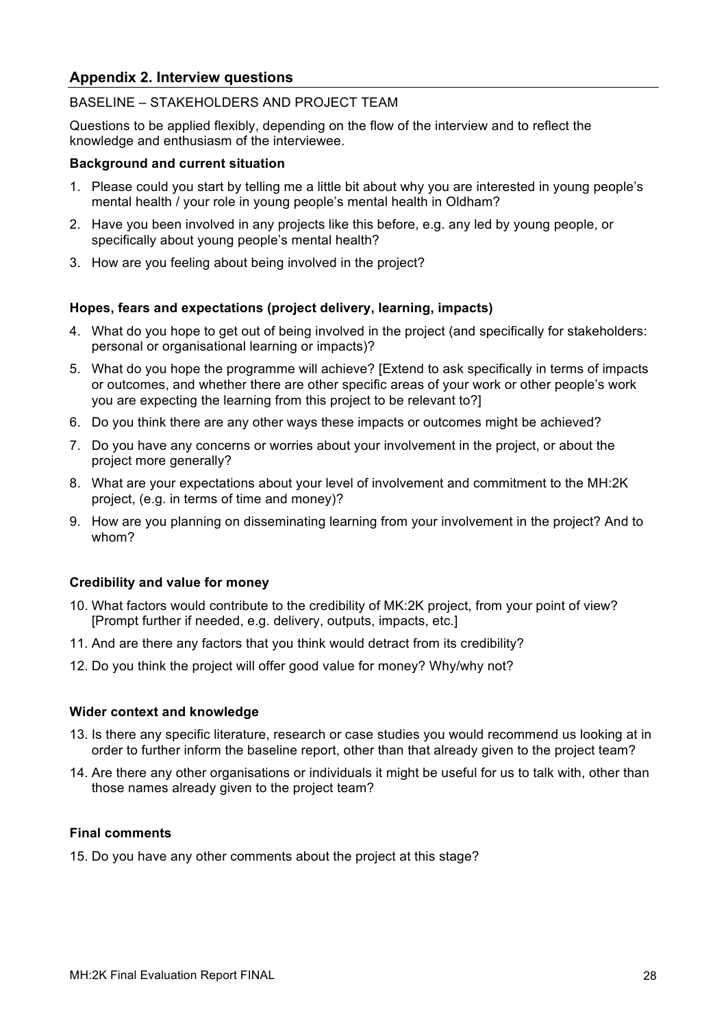## Appendix 2. Interview questions

BASELINE – STAKEHOLDERS AND PROJECT TEAM

Questions to be applied flexibly, depending on the flow of the interview and to reflect the knowledge and enthusiasm of the interviewee.

**Background and current situation**

1. Please could you start by telling me a little bit about why you are interested in young people's mental health / your role in young people's mental health in Oldham?
2. Have you been involved in any projects like this before, e.g. any led by young people, or specifically about young people's mental health?
3. How are you feeling about being involved in the project?

**Hopes, fears and expectations (project delivery, learning, impacts)**

4. What do you hope to get out of being involved in the project (and specifically for stakeholders: personal or organisational learning or impacts)?
5. What do you hope the programme will achieve? [Extend to ask specifically in terms of impacts or outcomes, and whether there are other specific areas of your work or other people's work you are expecting the learning from this project to be relevant to?]
6. Do you think there are any other ways these impacts or outcomes might be achieved?
7. Do you have any concerns or worries about your involvement in the project, or about the project more generally?
8. What are your expectations about your level of involvement and commitment to the MH:2K project, (e.g. in terms of time and money)?
9. How are you planning on disseminating learning from your involvement in the project? And to whom?

**Credibility and value for money**

10. What factors would contribute to the credibility of MK:2K project, from your point of view? [Prompt further if needed, e.g. delivery, outputs, impacts, etc.]
11. And are there any factors that you think would detract from its credibility?
12. Do you think the project will offer good value for money? Why/why not?

**Wider context and knowledge**

13. Is there any specific literature, research or case studies you would recommend us looking at in order to further inform the baseline report, other than that already given to the project team?
14. Are there any other organisations or individuals it might be useful for us to talk with, other than those names already given to the project team?

**Final comments**

15. Do you have any other comments about the project at this stage?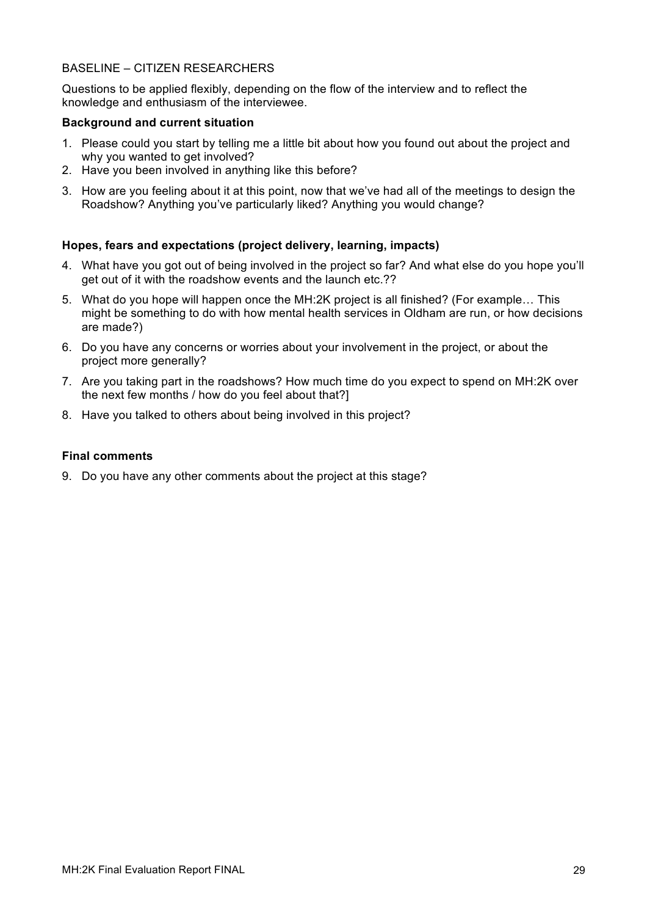BASELINE – CITIZEN RESEARCHERS

Questions to be applied flexibly, depending on the flow of the interview and to reflect the knowledge and enthusiasm of the interviewee.

**Background and current situation**

1. Please could you start by telling me a little bit about how you found out about the project and why you wanted to get involved?
2. Have you been involved in anything like this before?
3. How are you feeling about it at this point, now that we've had all of the meetings to design the Roadshow? Anything you've particularly liked? Anything you would change?

**Hopes, fears and expectations (project delivery, learning, impacts)**

4. What have you got out of being involved in the project so far? And what else do you hope you'll get out of it with the roadshow events and the launch etc.??
5. What do you hope will happen once the MH:2K project is all finished? (For example… This might be something to do with how mental health services in Oldham are run, or how decisions are made?)
6. Do you have any concerns or worries about your involvement in the project, or about the project more generally?
7. Are you taking part in the roadshows? How much time do you expect to spend on MH:2K over the next few months / how do you feel about that?]
8. Have you talked to others about being involved in this project?

**Final comments**

9. Do you have any other comments about the project at this stage?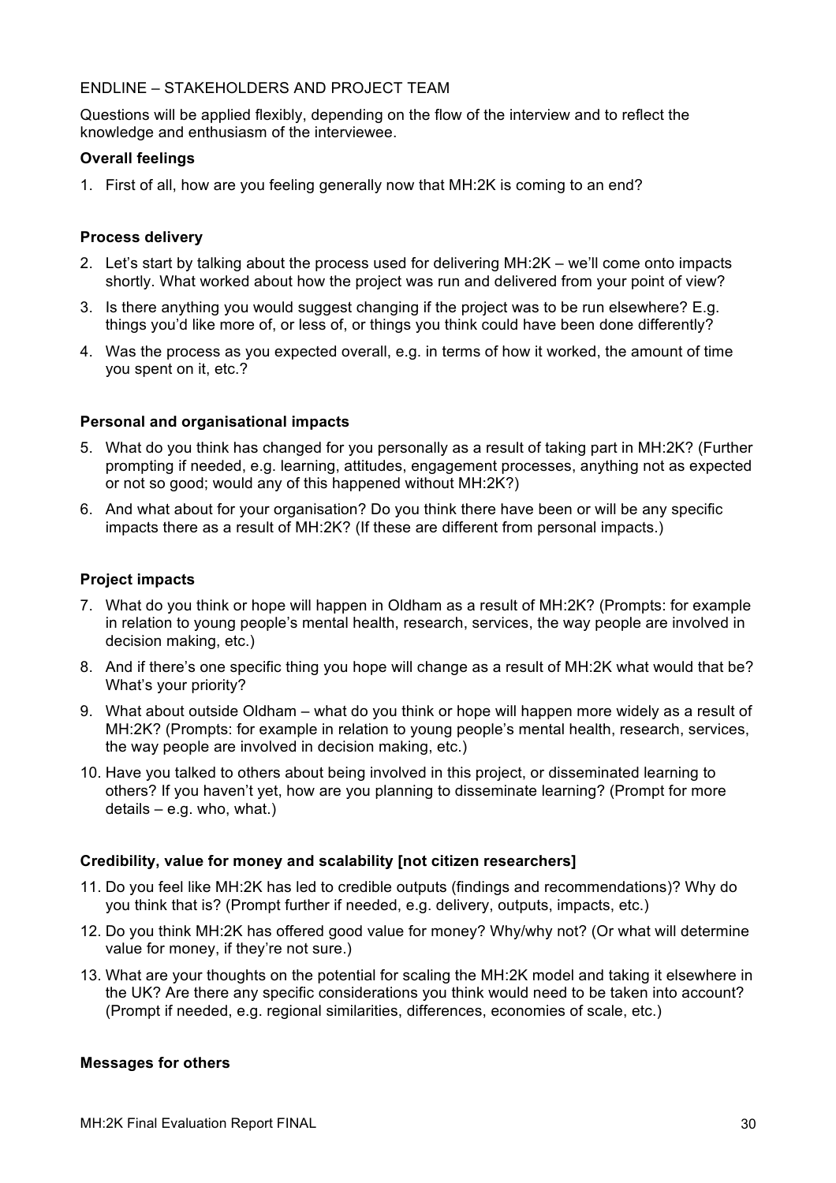ENDLINE – STAKEHOLDERS AND PROJECT TEAM

Questions will be applied flexibly, depending on the flow of the interview and to reflect the knowledge and enthusiasm of the interviewee.

**Overall feelings**

1. First of all, how are you feeling generally now that MH:2K is coming to an end?

**Process delivery**

2. Let's start by talking about the process used for delivering MH:2K – we'll come onto impacts shortly. What worked about how the project was run and delivered from your point of view?
3. Is there anything you would suggest changing if the project was to be run elsewhere? E.g. things you'd like more of, or less of, or things you think could have been done differently?
4. Was the process as you expected overall, e.g. in terms of how it worked, the amount of time you spent on it, etc.?

**Personal and organisational impacts**

5. What do you think has changed for you personally as a result of taking part in MH:2K? (Further prompting if needed, e.g. learning, attitudes, engagement processes, anything not as expected or not so good; would any of this happened without MH:2K?)
6. And what about for your organisation? Do you think there have been or will be any specific impacts there as a result of MH:2K? (If these are different from personal impacts.)

**Project impacts**

7. What do you think or hope will happen in Oldham as a result of MH:2K? (Prompts: for example in relation to young people's mental health, research, services, the way people are involved in decision making, etc.)
8. And if there's one specific thing you hope will change as a result of MH:2K what would that be? What's your priority?
9. What about outside Oldham – what do you think or hope will happen more widely as a result of MH:2K? (Prompts: for example in relation to young people's mental health, research, services, the way people are involved in decision making, etc.)
10. Have you talked to others about being involved in this project, or disseminated learning to others? If you haven't yet, how are you planning to disseminate learning? (Prompt for more details – e.g. who, what.)

**Credibility, value for money and scalability [not citizen researchers]**

11. Do you feel like MH:2K has led to credible outputs (findings and recommendations)? Why do you think that is? (Prompt further if needed, e.g. delivery, outputs, impacts, etc.)
12. Do you think MH:2K has offered good value for money? Why/why not? (Or what will determine value for money, if they're not sure.)
13. What are your thoughts on the potential for scaling the MH:2K model and taking it elsewhere in the UK? Are there any specific considerations you think would need to be taken into account? (Prompt if needed, e.g. regional similarities, differences, economies of scale, etc.)

**Messages for others**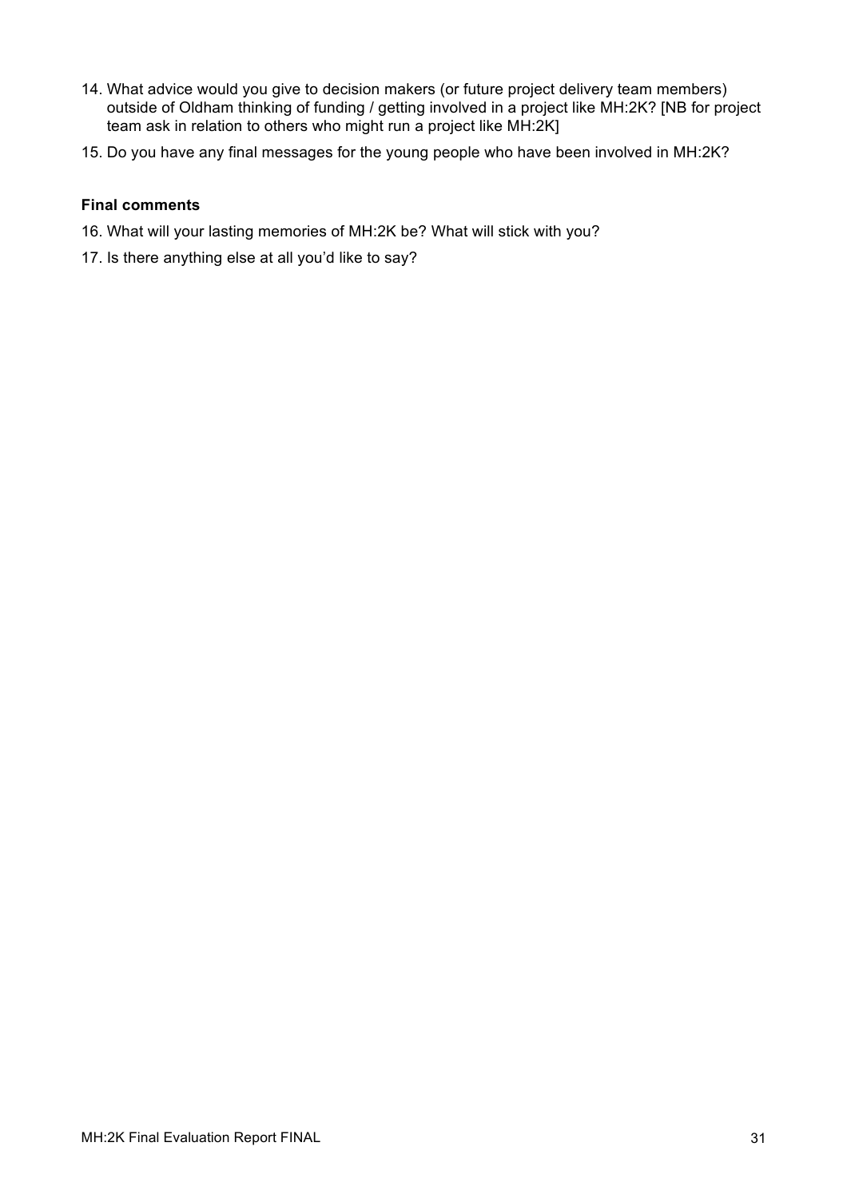14. What advice would you give to decision makers (or future project delivery team members) outside of Oldham thinking of funding / getting involved in a project like MH:2K? [NB for project team ask in relation to others who might run a project like MH:2K]
15. Do you have any final messages for the young people who have been involved in MH:2K?

**Final comments**

16. What will your lasting memories of MH:2K be? What will stick with you?
17. Is there anything else at all you'd like to say?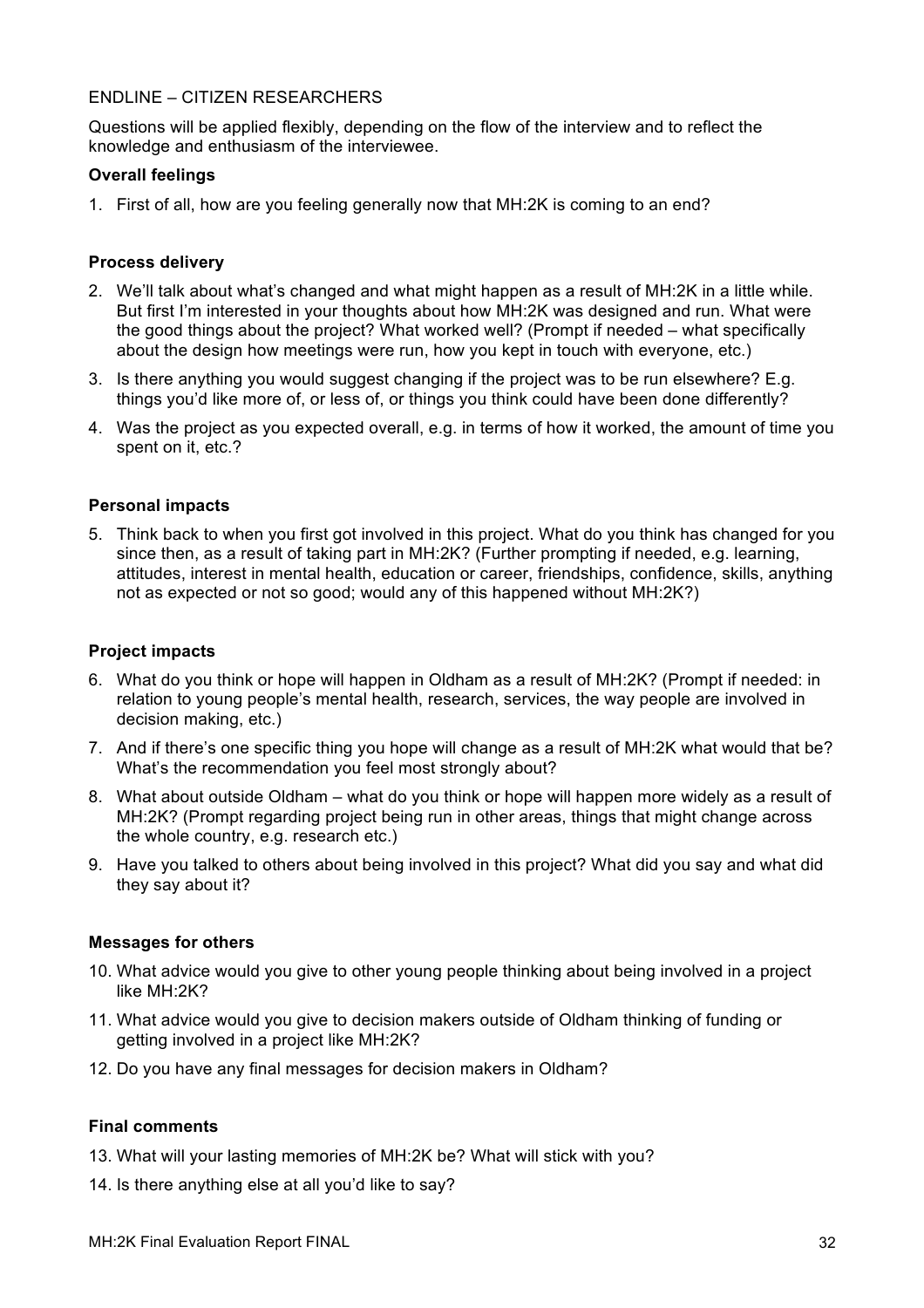## ENDLINE – CITIZEN RESEARCHERS

Questions will be applied flexibly, depending on the flow of the interview and to reflect the knowledge and enthusiasm of the interviewee.

### Overall feelings

1. First of all, how are you feeling generally now that MH:2K is coming to an end?

### Process delivery

2. We'll talk about what's changed and what might happen as a result of MH:2K in a little while. But first I'm interested in your thoughts about how MH:2K was designed and run. What were the good things about the project? What worked well? (Prompt if needed – what specifically about the design how meetings were run, how you kept in touch with everyone, etc.)
3. Is there anything you would suggest changing if the project was to be run elsewhere? E.g. things you'd like more of, or less of, or things you think could have been done differently?
4. Was the project as you expected overall, e.g. in terms of how it worked, the amount of time you spent on it, etc.?

### Personal impacts

5. Think back to when you first got involved in this project. What do you think has changed for you since then, as a result of taking part in MH:2K? (Further prompting if needed, e.g. learning, attitudes, interest in mental health, education or career, friendships, confidence, skills, anything not as expected or not so good; would any of this happened without MH:2K?)

### Project impacts

6. What do you think or hope will happen in Oldham as a result of MH:2K? (Prompt if needed: in relation to young people's mental health, research, services, the way people are involved in decision making, etc.)
7. And if there's one specific thing you hope will change as a result of MH:2K what would that be? What's the recommendation you feel most strongly about?
8. What about outside Oldham – what do you think or hope will happen more widely as a result of MH:2K? (Prompt regarding project being run in other areas, things that might change across the whole country, e.g. research etc.)
9. Have you talked to others about being involved in this project? What did you say and what did they say about it?

### Messages for others

10. What advice would you give to other young people thinking about being involved in a project like MH:2K?
11. What advice would you give to decision makers outside of Oldham thinking of funding or getting involved in a project like MH:2K?
12. Do you have any final messages for decision makers in Oldham?

### Final comments

13. What will your lasting memories of MH:2K be? What will stick with you?
14. Is there anything else at all you'd like to say?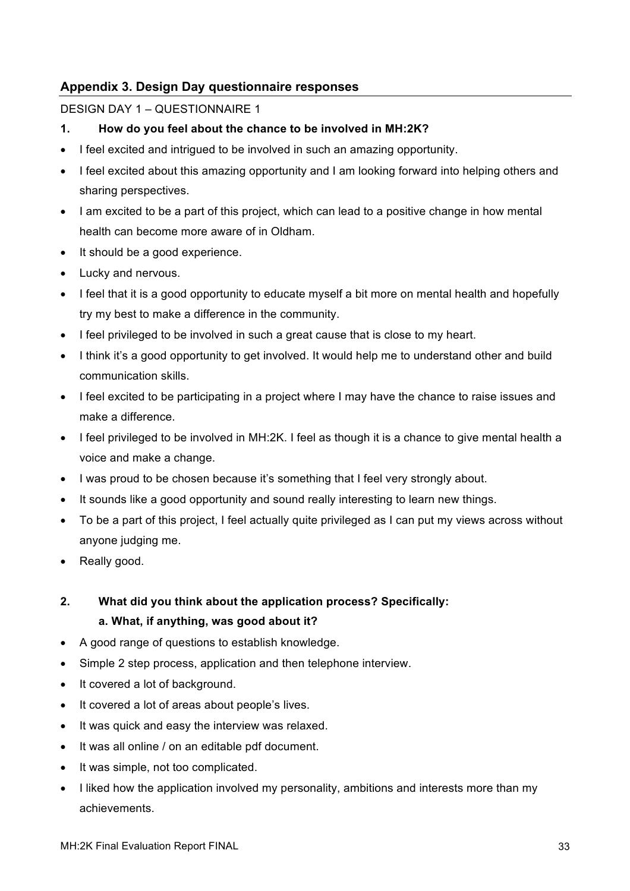## Appendix 3. Design Day questionnaire responses

DESIGN DAY 1 – QUESTIONNAIRE 1

**1. How do you feel about the chance to be involved in MH:2K?**

- I feel excited and intrigued to be involved in such an amazing opportunity.
- I feel excited about this amazing opportunity and I am looking forward into helping others and sharing perspectives.
- I am excited to be a part of this project, which can lead to a positive change in how mental health can become more aware of in Oldham.
- It should be a good experience.
- Lucky and nervous.
- I feel that it is a good opportunity to educate myself a bit more on mental health and hopefully try my best to make a difference in the community.
- I feel privileged to be involved in such a great cause that is close to my heart.
- I think it's a good opportunity to get involved. It would help me to understand other and build communication skills.
- I feel excited to be participating in a project where I may have the chance to raise issues and make a difference.
- I feel privileged to be involved in MH:2K. I feel as though it is a chance to give mental health a voice and make a change.
- I was proud to be chosen because it's something that I feel very strongly about.
- It sounds like a good opportunity and sound really interesting to learn new things.
- To be a part of this project, I feel actually quite privileged as I can put my views across without anyone judging me.
- Really good.

**2. What did you think about the application process? Specifically:**
**a. What, if anything, was good about it?**

- A good range of questions to establish knowledge.
- Simple 2 step process, application and then telephone interview.
- It covered a lot of background.
- It covered a lot of areas about people's lives.
- It was quick and easy the interview was relaxed.
- It was all online / on an editable pdf document.
- It was simple, not too complicated.
- I liked how the application involved my personality, ambitions and interests more than my achievements.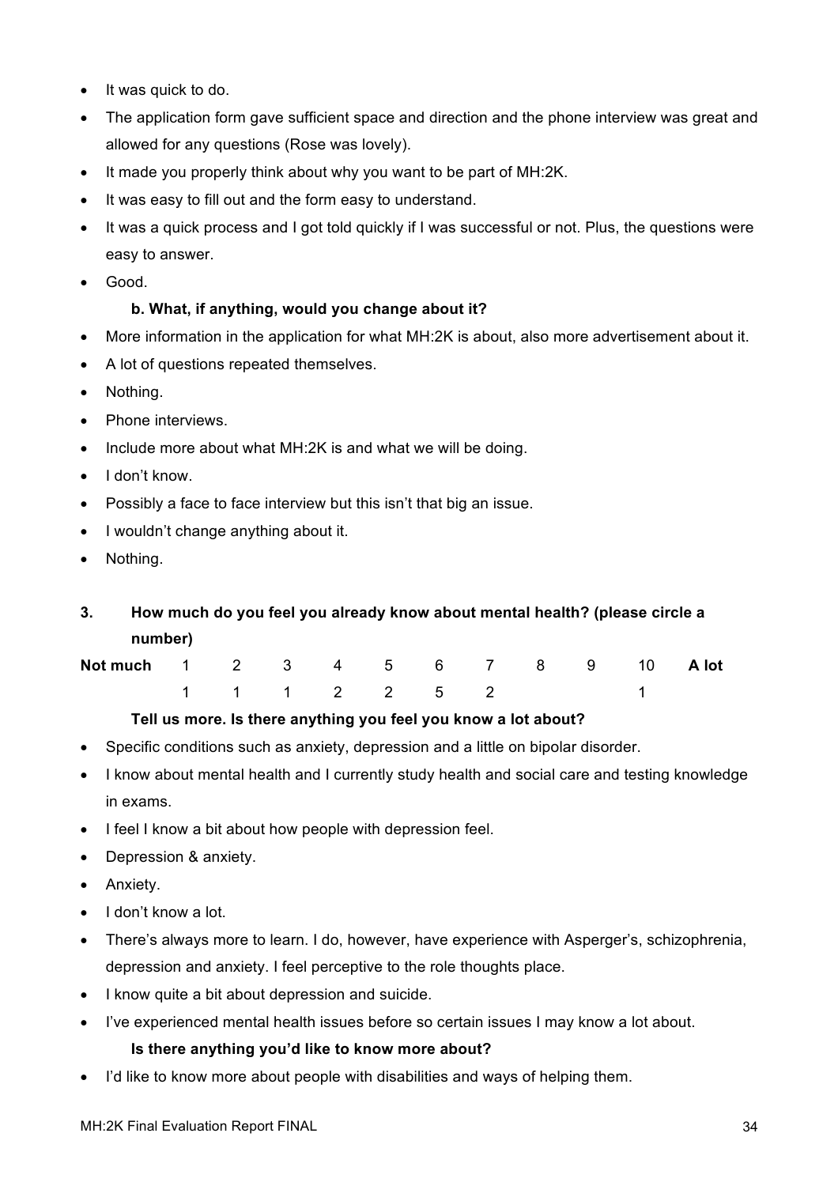- It was quick to do.
- The application form gave sufficient space and direction and the phone interview was great and allowed for any questions (Rose was lovely).
- It made you properly think about why you want to be part of MH:2K.
- It was easy to fill out and the form easy to understand.
- It was a quick process and I got told quickly if I was successful or not. Plus, the questions were easy to answer.
- Good.

**b. What, if anything, would you change about it?**

- More information in the application for what MH:2K is about, also more advertisement about it.
- A lot of questions repeated themselves.
- Nothing.
- Phone interviews.
- Include more about what MH:2K is and what we will be doing.
- I don't know.
- Possibly a face to face interview but this isn't that big an issue.
- I wouldn't change anything about it.
- Nothing.

**3. How much do you feel you already know about mental health? (please circle a number)**

| Not much | 1 | 2 | 3 | 4 | 5 | 6 | 7 | 8 | 9 | 10 | A lot |
|---|---|---|---|---|---|---|---|---|---|---|---|
| | 1 | 1 | 1 | 2 | 2 | 5 | 2 | | | 1 | |

**Tell us more. Is there anything you feel you know a lot about?**

- Specific conditions such as anxiety, depression and a little on bipolar disorder.
- I know about mental health and I currently study health and social care and testing knowledge in exams.
- I feel I know a bit about how people with depression feel.
- Depression & anxiety.
- Anxiety.
- I don't know a lot.
- There's always more to learn. I do, however, have experience with Asperger's, schizophrenia, depression and anxiety. I feel perceptive to the role thoughts place.
- I know quite a bit about depression and suicide.
- I've experienced mental health issues before so certain issues I may know a lot about.

**Is there anything you'd like to know more about?**

- I'd like to know more about people with disabilities and ways of helping them.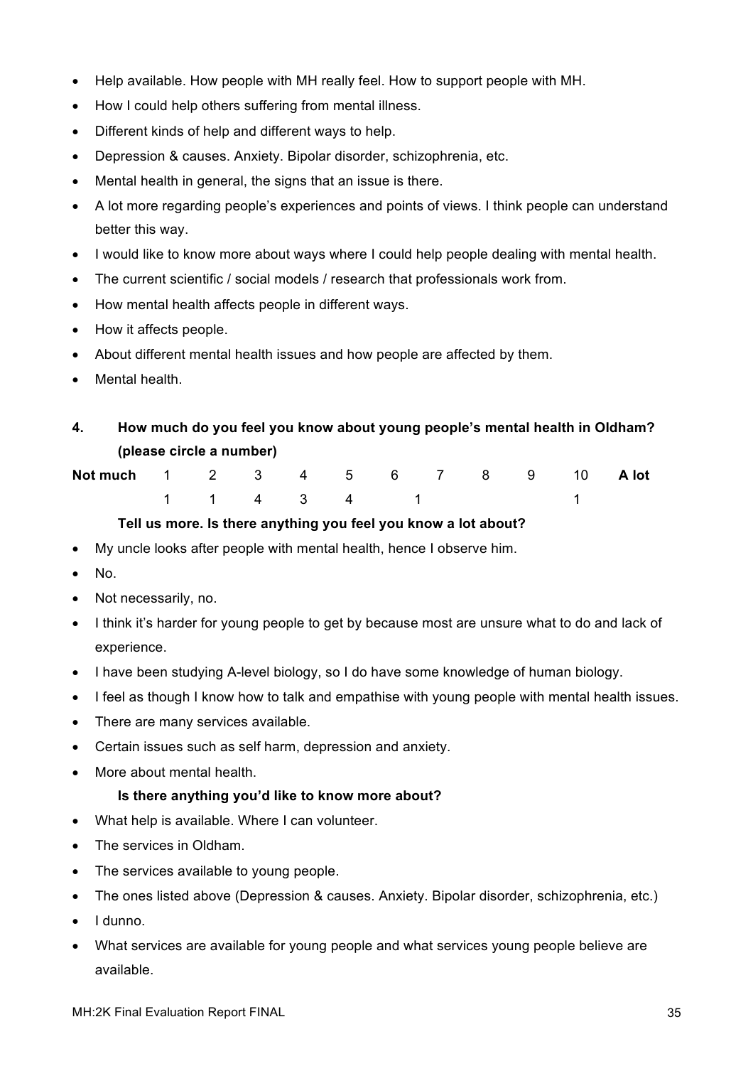- Help available. How people with MH really feel. How to support people with MH.
- How I could help others suffering from mental illness.
- Different kinds of help and different ways to help.
- Depression & causes. Anxiety. Bipolar disorder, schizophrenia, etc.
- Mental health in general, the signs that an issue is there.
- A lot more regarding people's experiences and points of views. I think people can understand better this way.
- I would like to know more about ways where I could help people dealing with mental health.
- The current scientific / social models / research that professionals work from.
- How mental health affects people in different ways.
- How it affects people.
- About different mental health issues and how people are affected by them.
- Mental health.

**4. How much do you feel you know about young people's mental health in Oldham? (please circle a number)**

| Not much | 1 | 2 | 3 | 4 | 5 | 6 | 7 | 8 | 9 | 10 | A lot |
|---|---|---|---|---|---|---|---|---|---|---|---|
| | 1 | 1 | 4 | 3 | 4 | 1 | | | | 1 | |

**Tell us more. Is there anything you feel you know a lot about?**

- My uncle looks after people with mental health, hence I observe him.
- No.
- Not necessarily, no.
- I think it's harder for young people to get by because most are unsure what to do and lack of experience.
- I have been studying A-level biology, so I do have some knowledge of human biology.
- I feel as though I know how to talk and empathise with young people with mental health issues.
- There are many services available.
- Certain issues such as self harm, depression and anxiety.
- More about mental health.

**Is there anything you'd like to know more about?**

- What help is available. Where I can volunteer.
- The services in Oldham.
- The services available to young people.
- The ones listed above (Depression & causes. Anxiety. Bipolar disorder, schizophrenia, etc.)
- I dunno.
- What services are available for young people and what services young people believe are available.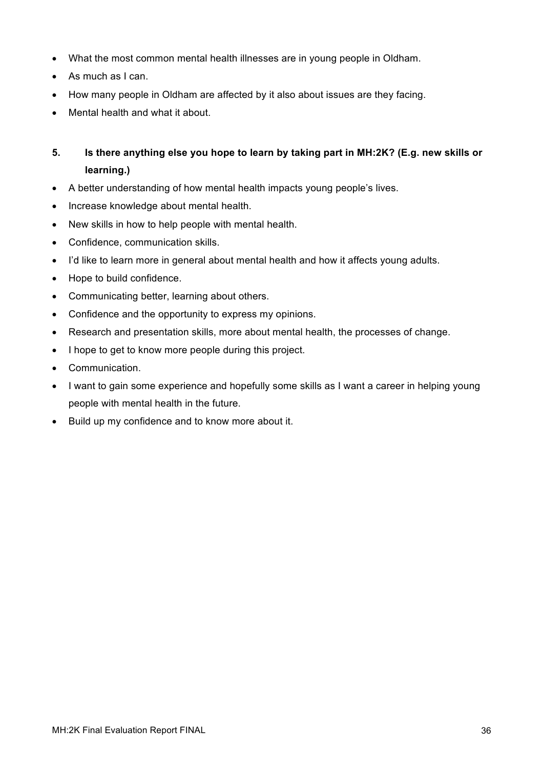- What the most common mental health illnesses are in young people in Oldham.
- As much as I can.
- How many people in Oldham are affected by it also about issues are they facing.
- Mental health and what it about.

**5. Is there anything else you hope to learn by taking part in MH:2K? (E.g. new skills or learning.)**

- A better understanding of how mental health impacts young people's lives.
- Increase knowledge about mental health.
- New skills in how to help people with mental health.
- Confidence, communication skills.
- I'd like to learn more in general about mental health and how it affects young adults.
- Hope to build confidence.
- Communicating better, learning about others.
- Confidence and the opportunity to express my opinions.
- Research and presentation skills, more about mental health, the processes of change.
- I hope to get to know more people during this project.
- Communication.
- I want to gain some experience and hopefully some skills as I want a career in helping young people with mental health in the future.
- Build up my confidence and to know more about it.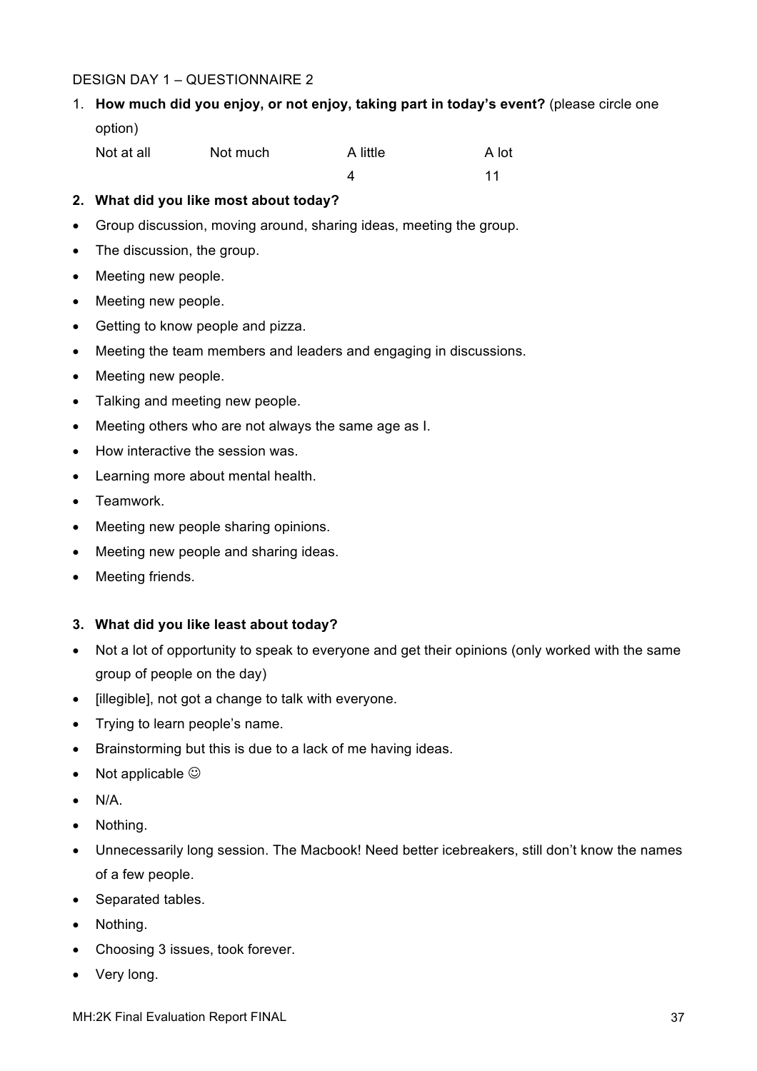DESIGN DAY 1 – QUESTIONNAIRE 2

1. **How much did you enjoy, or not enjoy, taking part in today's event?** (please circle one option)

| Not at all | Not much | A little | A lot |
|---|---|---|---|
| | | 4 | 11 |

2. **What did you like most about today?**

- Group discussion, moving around, sharing ideas, meeting the group.
- The discussion, the group.
- Meeting new people.
- Meeting new people.
- Getting to know people and pizza.
- Meeting the team members and leaders and engaging in discussions.
- Meeting new people.
- Talking and meeting new people.
- Meeting others who are not always the same age as I.
- How interactive the session was.
- Learning more about mental health.
- Teamwork.
- Meeting new people sharing opinions.
- Meeting new people and sharing ideas.
- Meeting friends.

3. **What did you like least about today?**

- Not a lot of opportunity to speak to everyone and get their opinions (only worked with the same group of people on the day)
- [illegible], not got a change to talk with everyone.
- Trying to learn people's name.
- Brainstorming but this is due to a lack of me having ideas.
- Not applicable ☺
- N/A.
- Nothing.
- Unnecessarily long session. The Macbook! Need better icebreakers, still don't know the names of a few people.
- Separated tables.
- Nothing.
- Choosing 3 issues, took forever.
- Very long.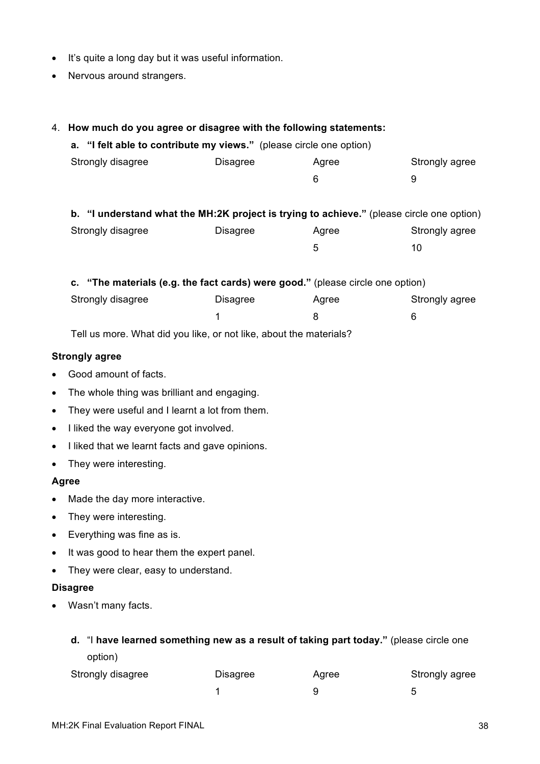- It's quite a long day but it was useful information.
- Nervous around strangers.

4. **How much do you agree or disagree with the following statements:**

   a. **"I felt able to contribute my views."** (please circle one option)

| Strongly disagree | Disagree | Agree | Strongly agree |
|---|---|---|---|
| | | 6 | 9 |

   b. **"I understand what the MH:2K project is trying to achieve."** (please circle one option)

| Strongly disagree | Disagree | Agree | Strongly agree |
|---|---|---|---|
| | | 5 | 10 |

   c. **"The materials (e.g. the fact cards) were good."** (please circle one option)

| Strongly disagree | Disagree | Agree | Strongly agree |
|---|---|---|---|
| | 1 | 8 | 6 |

   Tell us more. What did you like, or not like, about the materials?

**Strongly agree**

- Good amount of facts.
- The whole thing was brilliant and engaging.
- They were useful and I learnt a lot from them.
- I liked the way everyone got involved.
- I liked that we learnt facts and gave opinions.
- They were interesting.

**Agree**

- Made the day more interactive.
- They were interesting.
- Everything was fine as is.
- It was good to hear them the expert panel.
- They were clear, easy to understand.

**Disagree**

- Wasn't many facts.

   d. "I **have learned something new as a result of taking part today."** (please circle one option)

| Strongly disagree | Disagree | Agree | Strongly agree |
|---|---|---|---|
| | 1 | 9 | 5 |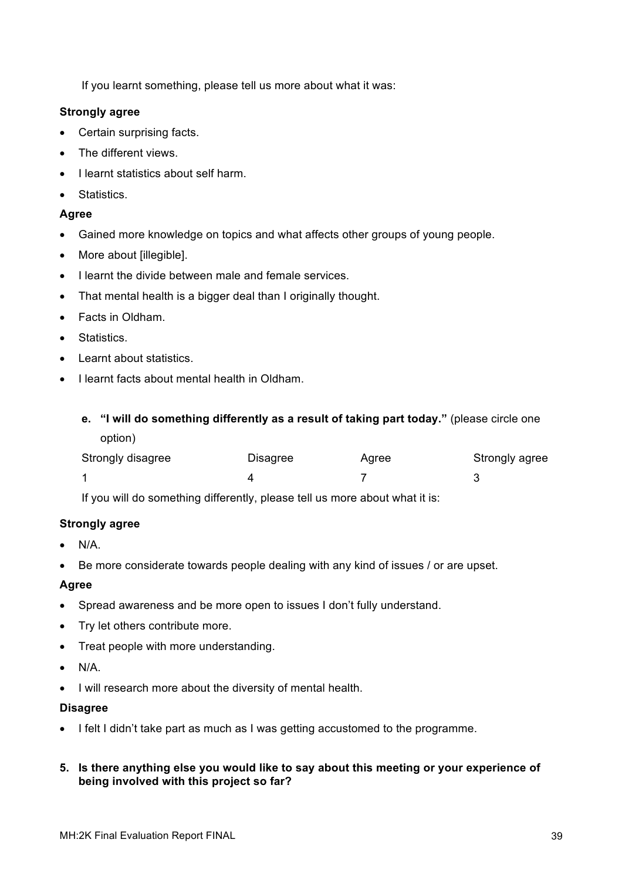If you learnt something, please tell us more about what it was:

**Strongly agree**

- Certain surprising facts.
- The different views.
- I learnt statistics about self harm.
- Statistics.

**Agree**

- Gained more knowledge on topics and what affects other groups of young people.
- More about [illegible].
- I learnt the divide between male and female services.
- That mental health is a bigger deal than I originally thought.
- Facts in Oldham.
- Statistics.
- Learnt about statistics.
- I learnt facts about mental health in Oldham.

e. **"I will do something differently as a result of taking part today."** (please circle one option)

| Strongly disagree | Disagree | Agree | Strongly agree |
|---|---|---|---|
| 1 | 4 | 7 | 3 |

If you will do something differently, please tell us more about what it is:

**Strongly agree**

- N/A.
- Be more considerate towards people dealing with any kind of issues / or are upset.

**Agree**

- Spread awareness and be more open to issues I don't fully understand.
- Try let others contribute more.
- Treat people with more understanding.
- N/A.
- I will research more about the diversity of mental health.

**Disagree**

- I felt I didn't take part as much as I was getting accustomed to the programme.

5. **Is there anything else you would like to say about this meeting or your experience of being involved with this project so far?**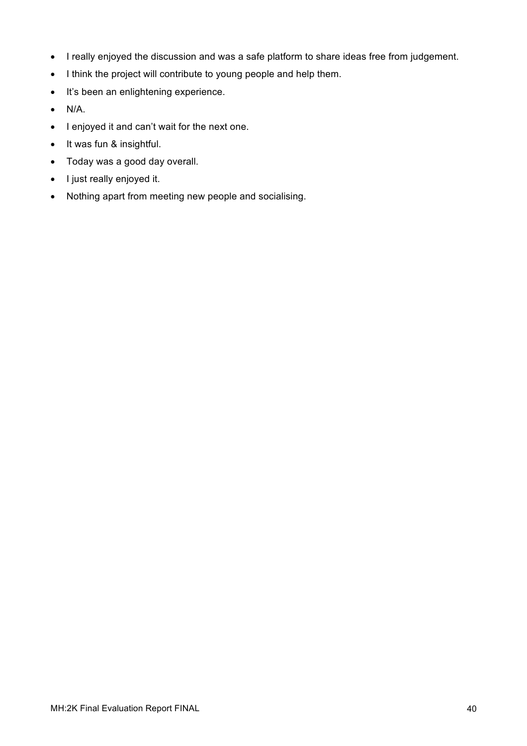- I really enjoyed the discussion and was a safe platform to share ideas free from judgement.
- I think the project will contribute to young people and help them.
- It's been an enlightening experience.
- N/A.
- I enjoyed it and can't wait for the next one.
- It was fun & insightful.
- Today was a good day overall.
- I just really enjoyed it.
- Nothing apart from meeting new people and socialising.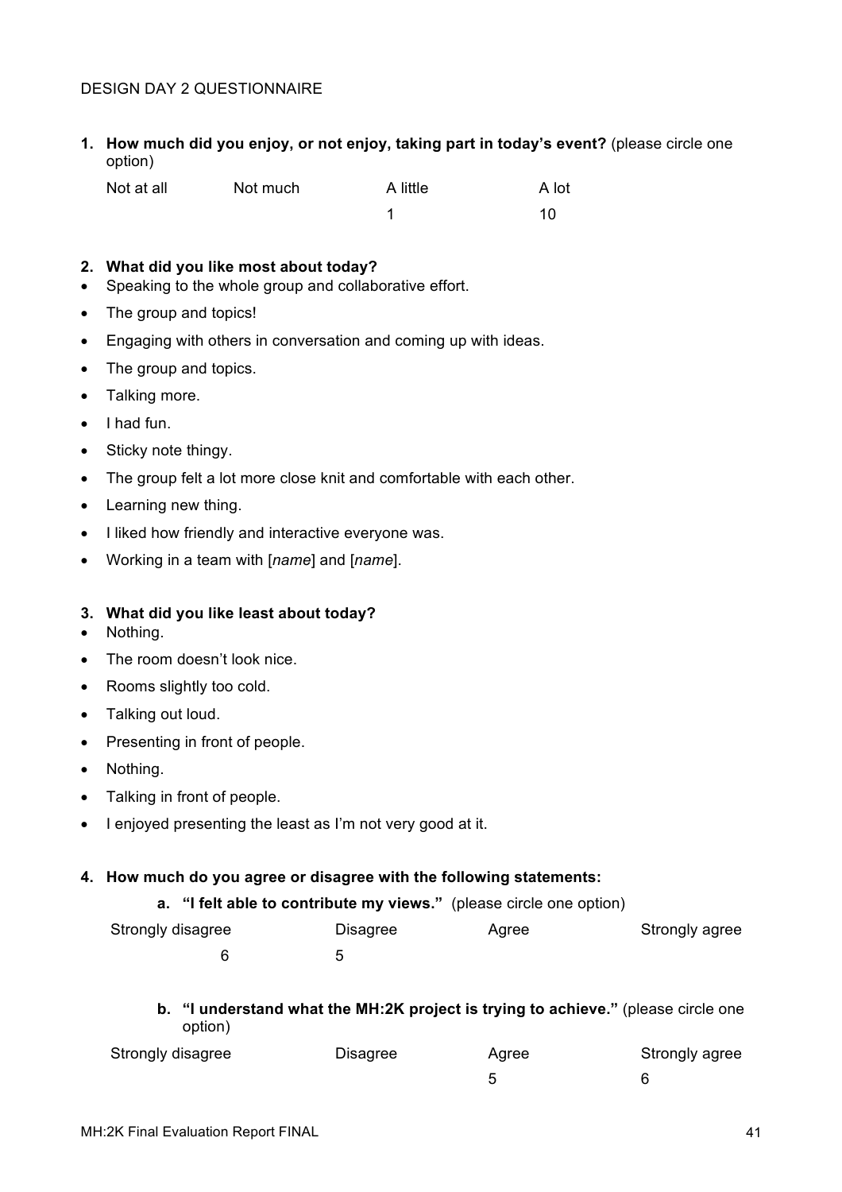DESIGN DAY 2 QUESTIONNAIRE

1. **How much did you enjoy, or not enjoy, taking part in today's event?** (please circle one option)

| Not at all | Not much | A little | A lot |
|---|---|---|---|
| | | 1 | 10 |

2. **What did you like most about today?**

- Speaking to the whole group and collaborative effort.
- The group and topics!
- Engaging with others in conversation and coming up with ideas.
- The group and topics.
- Talking more.
- I had fun.
- Sticky note thingy.
- The group felt a lot more close knit and comfortable with each other.
- Learning new thing.
- I liked how friendly and interactive everyone was.
- Working in a team with [*name*] and [*name*].

3. **What did you like least about today?**

- Nothing.
- The room doesn't look nice.
- Rooms slightly too cold.
- Talking out loud.
- Presenting in front of people.
- Nothing.
- Talking in front of people.
- I enjoyed presenting the least as I'm not very good at it.

4. **How much do you agree or disagree with the following statements:**

   a. **"I felt able to contribute my views."** (please circle one option)

| Strongly disagree | Disagree | Agree | Strongly agree |
|---|---|---|---|
| 6 | 5 | | |

   b. **"I understand what the MH:2K project is trying to achieve."** (please circle one option)

| Strongly disagree | Disagree | Agree | Strongly agree |
|---|---|---|---|
| | | 5 | 6 |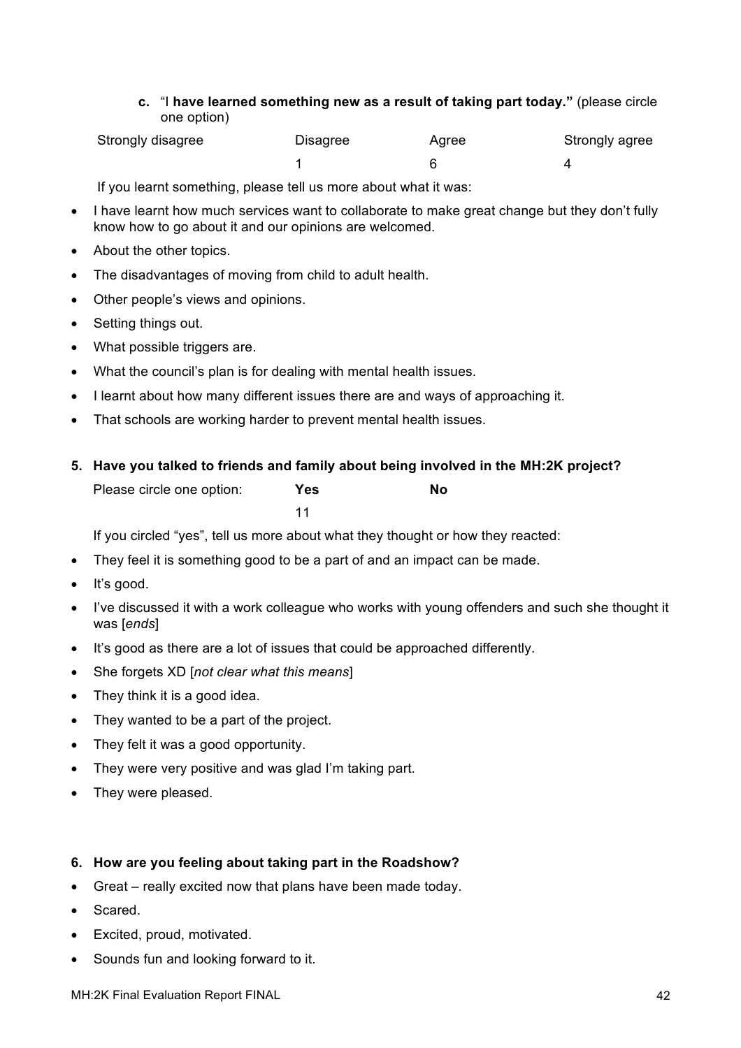**c.** "I **have learned something new as a result of taking part today."** (please circle one option)

| Strongly disagree | Disagree | Agree | Strongly agree |
|---|---|---|---|
| | 1 | 6 | 4 |

If you learnt something, please tell us more about what it was:

- I have learnt how much services want to collaborate to make great change but they don't fully know how to go about it and our opinions are welcomed.
- About the other topics.
- The disadvantages of moving from child to adult health.
- Other people's views and opinions.
- Setting things out.
- What possible triggers are.
- What the council's plan is for dealing with mental health issues.
- I learnt about how many different issues there are and ways of approaching it.
- That schools are working harder to prevent mental health issues.

**5. Have you talked to friends and family about being involved in the MH:2K project?**

| Please circle one option: | **Yes** | **No** |
|---|---|---|
| | 11 | |

If you circled "yes", tell us more about what they thought or how they reacted:

- They feel it is something good to be a part of and an impact can be made.
- It's good.
- I've discussed it with a work colleague who works with young offenders and such she thought it was [*ends*]
- It's good as there are a lot of issues that could be approached differently.
- She forgets XD [*not clear what this means*]
- They think it is a good idea.
- They wanted to be a part of the project.
- They felt it was a good opportunity.
- They were very positive and was glad I'm taking part.
- They were pleased.

**6. How are you feeling about taking part in the Roadshow?**

- Great – really excited now that plans have been made today.
- Scared.
- Excited, proud, motivated.
- Sounds fun and looking forward to it.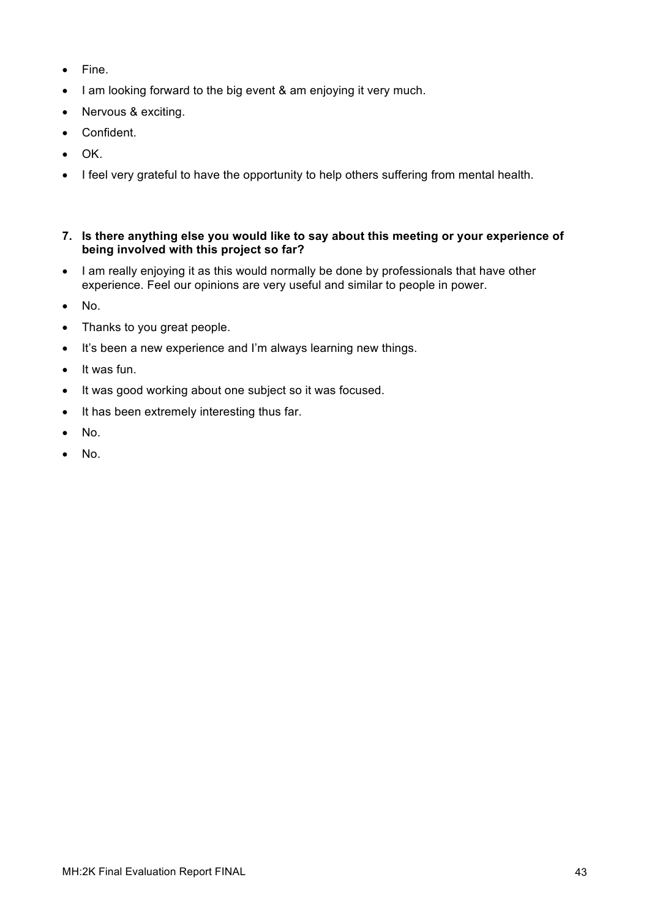- Fine.
- I am looking forward to the big event & am enjoying it very much.
- Nervous & exciting.
- Confident.
- OK.
- I feel very grateful to have the opportunity to help others suffering from mental health.

**7. Is there anything else you would like to say about this meeting or your experience of being involved with this project so far?**

- I am really enjoying it as this would normally be done by professionals that have other experience. Feel our opinions are very useful and similar to people in power.
- No.
- Thanks to you great people.
- It's been a new experience and I'm always learning new things.
- It was fun.
- It was good working about one subject so it was focused.
- It has been extremely interesting thus far.
- No.
- No.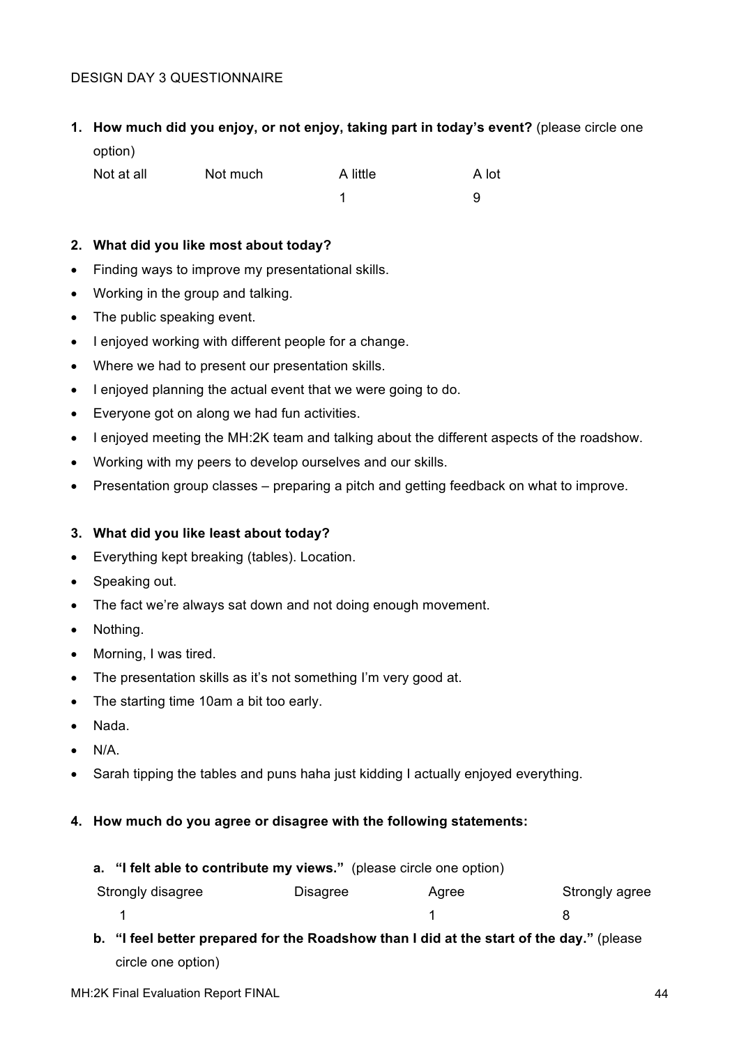DESIGN DAY 3 QUESTIONNAIRE

1. **How much did you enjoy, or not enjoy, taking part in today's event?** (please circle one option)

| Not at all | Not much | A little | A lot |
|---|---|---|---|
| | | 1 | 9 |

2. **What did you like most about today?**

- Finding ways to improve my presentational skills.
- Working in the group and talking.
- The public speaking event.
- I enjoyed working with different people for a change.
- Where we had to present our presentation skills.
- I enjoyed planning the actual event that we were going to do.
- Everyone got on along we had fun activities.
- I enjoyed meeting the MH:2K team and talking about the different aspects of the roadshow.
- Working with my peers to develop ourselves and our skills.
- Presentation group classes – preparing a pitch and getting feedback on what to improve.

3. **What did you like least about today?**

- Everything kept breaking (tables). Location.
- Speaking out.
- The fact we're always sat down and not doing enough movement.
- Nothing.
- Morning, I was tired.
- The presentation skills as it's not something I'm very good at.
- The starting time 10am a bit too early.
- Nada.
- N/A.
- Sarah tipping the tables and puns haha just kidding I actually enjoyed everything.

4. **How much do you agree or disagree with the following statements:**

   a. **"I felt able to contribute my views."** (please circle one option)

| Strongly disagree | Disagree | Agree | Strongly agree |
|---|---|---|---|
| 1 | | 1 | 8 |

   b. **"I feel better prepared for the Roadshow than I did at the start of the day."** (please circle one option)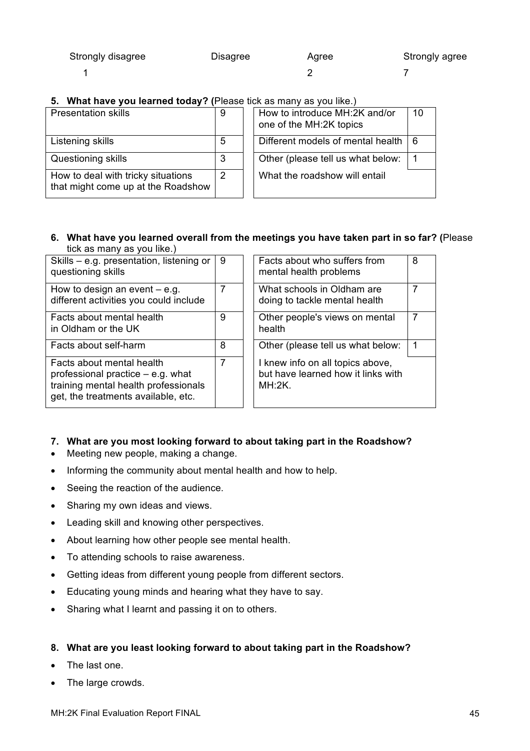| Strongly disagree | Disagree | Agree | Strongly agree |
|---|---|---|---|
| 1 | | 2 | 7 |

**5. What have you learned today? (**Please tick as many as you like.)

| | | | | |
|---|---|---|---|---|
| Presentation skills | 9 | | How to introduce MH:2K and/or one of the MH:2K topics | 10 |
| Listening skills | 5 | | Different models of mental health | 6 |
| Questioning skills | 3 | | Other (please tell us what below: | 1 |
| How to deal with tricky situations that might come up at the Roadshow | 2 | | What the roadshow will entail | |

**6. What have you learned overall from the meetings you have taken part in so far? (**Please tick as many as you like.)

| | | | | |
|---|---|---|---|---|
| Skills – e.g. presentation, listening or questioning skills | 9 | | Facts about who suffers from mental health problems | 8 |
| How to design an event – e.g. different activities you could include | 7 | | What schools in Oldham are doing to tackle mental health | 7 |
| Facts about mental health in Oldham or the UK | 9 | | Other people's views on mental health | 7 |
| Facts about self-harm | 8 | | Other (please tell us what below: | 1 |
| Facts about mental health professional practice – e.g. what training mental health professionals get, the treatments available, etc. | 7 | | I knew info on all topics above, but have learned how it links with MH:2K. | |

**7. What are you most looking forward to about taking part in the Roadshow?**

- Meeting new people, making a change.
- Informing the community about mental health and how to help.
- Seeing the reaction of the audience.
- Sharing my own ideas and views.
- Leading skill and knowing other perspectives.
- About learning how other people see mental health.
- To attending schools to raise awareness.
- Getting ideas from different young people from different sectors.
- Educating young minds and hearing what they have to say.
- Sharing what I learnt and passing it on to others.

**8. What are you least looking forward to about taking part in the Roadshow?**

- The last one.
- The large crowds.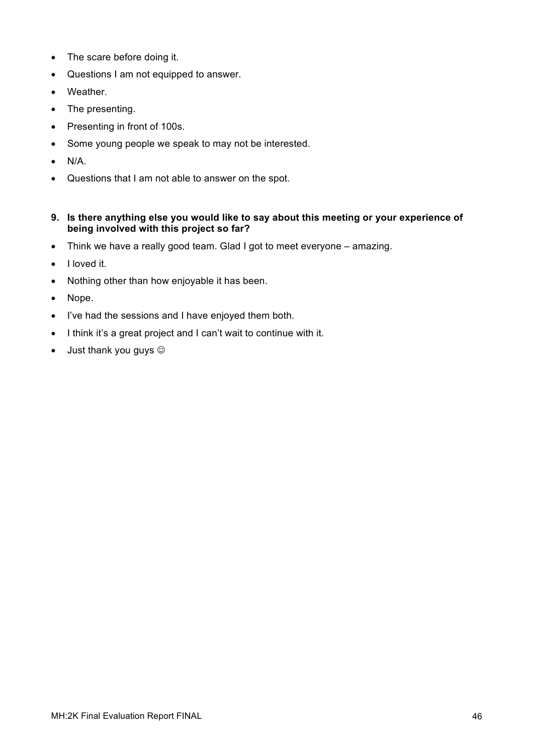- The scare before doing it.
- Questions I am not equipped to answer.
- Weather.
- The presenting.
- Presenting in front of 100s.
- Some young people we speak to may not be interested.
- N/A.
- Questions that I am not able to answer on the spot.

**9. Is there anything else you would like to say about this meeting or your experience of being involved with this project so far?**

- Think we have a really good team. Glad I got to meet everyone – amazing.
- I loved it.
- Nothing other than how enjoyable it has been.
- Nope.
- I've had the sessions and I have enjoyed them both.
- I think it's a great project and I can't wait to continue with it.
- Just thank you guys ☺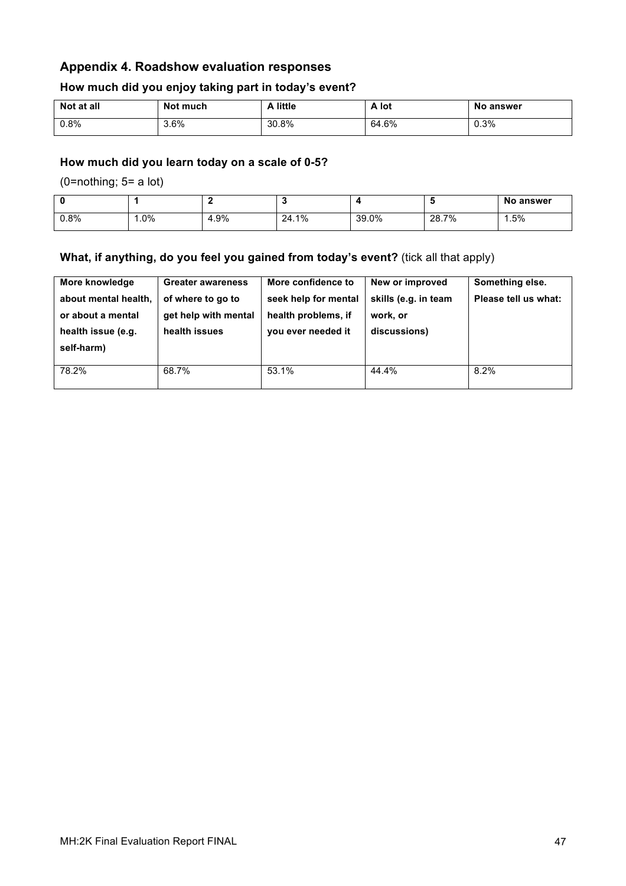## Appendix 4. Roadshow evaluation responses

### How much did you enjoy taking part in today's event?

| Not at all | Not much | A little | A lot | No answer |
|---|---|---|---|---|
| 0.8% | 3.6% | 30.8% | 64.6% | 0.3% |

### How much did you learn today on a scale of 0-5?

(0=nothing; 5= a lot)

| 0 | 1 | 2 | 3 | 4 | 5 | No answer |
|---|---|---|---|---|---|---|
| 0.8% | 1.0% | 4.9% | 24.1% | 39.0% | 28.7% | 1.5% |

### What, if anything, do you feel you gained from today's event? (tick all that apply)

| More knowledge about mental health, or about a mental health issue (e.g. self-harm) | Greater awareness of where to go to get help with mental health issues | More confidence to seek help for mental health problems, if you ever needed it | New or improved skills (e.g. in team work, or discussions) | Something else. Please tell us what: |
|---|---|---|---|---|
| 78.2% | 68.7% | 53.1% | 44.4% | 8.2% |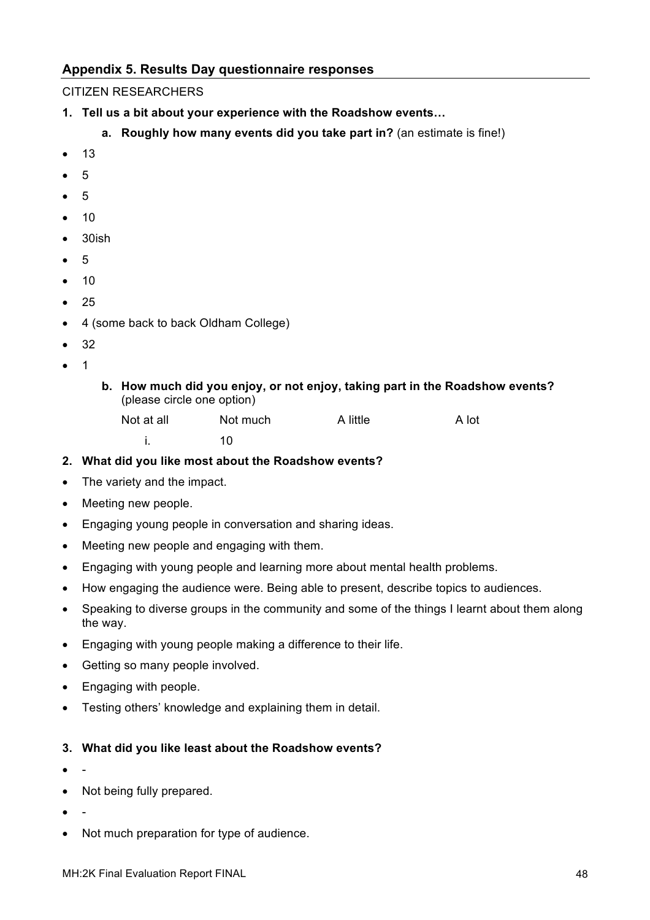## Appendix 5. Results Day questionnaire responses

CITIZEN RESEARCHERS

**1. Tell us a bit about your experience with the Roadshow events…**

**a. Roughly how many events did you take part in?** (an estimate is fine!)

- 13
- 5
- 5
- 10
- 30ish
- 5
- 10
- 25
- 4 (some back to back Oldham College)
- 32
- 1

**b. How much did you enjoy, or not enjoy, taking part in the Roadshow events?** (please circle one option)

| Not at all | Not much | A little | A lot |
|---|---|---|---|
| i. | 10 | | |

**2. What did you like most about the Roadshow events?**

- The variety and the impact.
- Meeting new people.
- Engaging young people in conversation and sharing ideas.
- Meeting new people and engaging with them.
- Engaging with young people and learning more about mental health problems.
- How engaging the audience were. Being able to present, describe topics to audiences.
- Speaking to diverse groups in the community and some of the things I learnt about them along the way.
- Engaging with young people making a difference to their life.
- Getting so many people involved.
- Engaging with people.
- Testing others' knowledge and explaining them in detail.

**3. What did you like least about the Roadshow events?**

- -
- Not being fully prepared.
- -
- Not much preparation for type of audience.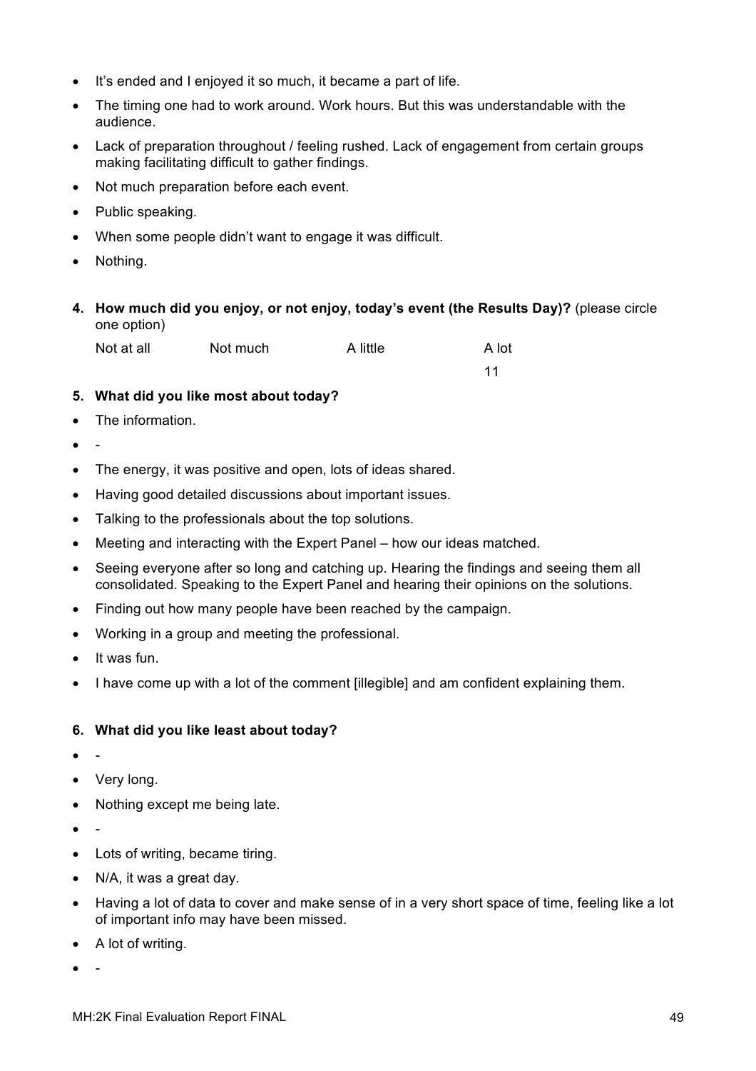- It's ended and I enjoyed it so much, it became a part of life.
- The timing one had to work around. Work hours. But this was understandable with the audience.
- Lack of preparation throughout / feeling rushed. Lack of engagement from certain groups making facilitating difficult to gather findings.
- Not much preparation before each event.
- Public speaking.
- When some people didn't want to engage it was difficult.
- Nothing.

4. **How much did you enjoy, or not enjoy, today's event (the Results Day)?** (please circle one option)

| Not at all | Not much | A little | A lot |
|---|---|---|---|
| | | | 11 |

5. **What did you like most about today?**

- The information.
- -
- The energy, it was positive and open, lots of ideas shared.
- Having good detailed discussions about important issues.
- Talking to the professionals about the top solutions.
- Meeting and interacting with the Expert Panel – how our ideas matched.
- Seeing everyone after so long and catching up. Hearing the findings and seeing them all consolidated. Speaking to the Expert Panel and hearing their opinions on the solutions.
- Finding out how many people have been reached by the campaign.
- Working in a group and meeting the professional.
- It was fun.
- I have come up with a lot of the comment [illegible] and am confident explaining them.

6. **What did you like least about today?**

- -
- Very long.
- Nothing except me being late.
- -
- Lots of writing, became tiring.
- N/A, it was a great day.
- Having a lot of data to cover and make sense of in a very short space of time, feeling like a lot of important info may have been missed.
- A lot of writing.
- -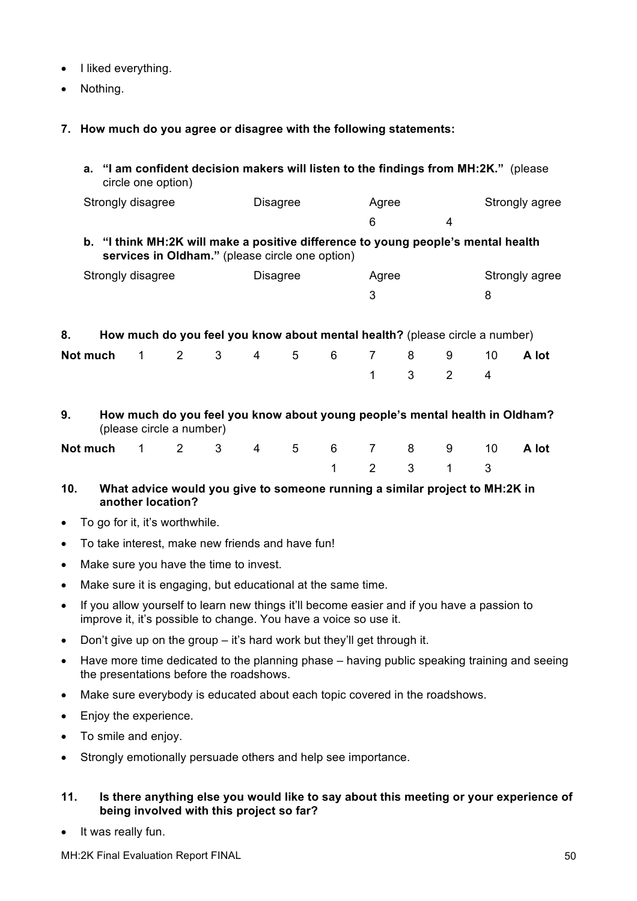- I liked everything.
- Nothing.

**7. How much do you agree or disagree with the following statements:**

**a. "I am confident decision makers will listen to the findings from MH:2K."** (please circle one option)

| Strongly disagree | Disagree | Agree | Strongly agree |
|---|---|---|---|
| | | 6 | 4 |

**b. "I think MH:2K will make a positive difference to young people's mental health services in Oldham."** (please circle one option)

| Strongly disagree | Disagree | Agree | Strongly agree |
|---|---|---|---|
| | | 3 | 8 |

**8. How much do you feel you know about mental health?** (please circle a number)

| Not much | 1 | 2 | 3 | 4 | 5 | 6 | 7 | 8 | 9 | 10 | A lot |
|---|---|---|---|---|---|---|---|---|---|---|---|
| | | | | | | | 1 | 3 | 2 | 4 | |

**9. How much do you feel you know about young people's mental health in Oldham?** (please circle a number)

| Not much | 1 | 2 | 3 | 4 | 5 | 6 | 7 | 8 | 9 | 10 | A lot |
|---|---|---|---|---|---|---|---|---|---|---|---|
| | | | | | | 1 | 2 | 3 | 1 | 3 | |

**10. What advice would you give to someone running a similar project to MH:2K in another location?**

- To go for it, it's worthwhile.
- To take interest, make new friends and have fun!
- Make sure you have the time to invest.
- Make sure it is engaging, but educational at the same time.
- If you allow yourself to learn new things it'll become easier and if you have a passion to improve it, it's possible to change. You have a voice so use it.
- Don't give up on the group – it's hard work but they'll get through it.
- Have more time dedicated to the planning phase – having public speaking training and seeing the presentations before the roadshows.
- Make sure everybody is educated about each topic covered in the roadshows.
- Enjoy the experience.
- To smile and enjoy.
- Strongly emotionally persuade others and help see importance.

**11. Is there anything else you would like to say about this meeting or your experience of being involved with this project so far?**

- It was really fun.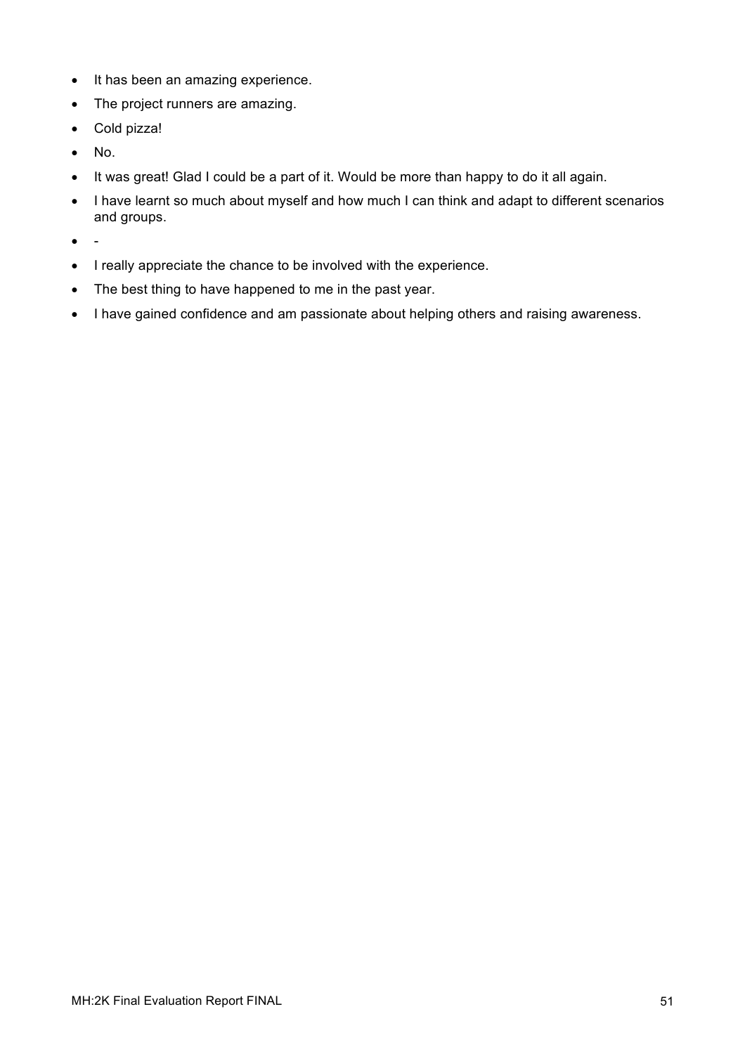- It has been an amazing experience.
- The project runners are amazing.
- Cold pizza!
- No.
- It was great! Glad I could be a part of it. Would be more than happy to do it all again.
- I have learnt so much about myself and how much I can think and adapt to different scenarios and groups.
- -
- I really appreciate the chance to be involved with the experience.
- The best thing to have happened to me in the past year.
- I have gained confidence and am passionate about helping others and raising awareness.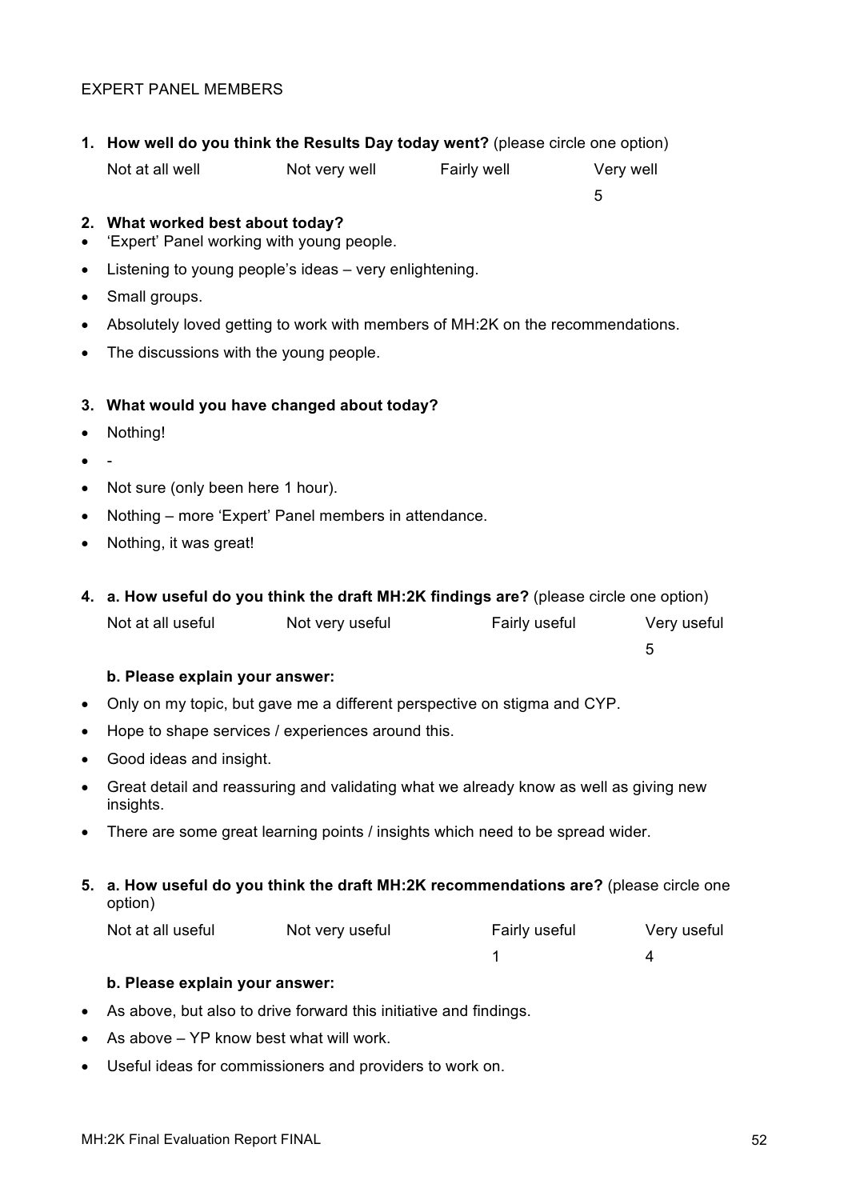EXPERT PANEL MEMBERS

1. **How well do you think the Results Day today went?** (please circle one option)

| Not at all well | Not very well | Fairly well | Very well |
|---|---|---|---|
| | | | 5 |

2. **What worked best about today?**

- 'Expert' Panel working with young people.
- Listening to young people's ideas – very enlightening.
- Small groups.
- Absolutely loved getting to work with members of MH:2K on the recommendations.
- The discussions with the young people.

3. **What would you have changed about today?**

- Nothing!
- -
- Not sure (only been here 1 hour).
- Nothing – more 'Expert' Panel members in attendance.
- Nothing, it was great!

4. **a. How useful do you think the draft MH:2K findings are?** (please circle one option)

| Not at all useful | Not very useful | Fairly useful | Very useful |
|---|---|---|---|
| | | | 5 |

**b. Please explain your answer:**

- Only on my topic, but gave me a different perspective on stigma and CYP.
- Hope to shape services / experiences around this.
- Good ideas and insight.
- Great detail and reassuring and validating what we already know as well as giving new insights.
- There are some great learning points / insights which need to be spread wider.

5. **a. How useful do you think the draft MH:2K recommendations are?** (please circle one option)

| Not at all useful | Not very useful | Fairly useful | Very useful |
|---|---|---|---|
| | | 1 | 4 |

**b. Please explain your answer:**

- As above, but also to drive forward this initiative and findings.
- As above – YP know best what will work.
- Useful ideas for commissioners and providers to work on.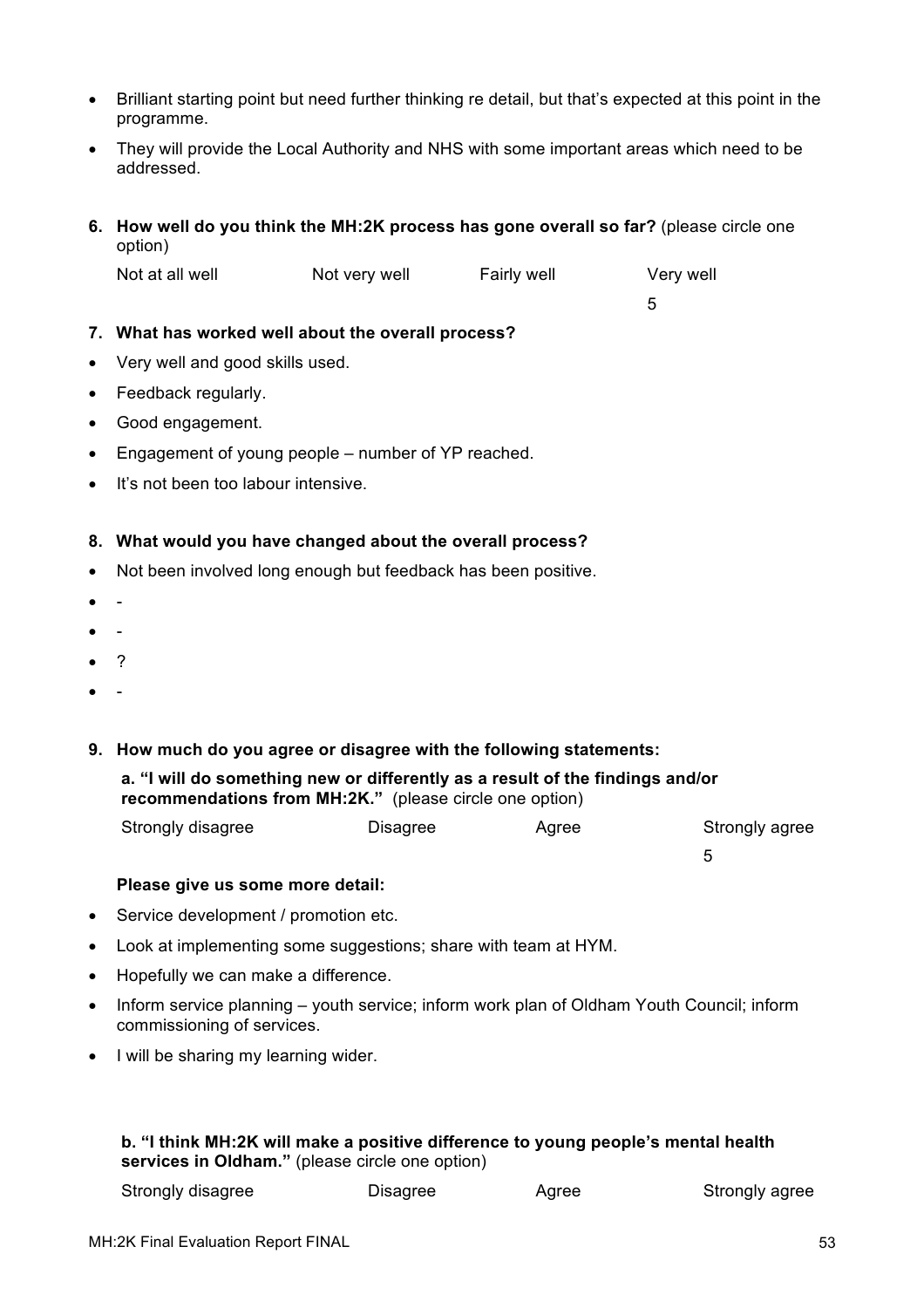- Brilliant starting point but need further thinking re detail, but that's expected at this point in the programme.
- They will provide the Local Authority and NHS with some important areas which need to be addressed.

**6. How well do you think the MH:2K process has gone overall so far?** (please circle one option)

| Not at all well | Not very well | Fairly well | Very well |
|---|---|---|---|
| | | | 5 |

**7. What has worked well about the overall process?**

- Very well and good skills used.
- Feedback regularly.
- Good engagement.
- Engagement of young people – number of YP reached.
- It's not been too labour intensive.

**8. What would you have changed about the overall process?**

- Not been involved long enough but feedback has been positive.
- -
- -
- ?
- -

**9. How much do you agree or disagree with the following statements:**

**a. "I will do something new or differently as a result of the findings and/or recommendations from MH:2K."** (please circle one option)

| Strongly disagree | Disagree | Agree | Strongly agree |
|---|---|---|---|
| | | | 5 |

**Please give us some more detail:**

- Service development / promotion etc.
- Look at implementing some suggestions; share with team at HYM.
- Hopefully we can make a difference.
- Inform service planning – youth service; inform work plan of Oldham Youth Council; inform commissioning of services.
- I will be sharing my learning wider.

**b. "I think MH:2K will make a positive difference to young people's mental health services in Oldham."** (please circle one option)

| Strongly disagree | Disagree | Agree | Strongly agree |
|---|---|---|---|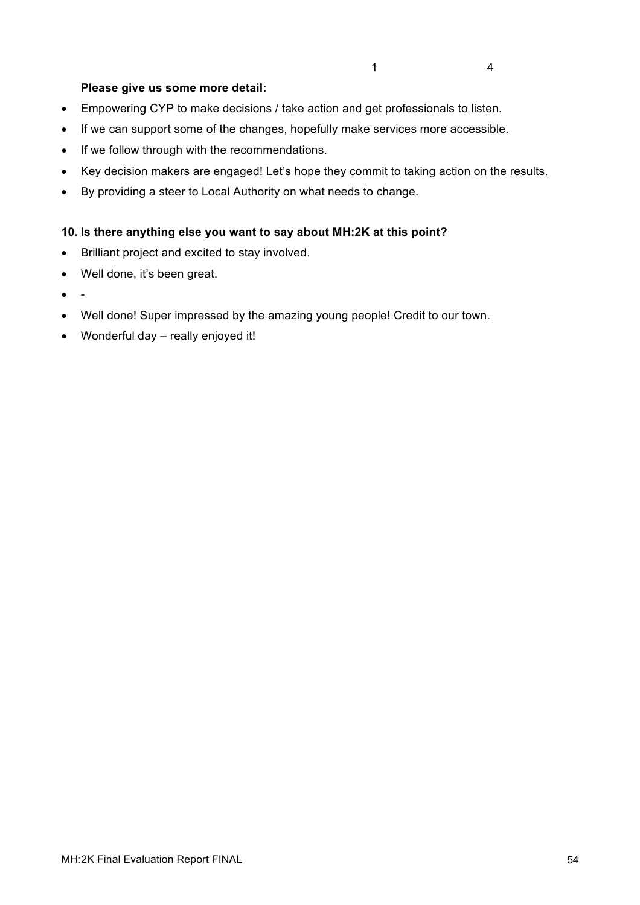| 1 | 4 |
|---|---|

**Please give us some more detail:**

- Empowering CYP to make decisions / take action and get professionals to listen.
- If we can support some of the changes, hopefully make services more accessible.
- If we follow through with the recommendations.
- Key decision makers are engaged! Let's hope they commit to taking action on the results.
- By providing a steer to Local Authority on what needs to change.

**10. Is there anything else you want to say about MH:2K at this point?**

- Brilliant project and excited to stay involved.
- Well done, it's been great.
- -
- Well done! Super impressed by the amazing young people! Credit to our town.
- Wonderful day – really enjoyed it!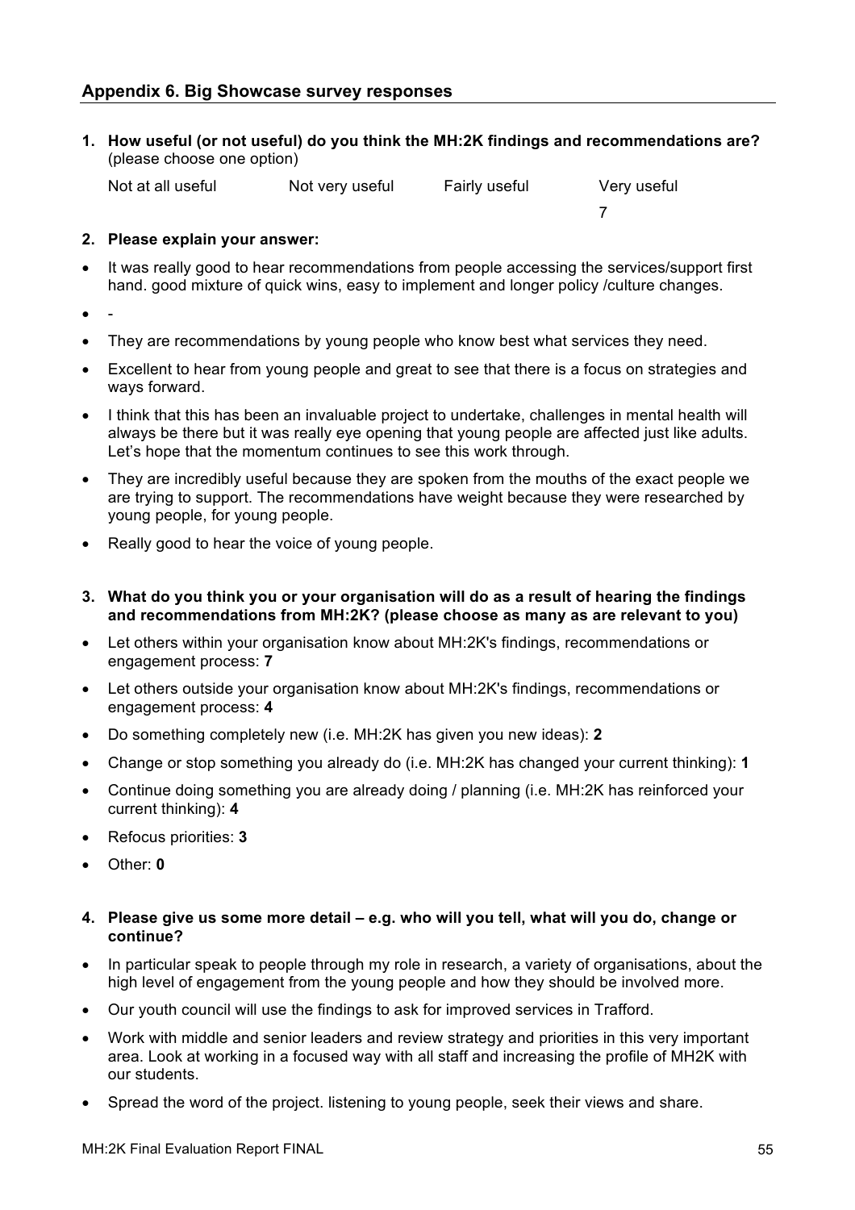## Appendix 6. Big Showcase survey responses

1. **How useful (or not useful) do you think the MH:2K findings and recommendations are?** (please choose one option)

| Not at all useful | Not very useful | Fairly useful | Very useful |
|---|---|---|---|
| | | | 7 |

2. **Please explain your answer:**

- It was really good to hear recommendations from people accessing the services/support first hand. good mixture of quick wins, easy to implement and longer policy /culture changes.
- -
- They are recommendations by young people who know best what services they need.
- Excellent to hear from young people and great to see that there is a focus on strategies and ways forward.
- I think that this has been an invaluable project to undertake, challenges in mental health will always be there but it was really eye opening that young people are affected just like adults. Let's hope that the momentum continues to see this work through.
- They are incredibly useful because they are spoken from the mouths of the exact people we are trying to support. The recommendations have weight because they were researched by young people, for young people.
- Really good to hear the voice of young people.

3. **What do you think you or your organisation will do as a result of hearing the findings and recommendations from MH:2K? (please choose as many as are relevant to you)**

- Let others within your organisation know about MH:2K's findings, recommendations or engagement process: **7**
- Let others outside your organisation know about MH:2K's findings, recommendations or engagement process: **4**
- Do something completely new (i.e. MH:2K has given you new ideas): **2**
- Change or stop something you already do (i.e. MH:2K has changed your current thinking): **1**
- Continue doing something you are already doing / planning (i.e. MH:2K has reinforced your current thinking): **4**
- Refocus priorities: **3**
- Other: **0**

4. **Please give us some more detail – e.g. who will you tell, what will you do, change or continue?**

- In particular speak to people through my role in research, a variety of organisations, about the high level of engagement from the young people and how they should be involved more.
- Our youth council will use the findings to ask for improved services in Trafford.
- Work with middle and senior leaders and review strategy and priorities in this very important area. Look at working in a focused way with all staff and increasing the profile of MH2K with our students.
- Spread the word of the project. listening to young people, seek their views and share.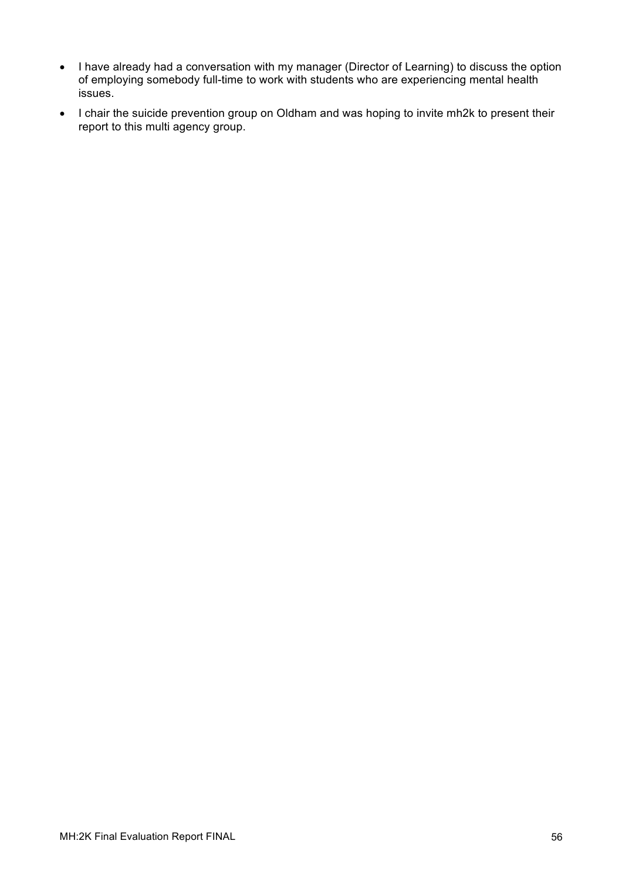- I have already had a conversation with my manager (Director of Learning) to discuss the option of employing somebody full-time to work with students who are experiencing mental health issues.
- I chair the suicide prevention group on Oldham and was hoping to invite mh2k to present their report to this multi agency group.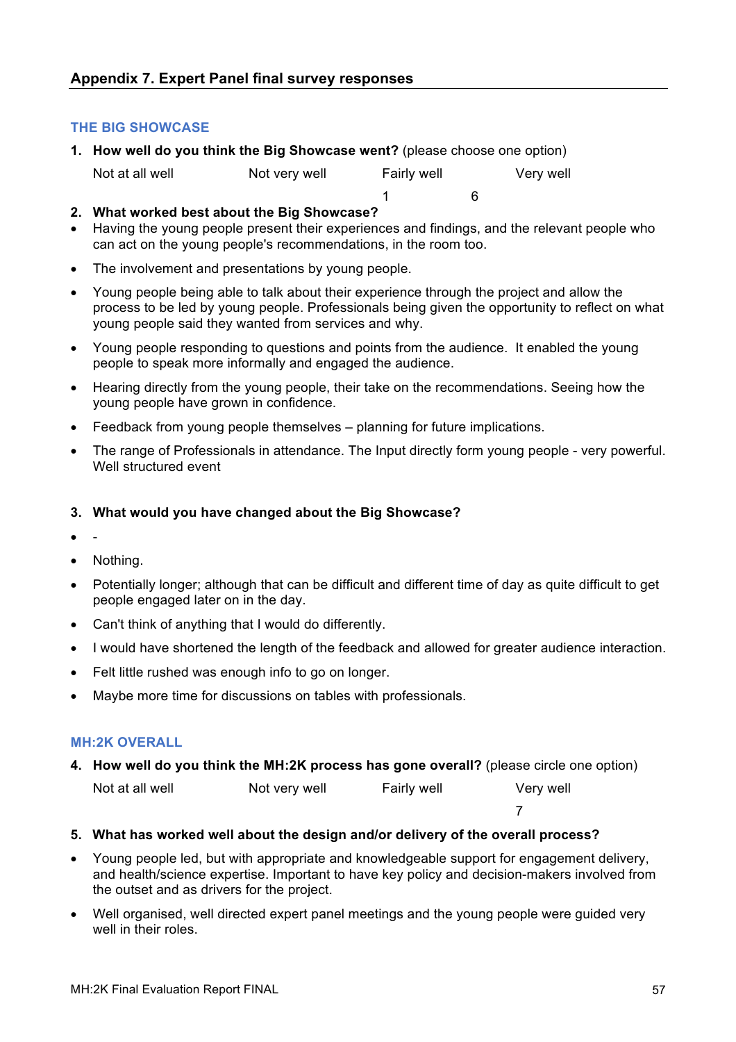## Appendix 7. Expert Panel final survey responses

### THE BIG SHOWCASE

**1. How well do you think the Big Showcase went?** (please choose one option)

| Not at all well | Not very well | Fairly well | Very well |
|---|---|---|---|
| | | 1 | 6 |

**2. What worked best about the Big Showcase?**

- Having the young people present their experiences and findings, and the relevant people who can act on the young people's recommendations, in the room too.
- The involvement and presentations by young people.
- Young people being able to talk about their experience through the project and allow the process to be led by young people. Professionals being given the opportunity to reflect on what young people said they wanted from services and why.
- Young people responding to questions and points from the audience. It enabled the young people to speak more informally and engaged the audience.
- Hearing directly from the young people, their take on the recommendations. Seeing how the young people have grown in confidence.
- Feedback from young people themselves – planning for future implications.
- The range of Professionals in attendance. The Input directly form young people - very powerful. Well structured event

**3. What would you have changed about the Big Showcase?**

- -
- Nothing.
- Potentially longer; although that can be difficult and different time of day as quite difficult to get people engaged later on in the day.
- Can't think of anything that I would do differently.
- I would have shortened the length of the feedback and allowed for greater audience interaction.
- Felt little rushed was enough info to go on longer.
- Maybe more time for discussions on tables with professionals.

### MH:2K OVERALL

**4. How well do you think the MH:2K process has gone overall?** (please circle one option)

| Not at all well | Not very well | Fairly well | Very well |
|---|---|---|---|
| | | | 7 |

**5. What has worked well about the design and/or delivery of the overall process?**

- Young people led, but with appropriate and knowledgeable support for engagement delivery, and health/science expertise. Important to have key policy and decision-makers involved from the outset and as drivers for the project.
- Well organised, well directed expert panel meetings and the young people were guided very well in their roles.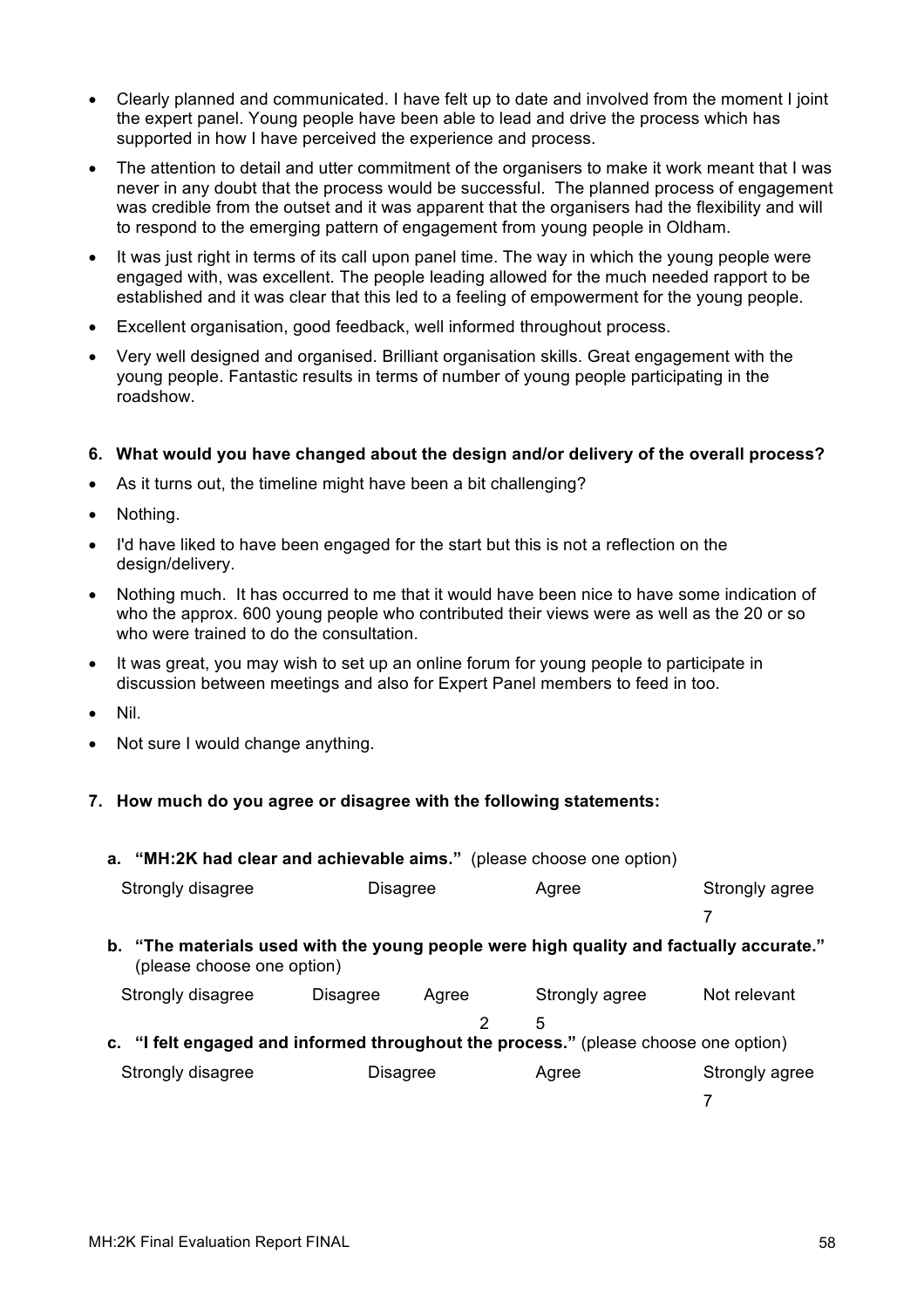- Clearly planned and communicated. I have felt up to date and involved from the moment I joint the expert panel. Young people have been able to lead and drive the process which has supported in how I have perceived the experience and process.
- The attention to detail and utter commitment of the organisers to make it work meant that I was never in any doubt that the process would be successful. The planned process of engagement was credible from the outset and it was apparent that the organisers had the flexibility and will to respond to the emerging pattern of engagement from young people in Oldham.
- It was just right in terms of its call upon panel time. The way in which the young people were engaged with, was excellent. The people leading allowed for the much needed rapport to be established and it was clear that this led to a feeling of empowerment for the young people.
- Excellent organisation, good feedback, well informed throughout process.
- Very well designed and organised. Brilliant organisation skills. Great engagement with the young people. Fantastic results in terms of number of young people participating in the roadshow.

**6. What would you have changed about the design and/or delivery of the overall process?**

- As it turns out, the timeline might have been a bit challenging?
- Nothing.
- I'd have liked to have been engaged for the start but this is not a reflection on the design/delivery.
- Nothing much. It has occurred to me that it would have been nice to have some indication of who the approx. 600 young people who contributed their views were as well as the 20 or so who were trained to do the consultation.
- It was great, you may wish to set up an online forum for young people to participate in discussion between meetings and also for Expert Panel members to feed in too.
- Nil.
- Not sure I would change anything.

**7. How much do you agree or disagree with the following statements:**

**a. "MH:2K had clear and achievable aims."** (please choose one option)

| Strongly disagree | Disagree | Agree | Strongly agree |
| --- | --- | --- | --- |
| | | | 7 |

**b. "The materials used with the young people were high quality and factually accurate."** (please choose one option)

| Strongly disagree | Disagree | Agree | Strongly agree | Not relevant |
| --- | --- | --- | --- | --- |
| | | 2 | 5 | |

**c. "I felt engaged and informed throughout the process."** (please choose one option)

| Strongly disagree | Disagree | Agree | Strongly agree |
| --- | --- | --- | --- |
| | | | 7 |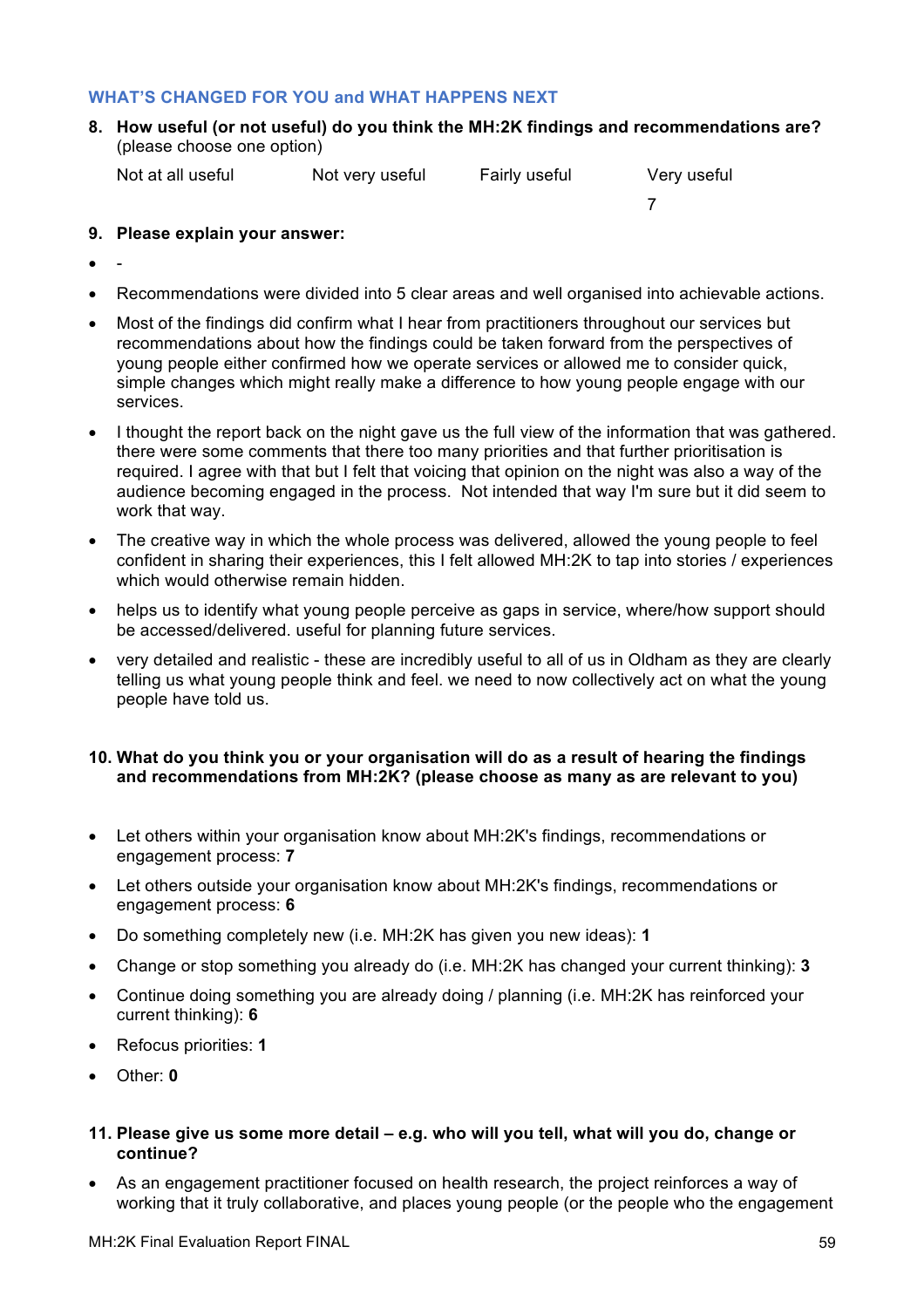### WHAT'S CHANGED FOR YOU and WHAT HAPPENS NEXT

**8. How useful (or not useful) do you think the MH:2K findings and recommendations are?** (please choose one option)

| Not at all useful | Not very useful | Fairly useful | Very useful |
|---|---|---|---|
| | | | 7 |

**9. Please explain your answer:**

- -
- Recommendations were divided into 5 clear areas and well organised into achievable actions.
- Most of the findings did confirm what I hear from practitioners throughout our services but recommendations about how the findings could be taken forward from the perspectives of young people either confirmed how we operate services or allowed me to consider quick, simple changes which might really make a difference to how young people engage with our services.
- I thought the report back on the night gave us the full view of the information that was gathered. there were some comments that there too many priorities and that further prioritisation is required. I agree with that but I felt that voicing that opinion on the night was also a way of the audience becoming engaged in the process. Not intended that way I'm sure but it did seem to work that way.
- The creative way in which the whole process was delivered, allowed the young people to feel confident in sharing their experiences, this I felt allowed MH:2K to tap into stories / experiences which would otherwise remain hidden.
- helps us to identify what young people perceive as gaps in service, where/how support should be accessed/delivered. useful for planning future services.
- very detailed and realistic - these are incredibly useful to all of us in Oldham as they are clearly telling us what young people think and feel. we need to now collectively act on what the young people have told us.

**10. What do you think you or your organisation will do as a result of hearing the findings and recommendations from MH:2K? (please choose as many as are relevant to you)**

- Let others within your organisation know about MH:2K's findings, recommendations or engagement process: **7**
- Let others outside your organisation know about MH:2K's findings, recommendations or engagement process: **6**
- Do something completely new (i.e. MH:2K has given you new ideas): **1**
- Change or stop something you already do (i.e. MH:2K has changed your current thinking): **3**
- Continue doing something you are already doing / planning (i.e. MH:2K has reinforced your current thinking): **6**
- Refocus priorities: **1**
- Other: **0**

**11. Please give us some more detail – e.g. who will you tell, what will you do, change or continue?**

- As an engagement practitioner focused on health research, the project reinforces a way of working that it truly collaborative, and places young people (or the people who the engagement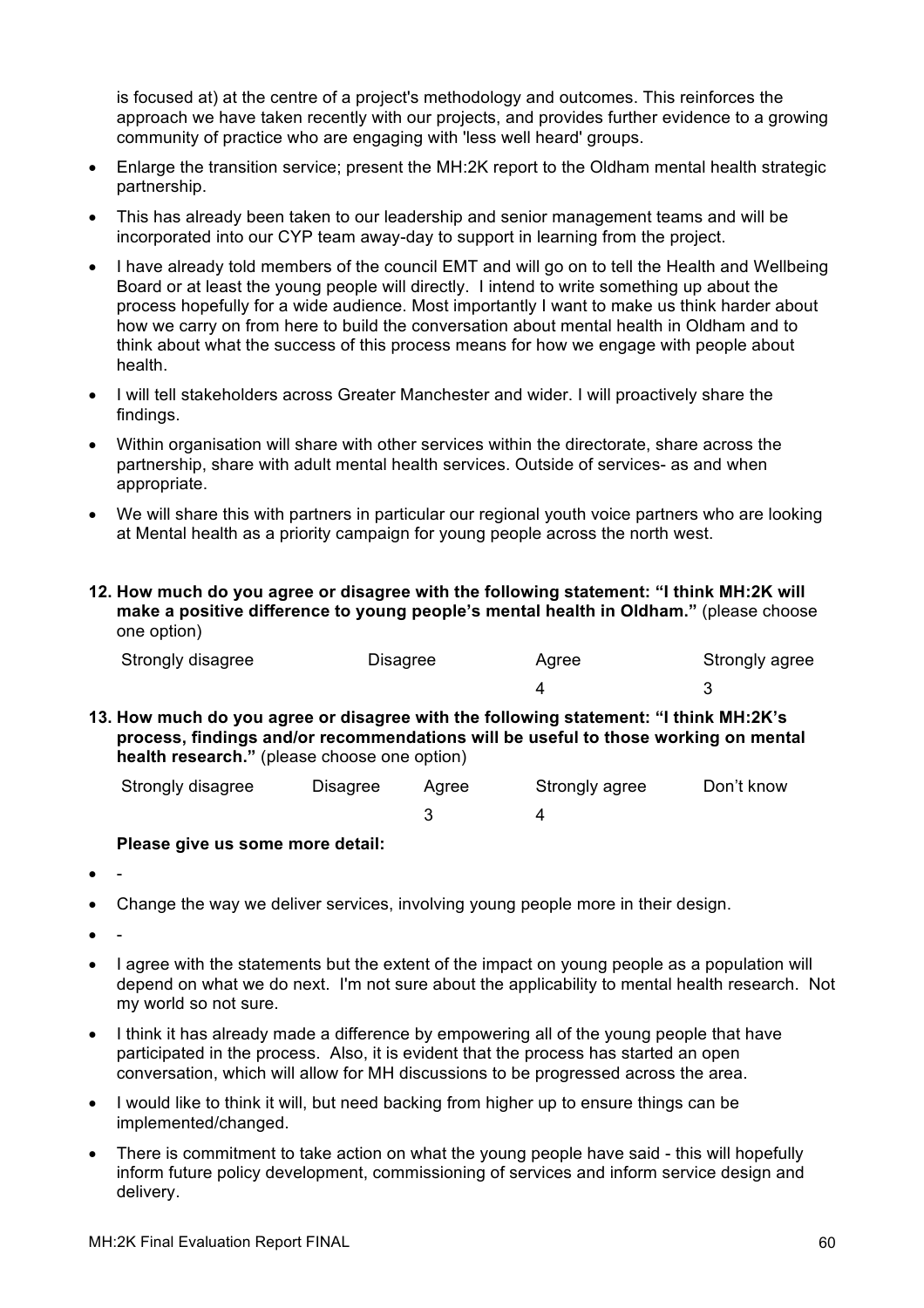is focused at) at the centre of a project's methodology and outcomes. This reinforces the approach we have taken recently with our projects, and provides further evidence to a growing community of practice who are engaging with 'less well heard' groups.

- Enlarge the transition service; present the MH:2K report to the Oldham mental health strategic partnership.
- This has already been taken to our leadership and senior management teams and will be incorporated into our CYP team away-day to support in learning from the project.
- I have already told members of the council EMT and will go on to tell the Health and Wellbeing Board or at least the young people will directly. I intend to write something up about the process hopefully for a wide audience. Most importantly I want to make us think harder about how we carry on from here to build the conversation about mental health in Oldham and to think about what the success of this process means for how we engage with people about health.
- I will tell stakeholders across Greater Manchester and wider. I will proactively share the findings.
- Within organisation will share with other services within the directorate, share across the partnership, share with adult mental health services. Outside of services- as and when appropriate.
- We will share this with partners in particular our regional youth voice partners who are looking at Mental health as a priority campaign for young people across the north west.

**12. How much do you agree or disagree with the following statement: "I think MH:2K will make a positive difference to young people's mental health in Oldham."** (please choose one option)

| Strongly disagree | Disagree | Agree | Strongly agree |
|---|---|---|---|
| | | 4 | 3 |

**13. How much do you agree or disagree with the following statement: "I think MH:2K's process, findings and/or recommendations will be useful to those working on mental health research."** (please choose one option)

| Strongly disagree | Disagree | Agree | Strongly agree | Don't know |
|---|---|---|---|---|
| | | 3 | 4 | |

**Please give us some more detail:**

- -
- Change the way we deliver services, involving young people more in their design.
- -
- I agree with the statements but the extent of the impact on young people as a population will depend on what we do next. I'm not sure about the applicability to mental health research. Not my world so not sure.
- I think it has already made a difference by empowering all of the young people that have participated in the process. Also, it is evident that the process has started an open conversation, which will allow for MH discussions to be progressed across the area.
- I would like to think it will, but need backing from higher up to ensure things can be implemented/changed.
- There is commitment to take action on what the young people have said - this will hopefully inform future policy development, commissioning of services and inform service design and delivery.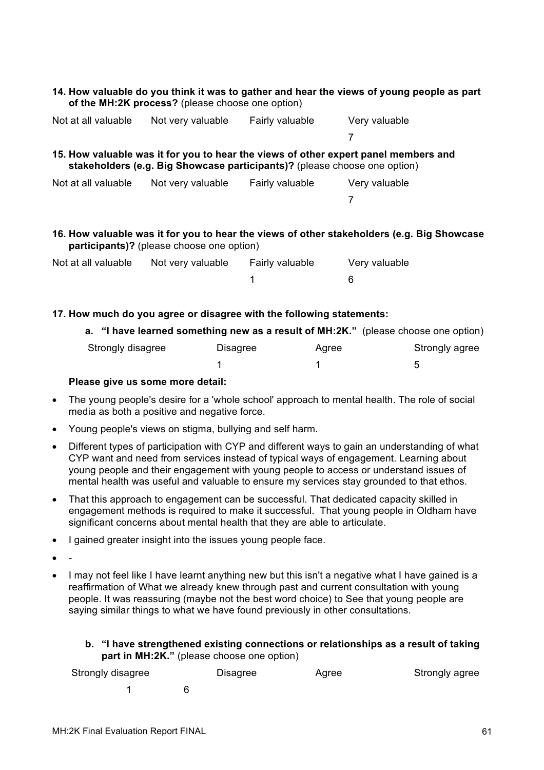**14. How valuable do you think it was to gather and hear the views of young people as part of the MH:2K process?** (please choose one option)

| Not at all valuable | Not very valuable | Fairly valuable | Very valuable |
|---|---|---|---|
| | | | 7 |

**15. How valuable was it for you to hear the views of other expert panel members and stakeholders (e.g. Big Showcase participants)?** (please choose one option)

| Not at all valuable | Not very valuable | Fairly valuable | Very valuable |
|---|---|---|---|
| | | | 7 |

**16. How valuable was it for you to hear the views of other stakeholders (e.g. Big Showcase participants)?** (please choose one option)

| Not at all valuable | Not very valuable | Fairly valuable | Very valuable |
|---|---|---|---|
| | | 1 | 6 |

**17. How much do you agree or disagree with the following statements:**

**a. "I have learned something new as a result of MH:2K."** (please choose one option)

| Strongly disagree | Disagree | Agree | Strongly agree |
|---|---|---|---|
| | 1 | 1 | 5 |

**Please give us some more detail:**

- The young people's desire for a 'whole school' approach to mental health. The role of social media as both a positive and negative force.
- Young people's views on stigma, bullying and self harm.
- Different types of participation with CYP and different ways to gain an understanding of what CYP want and need from services instead of typical ways of engagement. Learning about young people and their engagement with young people to access or understand issues of mental health was useful and valuable to ensure my services stay grounded to that ethos.
- That this approach to engagement can be successful. That dedicated capacity skilled in engagement methods is required to make it successful. That young people in Oldham have significant concerns about mental health that they are able to articulate.
- I gained greater insight into the issues young people face.
- -
- I may not feel like I have learnt anything new but this isn't a negative what I have gained is a reaffirmation of What we already knew through past and current consultation with young people. It was reassuring (maybe not the best word choice) to See that young people are saying similar things to what we have found previously in other consultations.

**b. "I have strengthened existing connections or relationships as a result of taking part in MH:2K."** (please choose one option)

| Strongly disagree | Disagree | Agree | Strongly agree |
|---|---|---|---|
| 1 | 6 | | |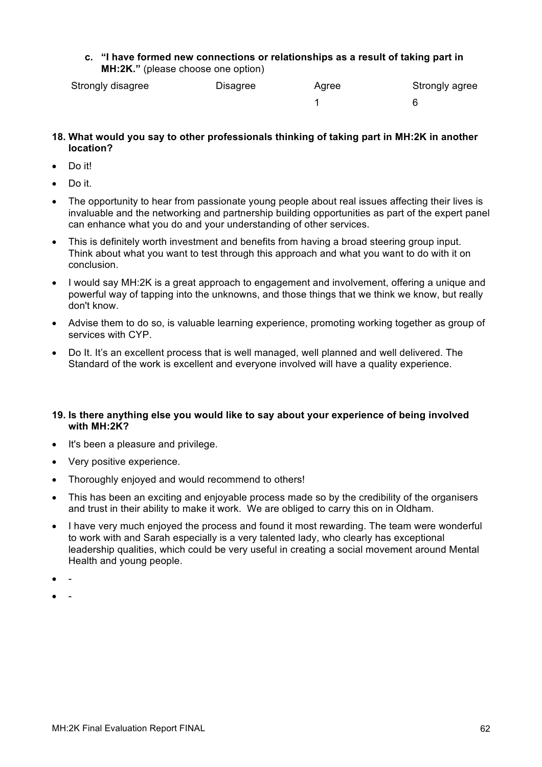**c. "I have formed new connections or relationships as a result of taking part in MH:2K."** (please choose one option)

| Strongly disagree | Disagree | Agree | Strongly agree |
|---|---|---|---|
| | | 1 | 6 |

**18. What would you say to other professionals thinking of taking part in MH:2K in another location?**

- Do it!
- Do it.
- The opportunity to hear from passionate young people about real issues affecting their lives is invaluable and the networking and partnership building opportunities as part of the expert panel can enhance what you do and your understanding of other services.
- This is definitely worth investment and benefits from having a broad steering group input. Think about what you want to test through this approach and what you want to do with it on conclusion.
- I would say MH:2K is a great approach to engagement and involvement, offering a unique and powerful way of tapping into the unknowns, and those things that we think we know, but really don't know.
- Advise them to do so, is valuable learning experience, promoting working together as group of services with CYP.
- Do It. It's an excellent process that is well managed, well planned and well delivered. The Standard of the work is excellent and everyone involved will have a quality experience.

**19. Is there anything else you would like to say about your experience of being involved with MH:2K?**

- It's been a pleasure and privilege.
- Very positive experience.
- Thoroughly enjoyed and would recommend to others!
- This has been an exciting and enjoyable process made so by the credibility of the organisers and trust in their ability to make it work. We are obliged to carry this on in Oldham.
- I have very much enjoyed the process and found it most rewarding. The team were wonderful to work with and Sarah especially is a very talented lady, who clearly has exceptional leadership qualities, which could be very useful in creating a social movement around Mental Health and young people.
- -
- -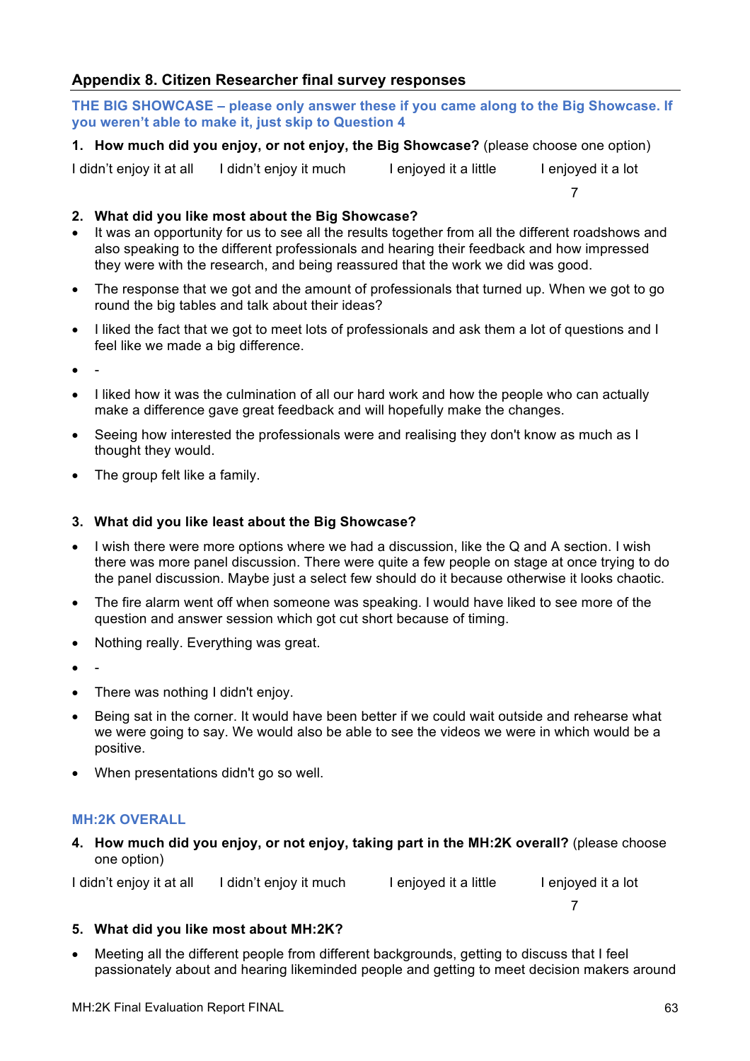## Appendix 8. Citizen Researcher final survey responses

**THE BIG SHOWCASE – please only answer these if you came along to the Big Showcase. If you weren't able to make it, just skip to Question 4**

1. **How much did you enjoy, or not enjoy, the Big Showcase?** (please choose one option)

| I didn't enjoy it at all | I didn't enjoy it much | I enjoyed it a little | I enjoyed it a lot |
|---|---|---|---|
| | | | 7 |

2. **What did you like most about the Big Showcase?**

- It was an opportunity for us to see all the results together from all the different roadshows and also speaking to the different professionals and hearing their feedback and how impressed they were with the research, and being reassured that the work we did was good.
- The response that we got and the amount of professionals that turned up. When we got to go round the big tables and talk about their ideas?
- I liked the fact that we got to meet lots of professionals and ask them a lot of questions and I feel like we made a big difference.
- -
- I liked how it was the culmination of all our hard work and how the people who can actually make a difference gave great feedback and will hopefully make the changes.
- Seeing how interested the professionals were and realising they don't know as much as I thought they would.
- The group felt like a family.

3. **What did you like least about the Big Showcase?**

- I wish there were more options where we had a discussion, like the Q and A section. I wish there was more panel discussion. There were quite a few people on stage at once trying to do the panel discussion. Maybe just a select few should do it because otherwise it looks chaotic.
- The fire alarm went off when someone was speaking. I would have liked to see more of the question and answer session which got cut short because of timing.
- Nothing really. Everything was great.
- -
- There was nothing I didn't enjoy.
- Being sat in the corner. It would have been better if we could wait outside and rehearse what we were going to say. We would also be able to see the videos we were in which would be a positive.
- When presentations didn't go so well.

**MH:2K OVERALL**

4. **How much did you enjoy, or not enjoy, taking part in the MH:2K overall?** (please choose one option)

| I didn't enjoy it at all | I didn't enjoy it much | I enjoyed it a little | I enjoyed it a lot |
|---|---|---|---|
| | | | 7 |

5. **What did you like most about MH:2K?**

- Meeting all the different people from different backgrounds, getting to discuss that I feel passionately about and hearing likeminded people and getting to meet decision makers around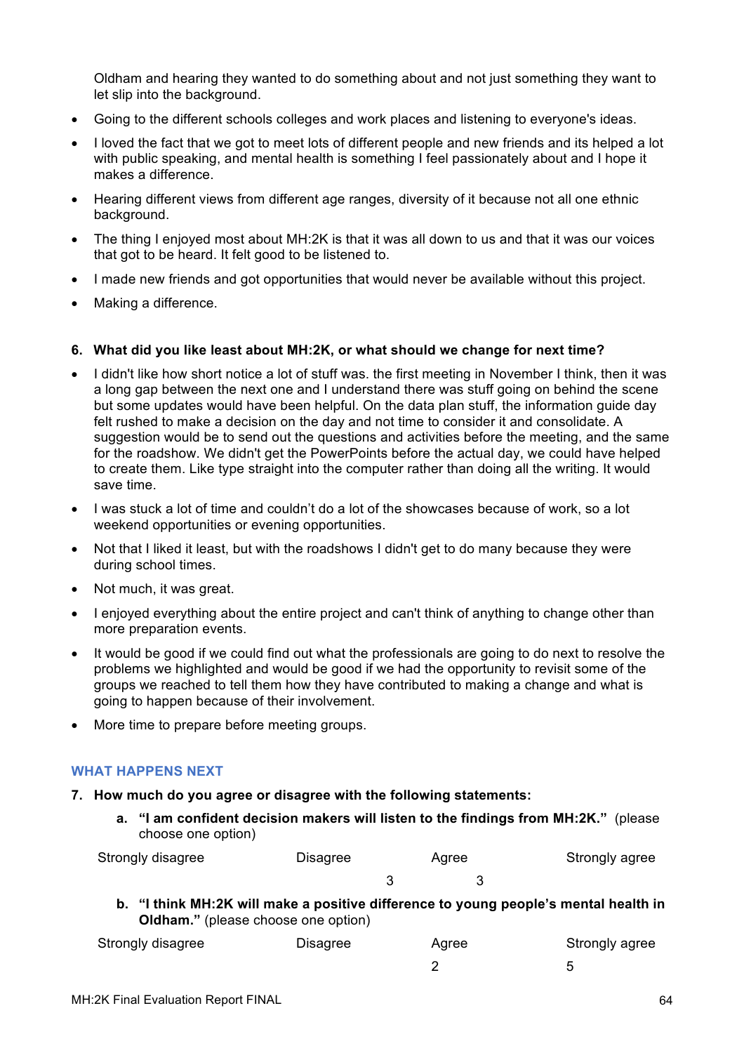Oldham and hearing they wanted to do something about and not just something they want to let slip into the background.

- Going to the different schools colleges and work places and listening to everyone's ideas.
- I loved the fact that we got to meet lots of different people and new friends and its helped a lot with public speaking, and mental health is something I feel passionately about and I hope it makes a difference.
- Hearing different views from different age ranges, diversity of it because not all one ethnic background.
- The thing I enjoyed most about MH:2K is that it was all down to us and that it was our voices that got to be heard. It felt good to be listened to.
- I made new friends and got opportunities that would never be available without this project.
- Making a difference.

**6. What did you like least about MH:2K, or what should we change for next time?**

- I didn't like how short notice a lot of stuff was. the first meeting in November I think, then it was a long gap between the next one and I understand there was stuff going on behind the scene but some updates would have been helpful. On the data plan stuff, the information guide day felt rushed to make a decision on the day and not time to consider it and consolidate. A suggestion would be to send out the questions and activities before the meeting, and the same for the roadshow. We didn't get the PowerPoints before the actual day, we could have helped to create them. Like type straight into the computer rather than doing all the writing. It would save time.
- I was stuck a lot of time and couldn't do a lot of the showcases because of work, so a lot weekend opportunities or evening opportunities.
- Not that I liked it least, but with the roadshows I didn't get to do many because they were during school times.
- Not much, it was great.
- I enjoyed everything about the entire project and can't think of anything to change other than more preparation events.
- It would be good if we could find out what the professionals are going to do next to resolve the problems we highlighted and would be good if we had the opportunity to revisit some of the groups we reached to tell them how they have contributed to making a change and what is going to happen because of their involvement.
- More time to prepare before meeting groups.

## WHAT HAPPENS NEXT

**7. How much do you agree or disagree with the following statements:**

**a. "I am confident decision makers will listen to the findings from MH:2K."** (please choose one option)

| Strongly disagree | Disagree | Agree | Strongly agree |
|---|---|---|---|
| | 3 | 3 | |

**b. "I think MH:2K will make a positive difference to young people's mental health in Oldham."** (please choose one option)

| Strongly disagree | Disagree | Agree | Strongly agree |
|---|---|---|---|
| | | 2 | 5 |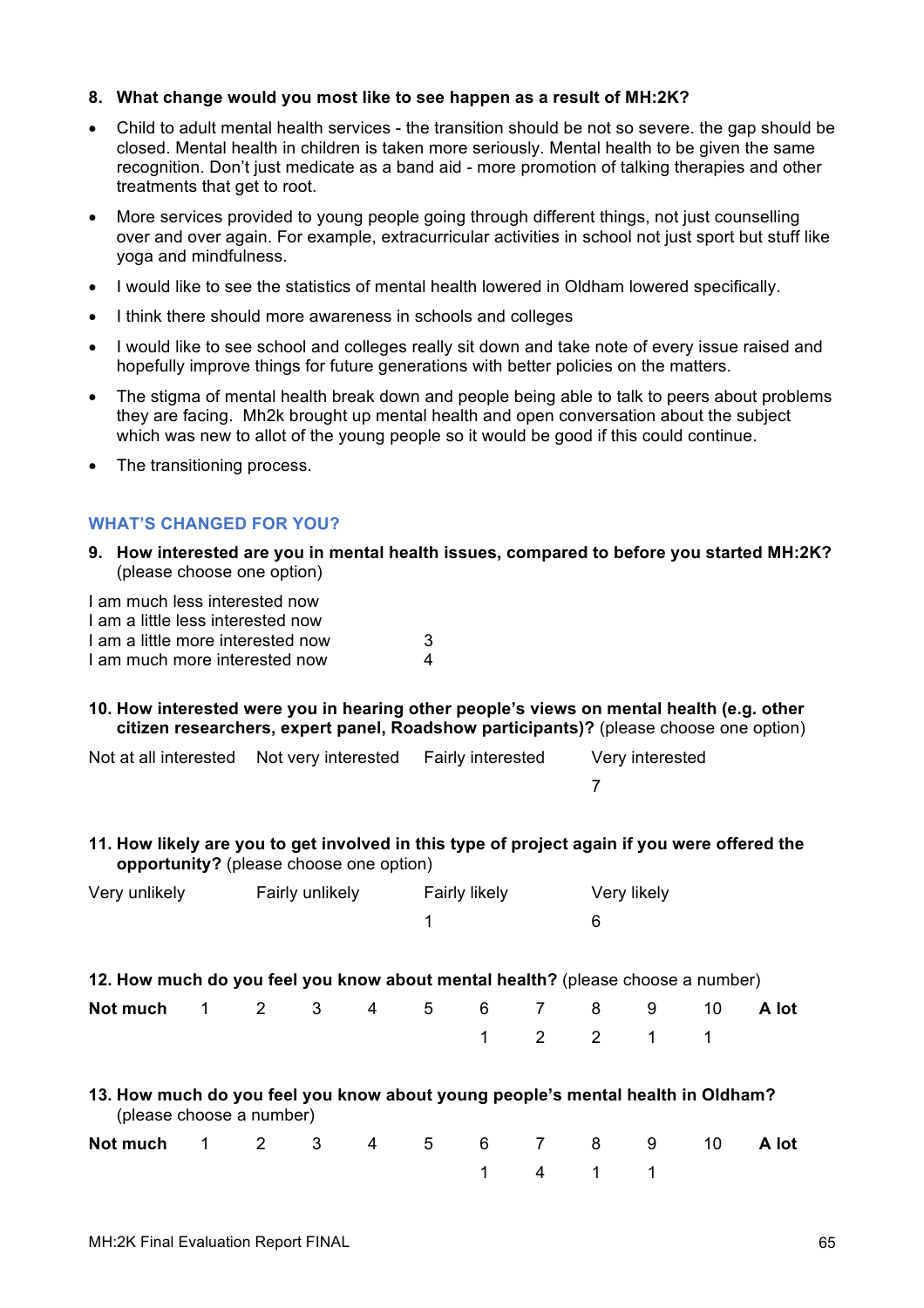**8. What change would you most like to see happen as a result of MH:2K?**

- Child to adult mental health services - the transition should be not so severe. the gap should be closed. Mental health in children is taken more seriously. Mental health to be given the same recognition. Don't just medicate as a band aid - more promotion of talking therapies and other treatments that get to root.
- More services provided to young people going through different things, not just counselling over and over again. For example, extracurricular activities in school not just sport but stuff like yoga and mindfulness.
- I would like to see the statistics of mental health lowered in Oldham lowered specifically.
- I think there should more awareness in schools and colleges
- I would like to see school and colleges really sit down and take note of every issue raised and hopefully improve things for future generations with better policies on the matters.
- The stigma of mental health break down and people being able to talk to peers about problems they are facing. Mh2k brought up mental health and open conversation about the subject which was new to allot of the young people so it would be good if this could continue.
- The transitioning process.

## WHAT'S CHANGED FOR YOU?

**9. How interested are you in mental health issues, compared to before you started MH:2K?** (please choose one option)

| | |
|---|---|
| I am much less interested now | |
| I am a little less interested now | |
| I am a little more interested now | 3 |
| I am much more interested now | 4 |

**10. How interested were you in hearing other people's views on mental health (e.g. other citizen researchers, expert panel, Roadshow participants)?** (please choose one option)

| Not at all interested | Not very interested | Fairly interested | Very interested |
|---|---|---|---|
| | | | 7 |

**11. How likely are you to get involved in this type of project again if you were offered the opportunity?** (please choose one option)

| Very unlikely | Fairly unlikely | Fairly likely | Very likely |
|---|---|---|---|
| | | 1 | 6 |

**12. How much do you feel you know about mental health?** (please choose a number)

| **Not much** | 1 | 2 | 3 | 4 | 5 | 6 | 7 | 8 | 9 | 10 | **A lot** |
|---|---|---|---|---|---|---|---|---|---|---|---|
| | | | | | | 1 | 2 | 2 | 1 | 1 | |

**13. How much do you feel you know about young people's mental health in Oldham?** (please choose a number)

| **Not much** | 1 | 2 | 3 | 4 | 5 | 6 | 7 | 8 | 9 | 10 | **A lot** |
|---|---|---|---|---|---|---|---|---|---|---|---|
| | | | | | | 1 | 4 | 1 | 1 | | |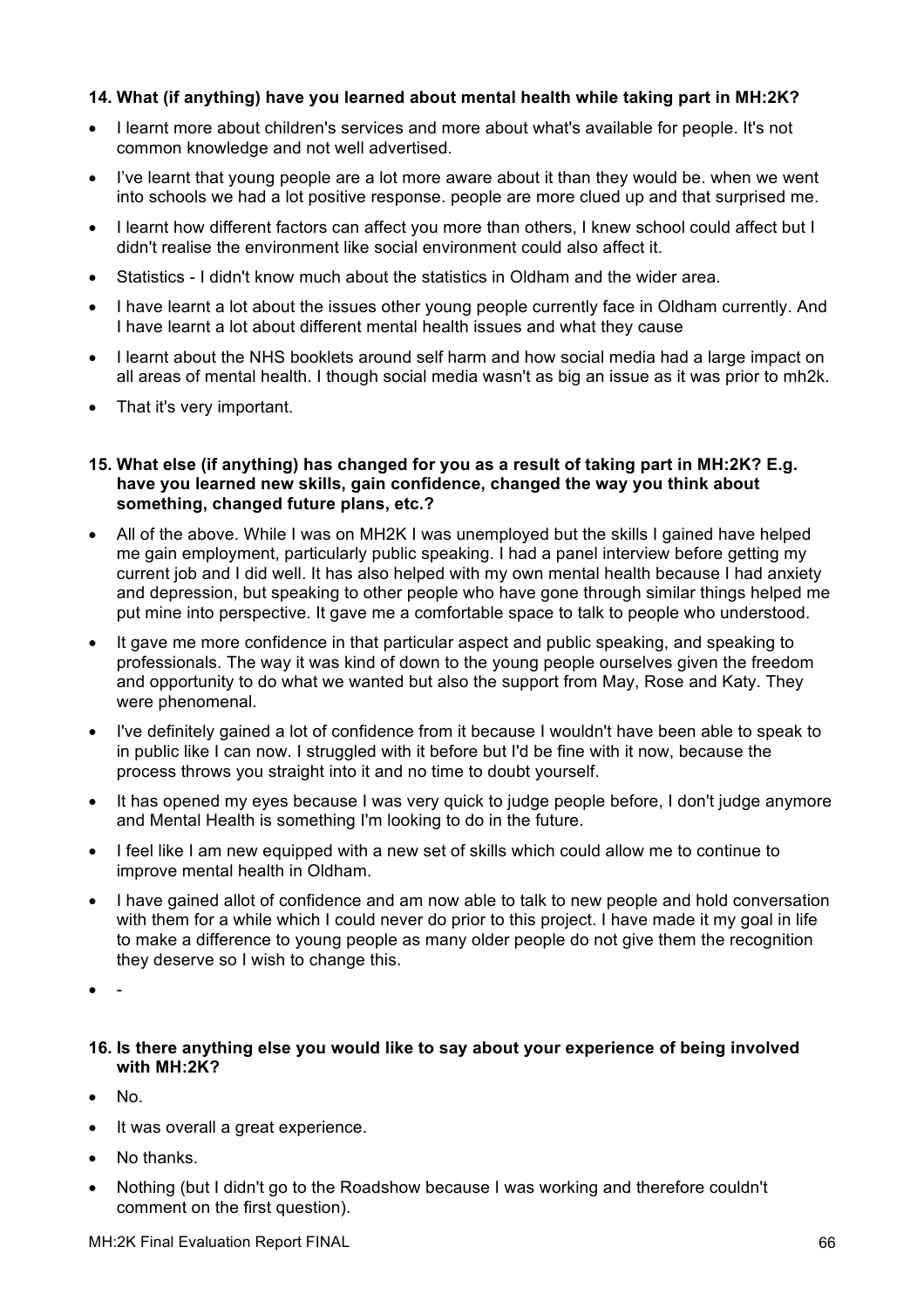**14. What (if anything) have you learned about mental health while taking part in MH:2K?**

- I learnt more about children's services and more about what's available for people. It's not common knowledge and not well advertised.
- I've learnt that young people are a lot more aware about it than they would be. when we went into schools we had a lot positive response. people are more clued up and that surprised me.
- I learnt how different factors can affect you more than others, I knew school could affect but I didn't realise the environment like social environment could also affect it.
- Statistics - I didn't know much about the statistics in Oldham and the wider area.
- I have learnt a lot about the issues other young people currently face in Oldham currently. And I have learnt a lot about different mental health issues and what they cause
- I learnt about the NHS booklets around self harm and how social media had a large impact on all areas of mental health. I though social media wasn't as big an issue as it was prior to mh2k.
- That it's very important.

**15. What else (if anything) has changed for you as a result of taking part in MH:2K? E.g. have you learned new skills, gain confidence, changed the way you think about something, changed future plans, etc.?**

- All of the above. While I was on MH2K I was unemployed but the skills I gained have helped me gain employment, particularly public speaking. I had a panel interview before getting my current job and I did well. It has also helped with my own mental health because I had anxiety and depression, but speaking to other people who have gone through similar things helped me put mine into perspective. It gave me a comfortable space to talk to people who understood.
- It gave me more confidence in that particular aspect and public speaking, and speaking to professionals. The way it was kind of down to the young people ourselves given the freedom and opportunity to do what we wanted but also the support from May, Rose and Katy. They were phenomenal.
- I've definitely gained a lot of confidence from it because I wouldn't have been able to speak to in public like I can now. I struggled with it before but I'd be fine with it now, because the process throws you straight into it and no time to doubt yourself.
- It has opened my eyes because I was very quick to judge people before, I don't judge anymore and Mental Health is something I'm looking to do in the future.
- I feel like I am new equipped with a new set of skills which could allow me to continue to improve mental health in Oldham.
- I have gained allot of confidence and am now able to talk to new people and hold conversation with them for a while which I could never do prior to this project. I have made it my goal in life to make a difference to young people as many older people do not give them the recognition they deserve so I wish to change this.
- -

**16. Is there anything else you would like to say about your experience of being involved with MH:2K?**

- No.
- It was overall a great experience.
- No thanks.
- Nothing (but I didn't go to the Roadshow because I was working and therefore couldn't comment on the first question).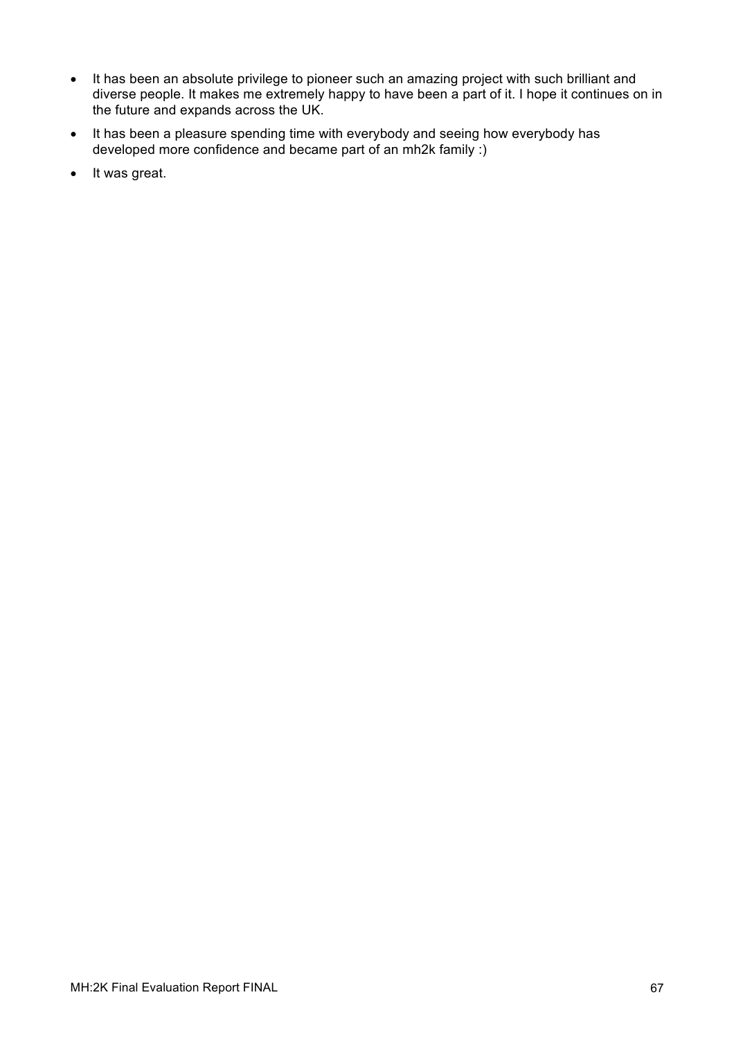- It has been an absolute privilege to pioneer such an amazing project with such brilliant and diverse people. It makes me extremely happy to have been a part of it. I hope it continues on in the future and expands across the UK.
- It has been a pleasure spending time with everybody and seeing how everybody has developed more confidence and became part of an mh2k family :)
- It was great.